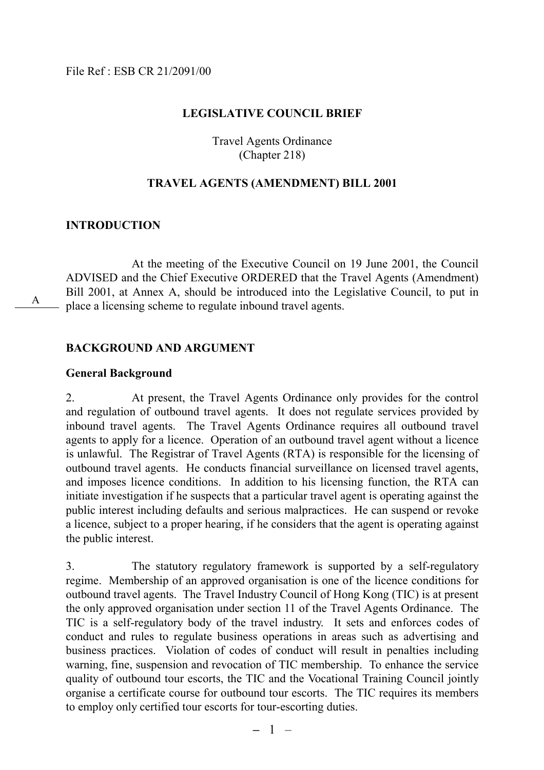File Ref : ESB CR 21/2091/00

**LEGISLATIVE COUNCIL BRIEF**

Travel Agents Ordinance
(Chapter 218)

**TRAVEL AGENTS (AMENDMENT) BILL 2001**

**INTRODUCTION**

At the meeting of the Executive Council on 19 June 2001, the Council ADVISED and the Chief Executive ORDERED that the Travel Agents (Amendment) Bill 2001, at Annex A, should be introduced into the Legislative Council, to put in place a licensing scheme to regulate inbound travel agents.

A

**BACKGROUND AND ARGUMENT**

**General Background**

2. At present, the Travel Agents Ordinance only provides for the control and regulation of outbound travel agents. It does not regulate services provided by inbound travel agents. The Travel Agents Ordinance requires all outbound travel agents to apply for a licence. Operation of an outbound travel agent without a licence is unlawful. The Registrar of Travel Agents (RTA) is responsible for the licensing of outbound travel agents. He conducts financial surveillance on licensed travel agents, and imposes licence conditions. In addition to his licensing function, the RTA can initiate investigation if he suspects that a particular travel agent is operating against the public interest including defaults and serious malpractices. He can suspend or revoke a licence, subject to a proper hearing, if he considers that the agent is operating against the public interest.

3. The statutory regulatory framework is supported by a self-regulatory regime. Membership of an approved organisation is one of the licence conditions for outbound travel agents. The Travel Industry Council of Hong Kong (TIC) is at present the only approved organisation under section 11 of the Travel Agents Ordinance. The TIC is a self-regulatory body of the travel industry. It sets and enforces codes of conduct and rules to regulate business operations in areas such as advertising and business practices. Violation of codes of conduct will result in penalties including warning, fine, suspension and revocation of TIC membership. To enhance the service quality of outbound tour escorts, the TIC and the Vocational Training Council jointly organise a certificate course for outbound tour escorts. The TIC requires its members to employ only certified tour escorts for tour-escorting duties.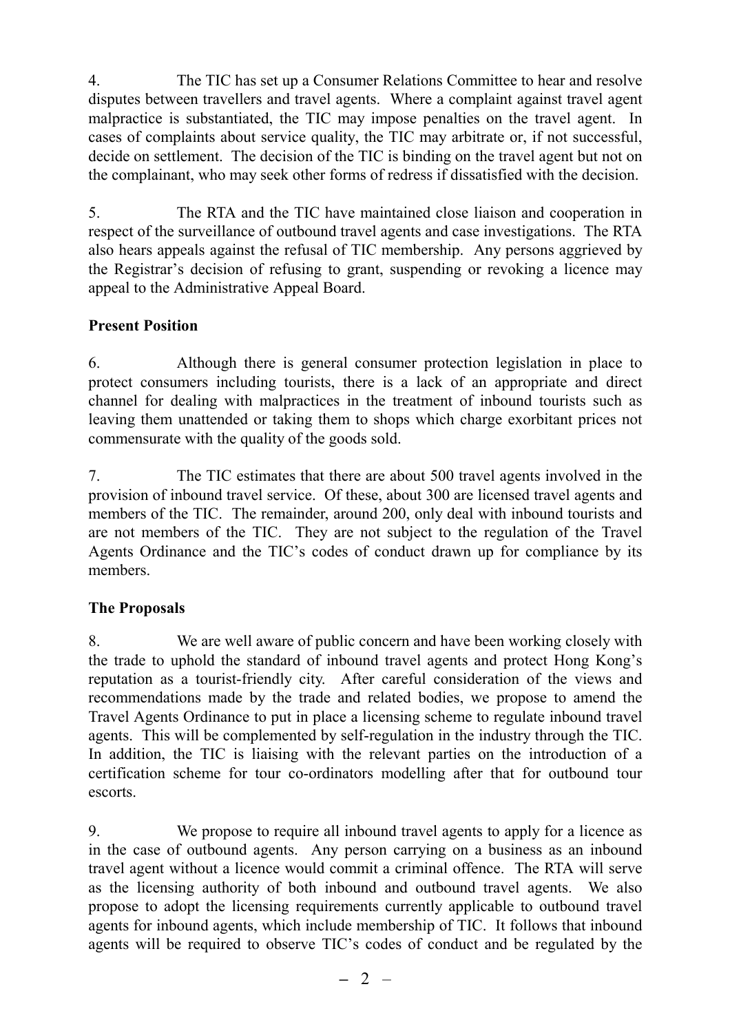4. The TIC has set up a Consumer Relations Committee to hear and resolve disputes between travellers and travel agents. Where a complaint against travel agent malpractice is substantiated, the TIC may impose penalties on the travel agent. In cases of complaints about service quality, the TIC may arbitrate or, if not successful, decide on settlement. The decision of the TIC is binding on the travel agent but not on the complainant, who may seek other forms of redress if dissatisfied with the decision.

5. The RTA and the TIC have maintained close liaison and cooperation in respect of the surveillance of outbound travel agents and case investigations. The RTA also hears appeals against the refusal of TIC membership. Any persons aggrieved by the Registrar's decision of refusing to grant, suspending or revoking a licence may appeal to the Administrative Appeal Board.

**Present Position**

6. Although there is general consumer protection legislation in place to protect consumers including tourists, there is a lack of an appropriate and direct channel for dealing with malpractices in the treatment of inbound tourists such as leaving them unattended or taking them to shops which charge exorbitant prices not commensurate with the quality of the goods sold.

7. The TIC estimates that there are about 500 travel agents involved in the provision of inbound travel service. Of these, about 300 are licensed travel agents and members of the TIC. The remainder, around 200, only deal with inbound tourists and are not members of the TIC. They are not subject to the regulation of the Travel Agents Ordinance and the TIC's codes of conduct drawn up for compliance by its members.

**The Proposals**

8. We are well aware of public concern and have been working closely with the trade to uphold the standard of inbound travel agents and protect Hong Kong's reputation as a tourist-friendly city. After careful consideration of the views and recommendations made by the trade and related bodies, we propose to amend the Travel Agents Ordinance to put in place a licensing scheme to regulate inbound travel agents. This will be complemented by self-regulation in the industry through the TIC. In addition, the TIC is liaising with the relevant parties on the introduction of a certification scheme for tour co-ordinators modelling after that for outbound tour escorts.

9. We propose to require all inbound travel agents to apply for a licence as in the case of outbound agents. Any person carrying on a business as an inbound travel agent without a licence would commit a criminal offence. The RTA will serve as the licensing authority of both inbound and outbound travel agents. We also propose to adopt the licensing requirements currently applicable to outbound travel agents for inbound agents, which include membership of TIC. It follows that inbound agents will be required to observe TIC's codes of conduct and be regulated by the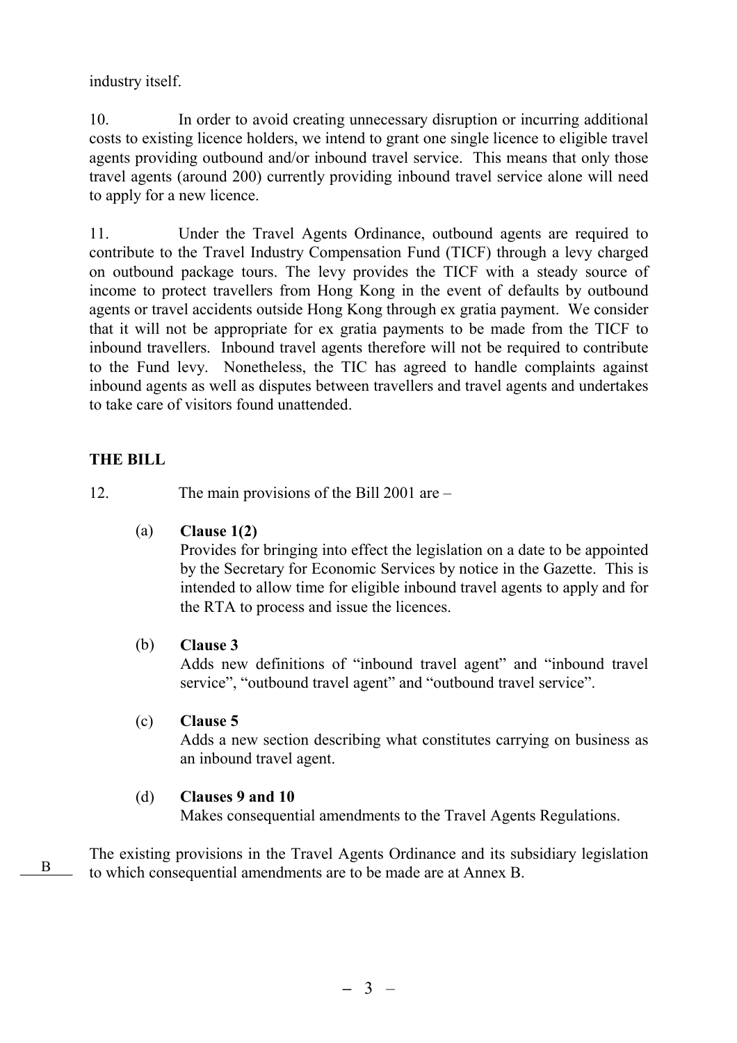industry itself.

10. In order to avoid creating unnecessary disruption or incurring additional costs to existing licence holders, we intend to grant one single licence to eligible travel agents providing outbound and/or inbound travel service. This means that only those travel agents (around 200) currently providing inbound travel service alone will need to apply for a new licence.

11. Under the Travel Agents Ordinance, outbound agents are required to contribute to the Travel Industry Compensation Fund (TICF) through a levy charged on outbound package tours. The levy provides the TICF with a steady source of income to protect travellers from Hong Kong in the event of defaults by outbound agents or travel accidents outside Hong Kong through ex gratia payment. We consider that it will not be appropriate for ex gratia payments to be made from the TICF to inbound travellers. Inbound travel agents therefore will not be required to contribute to the Fund levy. Nonetheless, the TIC has agreed to handle complaints against inbound agents as well as disputes between travellers and travel agents and undertakes to take care of visitors found unattended.

## THE BILL

12. The main provisions of the Bill 2001 are –

(a) **Clause 1(2)**
Provides for bringing into effect the legislation on a date to be appointed by the Secretary for Economic Services by notice in the Gazette. This is intended to allow time for eligible inbound travel agents to apply and for the RTA to process and issue the licences.

(b) **Clause 3**
Adds new definitions of "inbound travel agent" and "inbound travel service", "outbound travel agent" and "outbound travel service".

(c) **Clause 5**
Adds a new section describing what constitutes carrying on business as an inbound travel agent.

(d) **Clauses 9 and 10**
Makes consequential amendments to the Travel Agents Regulations.

B

The existing provisions in the Travel Agents Ordinance and its subsidiary legislation to which consequential amendments are to be made are at Annex B.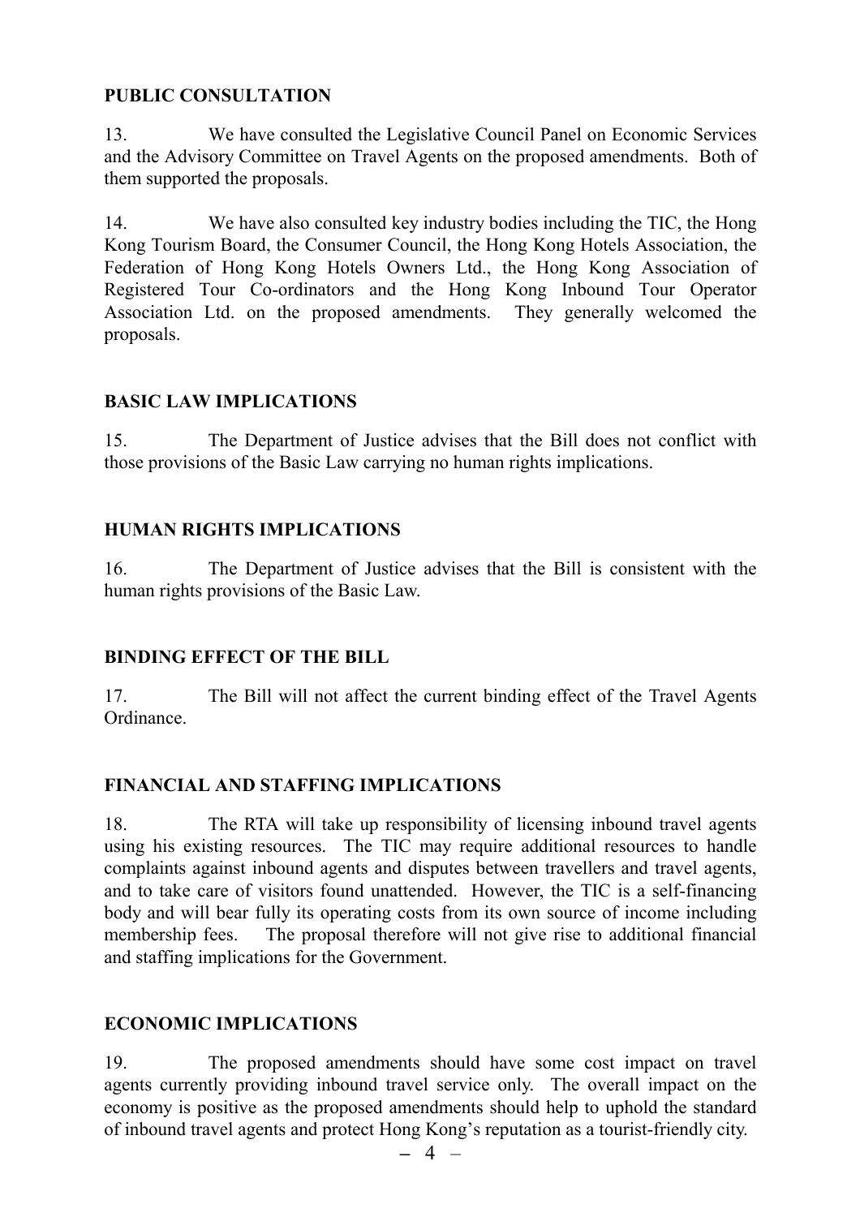## PUBLIC CONSULTATION

13. We have consulted the Legislative Council Panel on Economic Services and the Advisory Committee on Travel Agents on the proposed amendments. Both of them supported the proposals.

14. We have also consulted key industry bodies including the TIC, the Hong Kong Tourism Board, the Consumer Council, the Hong Kong Hotels Association, the Federation of Hong Kong Hotels Owners Ltd., the Hong Kong Association of Registered Tour Co-ordinators and the Hong Kong Inbound Tour Operator Association Ltd. on the proposed amendments. They generally welcomed the proposals.

## BASIC LAW IMPLICATIONS

15. The Department of Justice advises that the Bill does not conflict with those provisions of the Basic Law carrying no human rights implications.

## HUMAN RIGHTS IMPLICATIONS

16. The Department of Justice advises that the Bill is consistent with the human rights provisions of the Basic Law.

## BINDING EFFECT OF THE BILL

17. The Bill will not affect the current binding effect of the Travel Agents Ordinance.

## FINANCIAL AND STAFFING IMPLICATIONS

18. The RTA will take up responsibility of licensing inbound travel agents using his existing resources. The TIC may require additional resources to handle complaints against inbound agents and disputes between travellers and travel agents, and to take care of visitors found unattended. However, the TIC is a self-financing body and will bear fully its operating costs from its own source of income including membership fees. The proposal therefore will not give rise to additional financial and staffing implications for the Government.

## ECONOMIC IMPLICATIONS

19. The proposed amendments should have some cost impact on travel agents currently providing inbound travel service only. The overall impact on the economy is positive as the proposed amendments should help to uphold the standard of inbound travel agents and protect Hong Kong's reputation as a tourist-friendly city.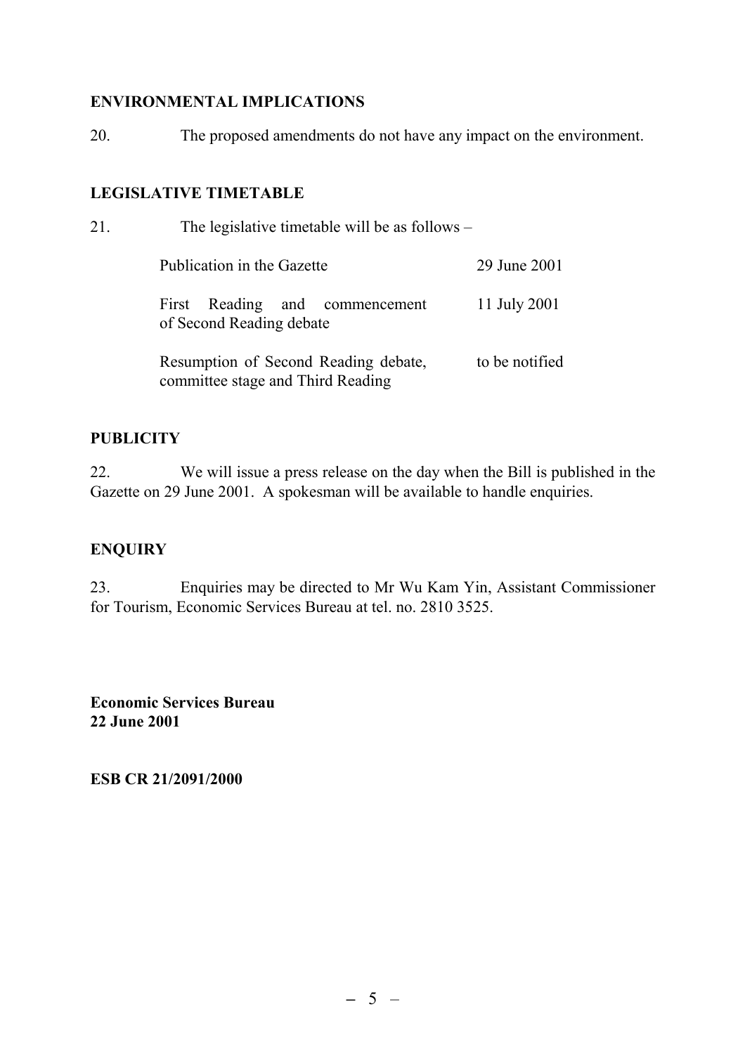## ENVIRONMENTAL IMPLICATIONS

20. The proposed amendments do not have any impact on the environment.

## LEGISLATIVE TIMETABLE

21. The legislative timetable will be as follows –

| | |
|---|---|
| Publication in the Gazette | 29 June 2001 |
| First Reading and commencement of Second Reading debate | 11 July 2001 |
| Resumption of Second Reading debate, committee stage and Third Reading | to be notified |

## PUBLICITY

22. We will issue a press release on the day when the Bill is published in the Gazette on 29 June 2001. A spokesman will be available to handle enquiries.

## ENQUIRY

23. Enquiries may be directed to Mr Wu Kam Yin, Assistant Commissioner for Tourism, Economic Services Bureau at tel. no. 2810 3525.

**Economic Services Bureau**
**22 June 2001**

**ESB CR 21/2091/2000**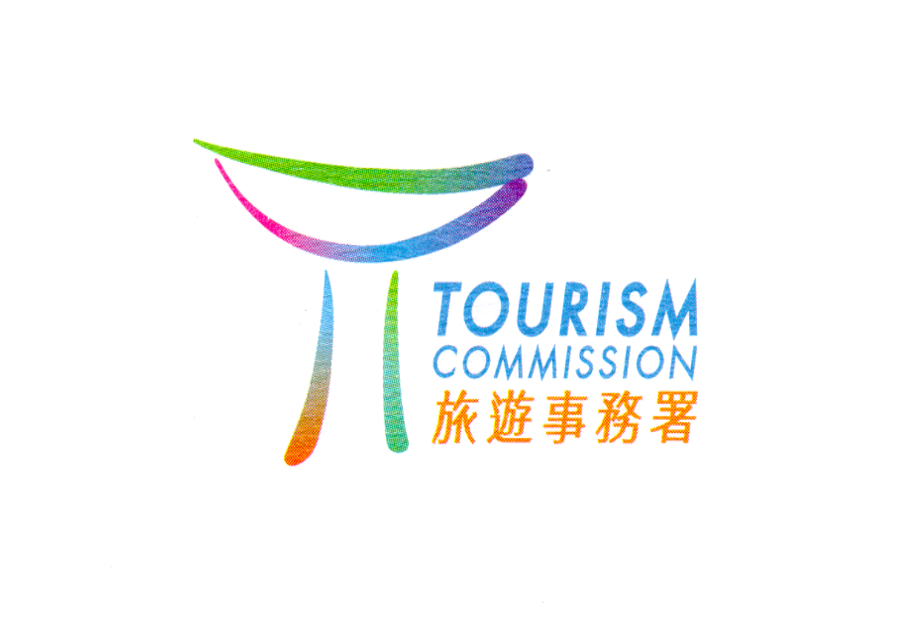TOURISM COMMISSION

旅遊事務署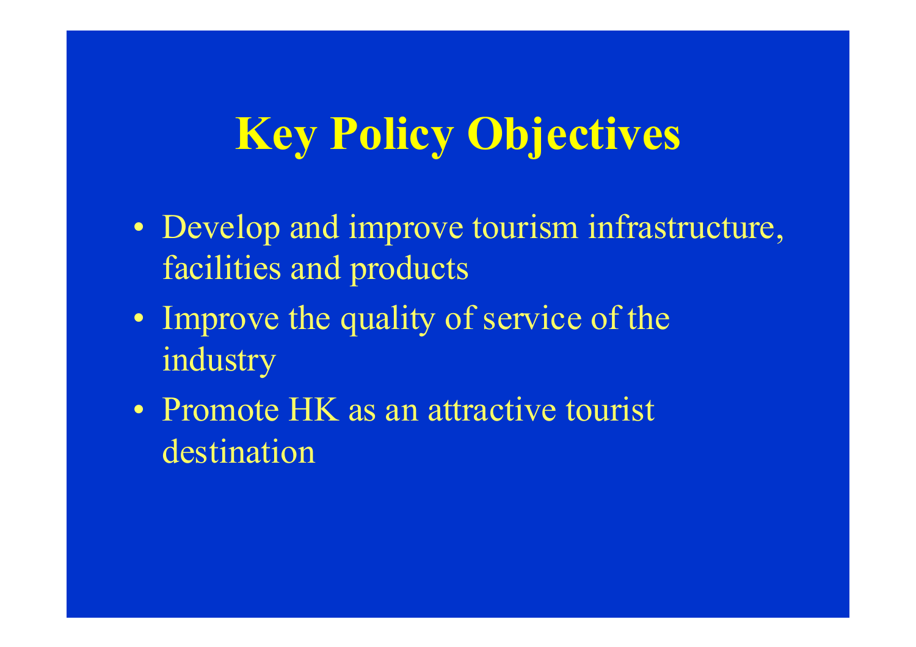# Key Policy Objectives

- Develop and improve tourism infrastructure, facilities and products
- Improve the quality of service of the industry
- Promote HK as an attractive tourist destination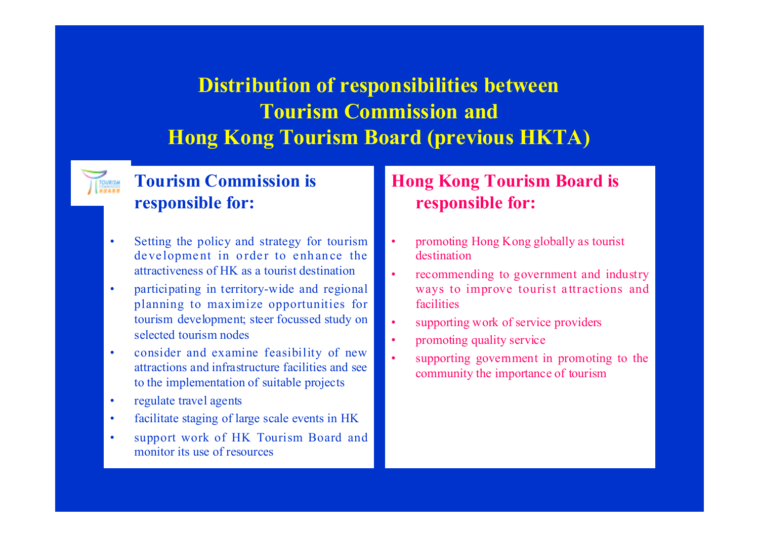# Distribution of responsibilities between Tourism Commission and Hong Kong Tourism Board (previous HKTA)

## Tourism Commission is responsible for:

- Setting the policy and strategy for tourism development in order to enhance the attractiveness of HK as a tourist destination
- participating in territory-wide and regional planning to maximize opportunities for tourism development; steer focussed study on selected tourism nodes
- consider and examine feasibility of new attractions and infrastructure facilities and see to the implementation of suitable projects
- regulate travel agents
- facilitate staging of large scale events in HK
- support work of HK Tourism Board and monitor its use of resources

## Hong Kong Tourism Board is responsible for:

- promoting Hong Kong globally as tourist destination
- recommending to government and industry ways to improve tourist attractions and facilities
- supporting work of service providers
- promoting quality service
- supporting government in promoting to the community the importance of tourism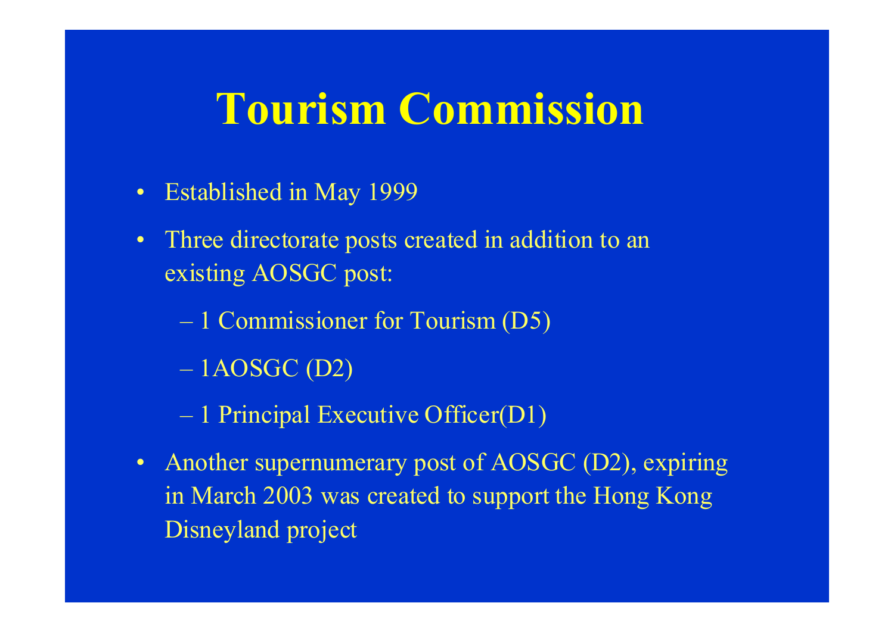# Tourism Commission

- Established in May 1999
- Three directorate posts created in addition to an existing AOSGC post:
  - 1 Commissioner for Tourism (D5)
  - 1AOSGC (D2)
  - 1 Principal Executive Officer(D1)
- Another supernumerary post of AOSGC (D2), expiring in March 2003 was created to support the Hong Kong Disneyland project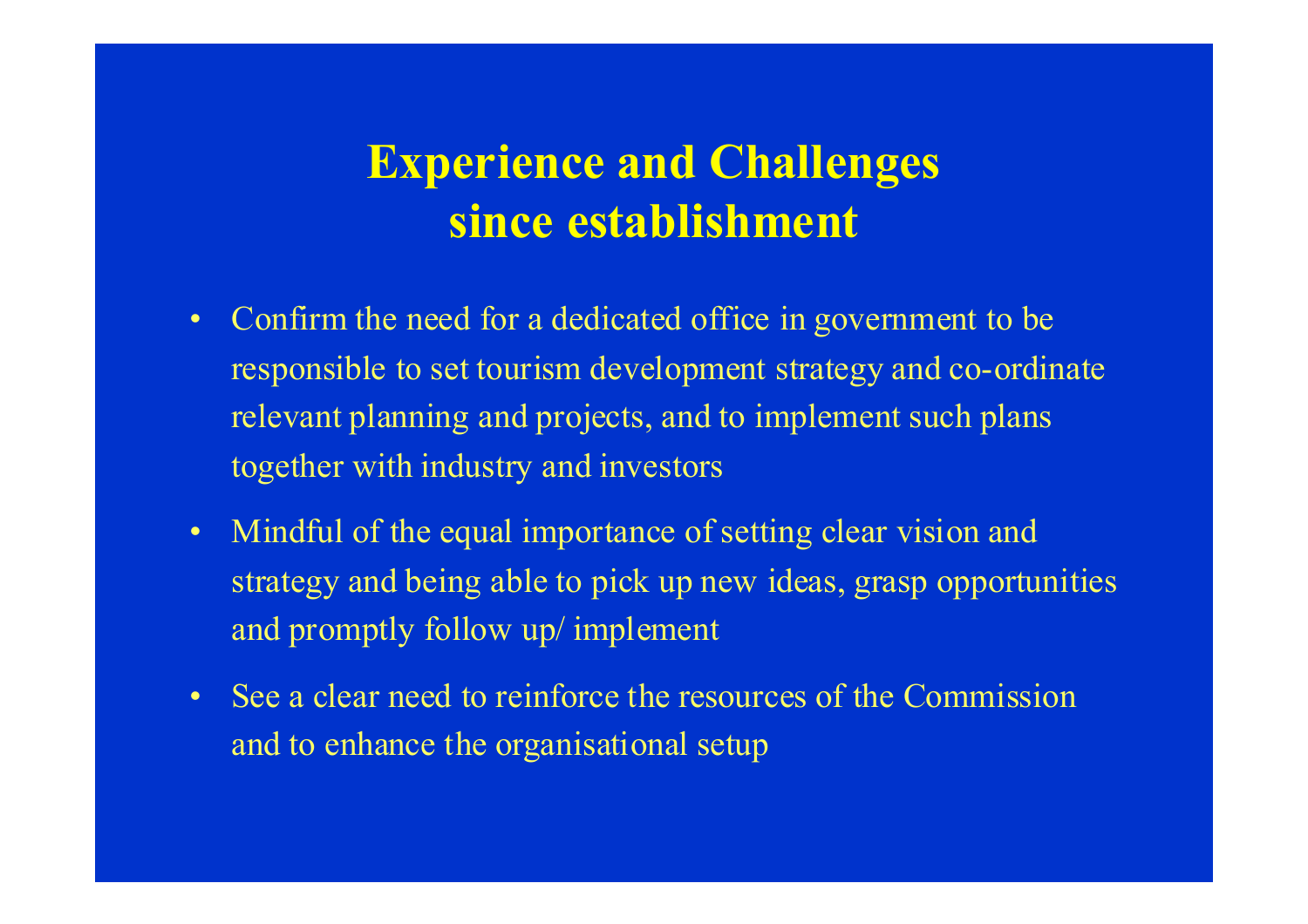# Experience and Challenges since establishment

- Confirm the need for a dedicated office in government to be responsible to set tourism development strategy and co-ordinate relevant planning and projects, and to implement such plans together with industry and investors
- Mindful of the equal importance of setting clear vision and strategy and being able to pick up new ideas, grasp opportunities and promptly follow up/ implement
- See a clear need to reinforce the resources of the Commission and to enhance the organisational setup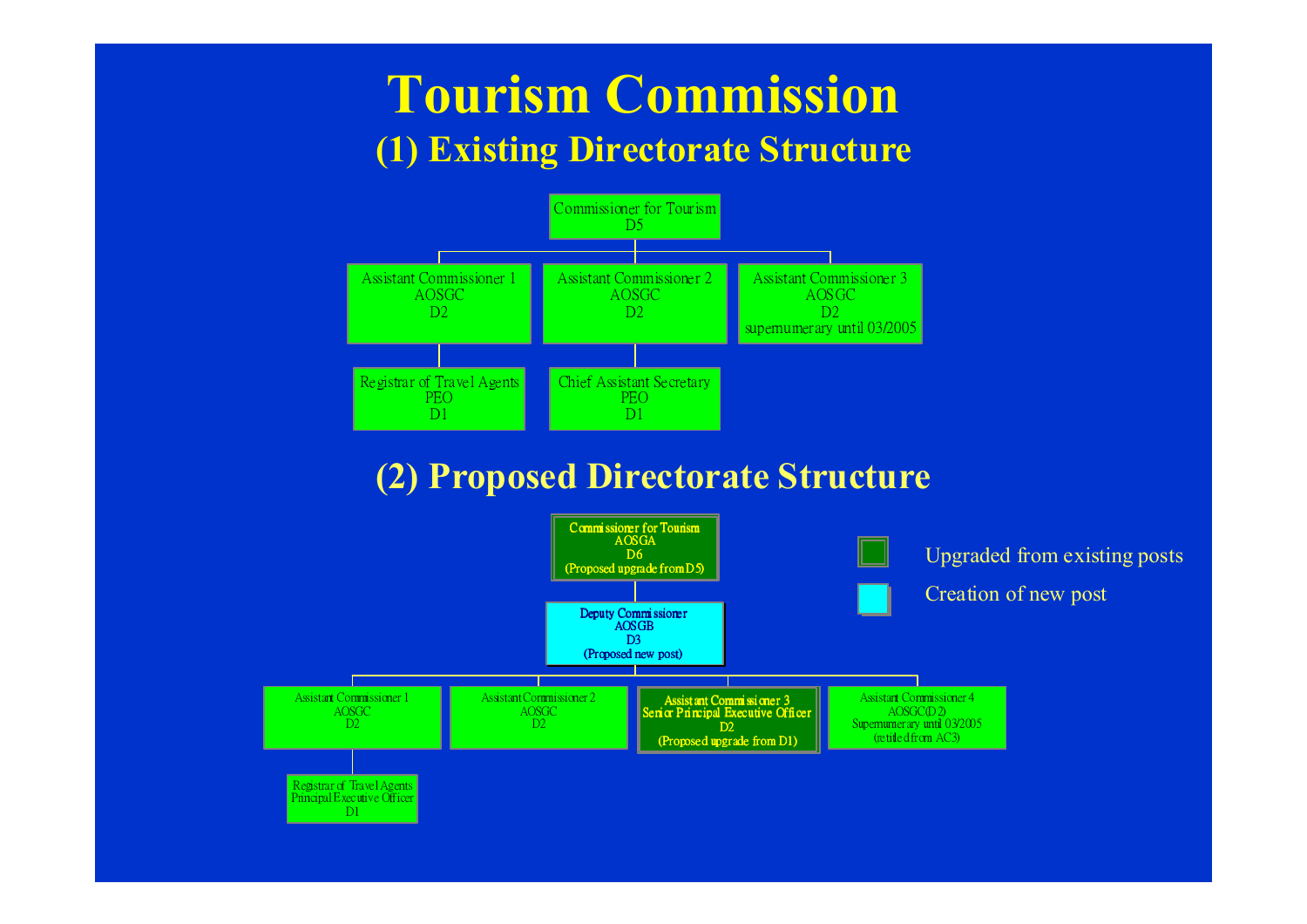# Tourism Commission

## (1) Existing Directorate Structure

- Commissioner for Tourism
  D5
  - Assistant Commissioner 1
    AOSGC
    D2
    - Registrar of Travel Agents
      PEO
      D1
  - Assistant Commissioner 2
    AOSGC
    D2
    - Chief Assistant Secretary
      PEO
      D1
  - Assistant Commissioner 3
    AOSGC
    D2
    supernumerary until 03/2005

## (2) Proposed Directorate Structure

- **Commissioner for Tourism**
  **AOSGA**
  **D6**
  **(Proposed upgrade from D5)**
  - **Deputy Commissioner**
    **AOSGB**
    **D3**
    **(Proposed new post)**
    - Assistant Commissioner 1
      AOSGC
      D2
      - Registrar of Travel Agents
        Principal Executive Officer
        D1
    - Assistant Commissioner 2
      AOSGC
      D2
    - **Assistant Commissioner 3**
      **Senior Principal Executive Officer**
      **D2**
      **(Proposed upgrade from D1)**
    - Assistant Commissioner 4
      AOSGC(D2)
      Supernumerary until 03/2005
      (retitled from AC3)

Legend:

- Upgraded from existing posts
- Creation of new post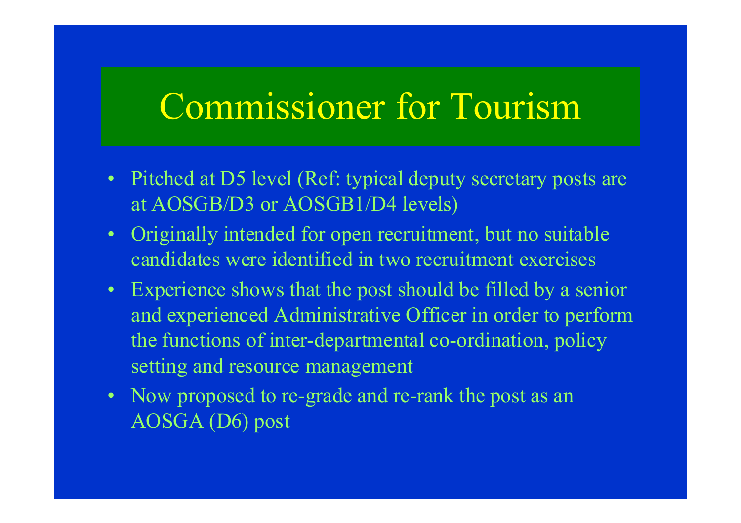# Commissioner for Tourism

- Pitched at D5 level (Ref: typical deputy secretary posts are at AOSGB/D3 or AOSGB1/D4 levels)
- Originally intended for open recruitment, but no suitable candidates were identified in two recruitment exercises
- Experience shows that the post should be filled by a senior and experienced Administrative Officer in order to perform the functions of inter-departmental co-ordination, policy setting and resource management
- Now proposed to re-grade and re-rank the post as an AOSGA (D6) post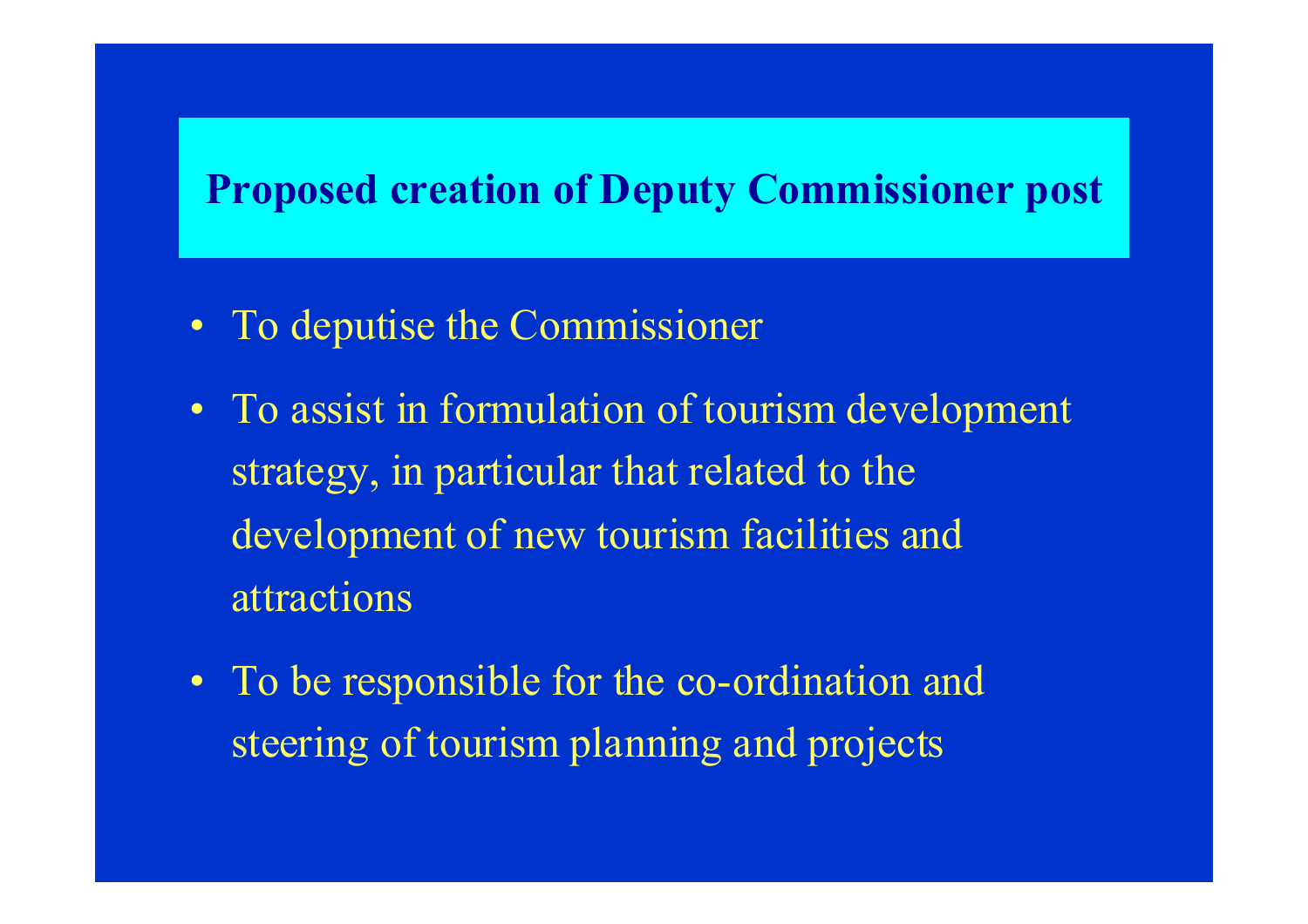## Proposed creation of Deputy Commissioner post

- To deputise the Commissioner
- To assist in formulation of tourism development strategy, in particular that related to the development of new tourism facilities and attractions
- To be responsible for the co-ordination and steering of tourism planning and projects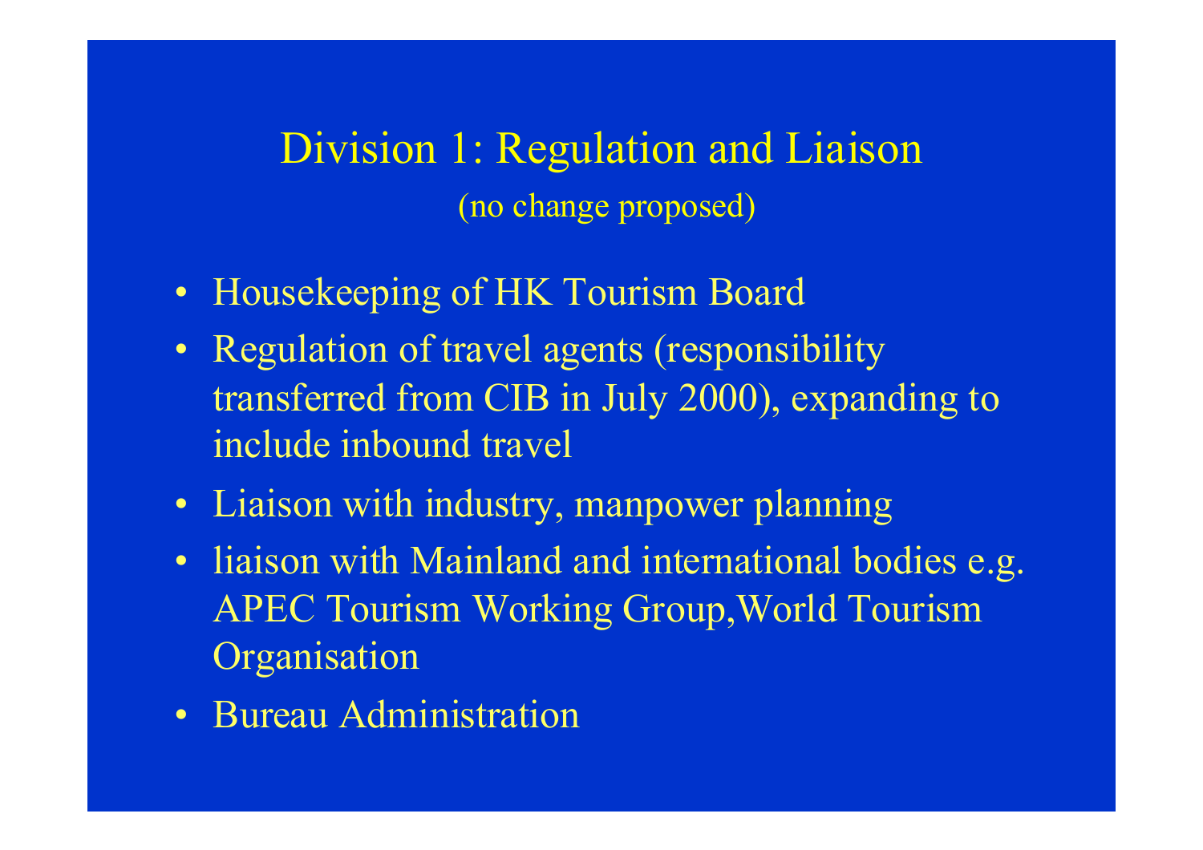## Division 1: Regulation and Liaison

(no change proposed)

- Housekeeping of HK Tourism Board
- Regulation of travel agents (responsibility transferred from CIB in July 2000), expanding to include inbound travel
- Liaison with industry, manpower planning
- liaison with Mainland and international bodies e.g. APEC Tourism Working Group,World Tourism Organisation
- Bureau Administration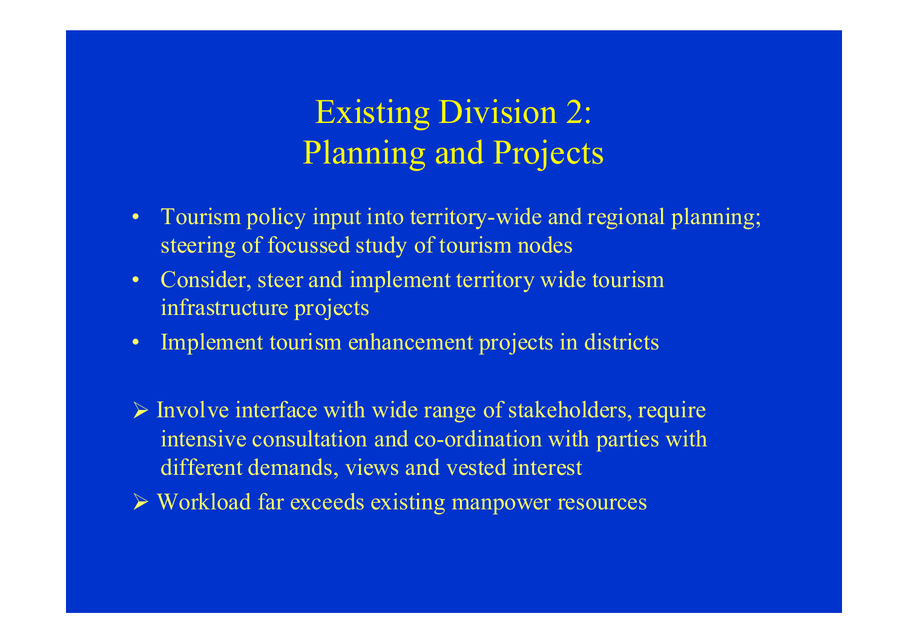# Existing Division 2: Planning and Projects

- Tourism policy input into territory-wide and regional planning; steering of focussed study of tourism nodes
- Consider, steer and implement territory wide tourism infrastructure projects
- Implement tourism enhancement projects in districts

- Involve interface with wide range of stakeholders, require intensive consultation and co-ordination with parties with different demands, views and vested interest
- Workload far exceeds existing manpower resources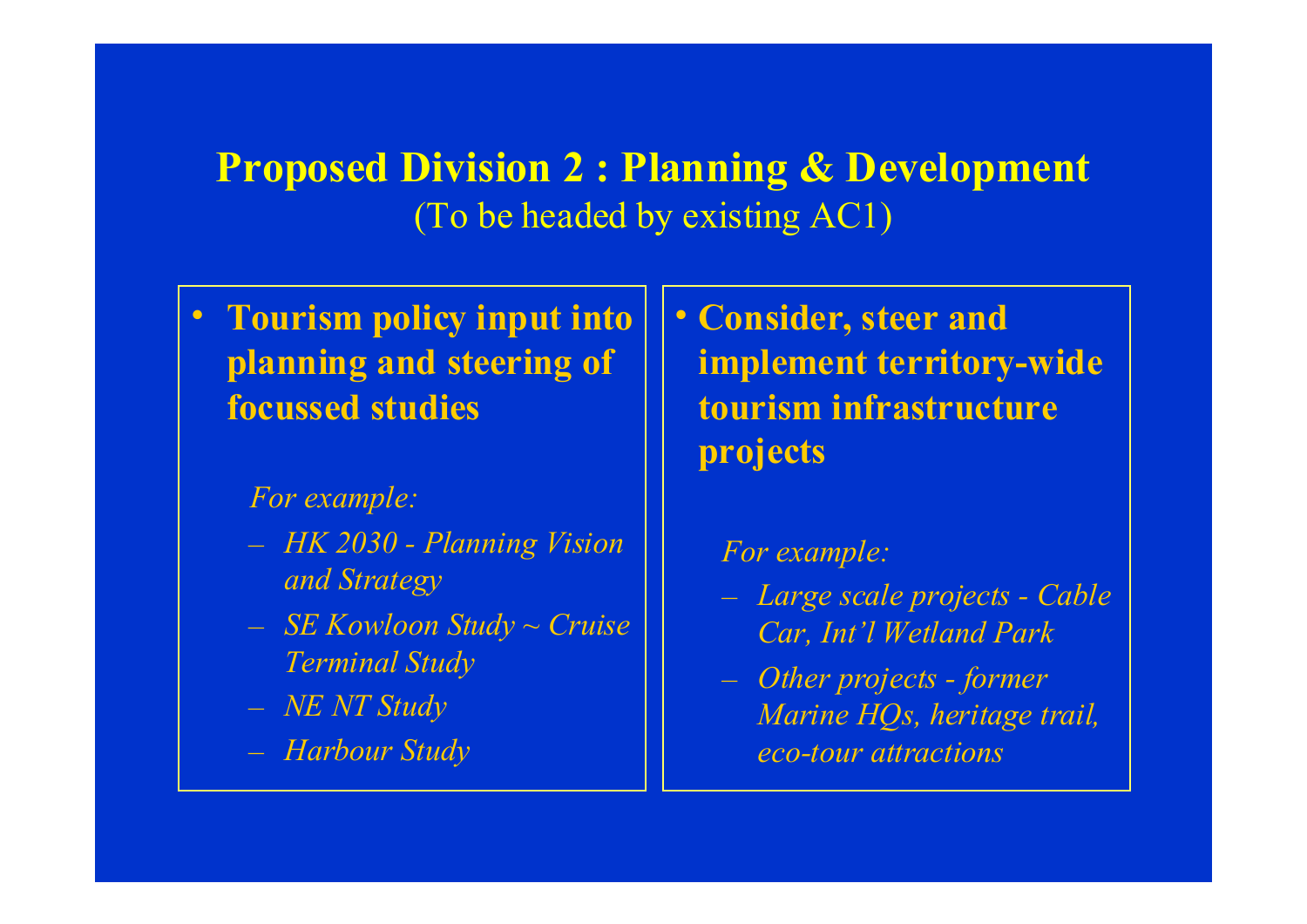# Proposed Division 2 : Planning & Development

(To be headed by existing AC1)

- **Tourism policy input into planning and steering of focussed studies**

  *For example:*

  - *HK 2030 - Planning Vision and Strategy*
  - *SE Kowloon Study ~ Cruise Terminal Study*
  - *NE NT Study*
  - *Harbour Study*

- **Consider, steer and implement territory-wide tourism infrastructure projects**

  *For example:*

  - *Large scale projects - Cable Car, Int'l Wetland Park*
  - *Other projects - former Marine HQs, heritage trail, eco-tour attractions*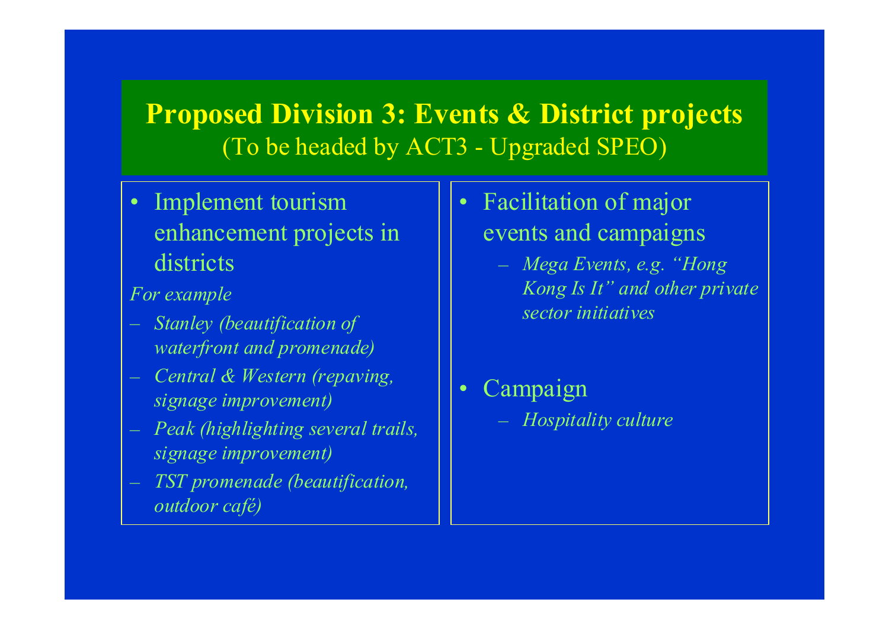# Proposed Division 3: Events & District projects

(To be headed by ACT3 - Upgraded SPEO)

- Implement tourism enhancement projects in districts

*For example*

- *Stanley (beautification of waterfront and promenade)*
- *Central & Western (repaving, signage improvement)*
- *Peak (highlighting several trails, signage improvement)*
- *TST promenade (beautification, outdoor café)*

- Facilitation of major events and campaigns
  - *Mega Events, e.g. "Hong Kong Is It" and other private sector initiatives*

- Campaign
  - *Hospitality culture*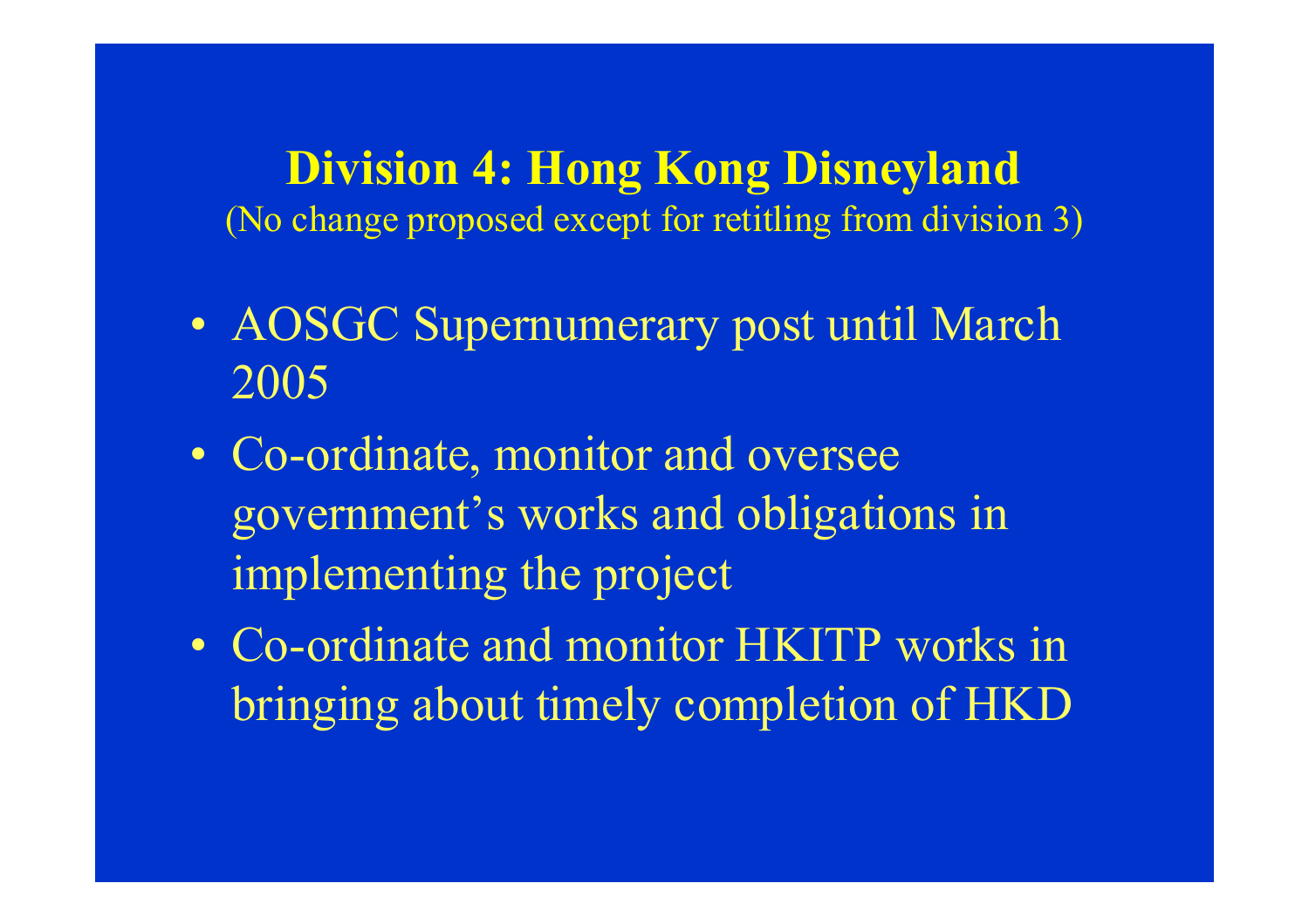## Division 4: Hong Kong Disneyland

(No change proposed except for retitling from division 3)

- AOSGC Supernumerary post until March 2005
- Co-ordinate, monitor and oversee government's works and obligations in implementing the project
- Co-ordinate and monitor HKITP works in bringing about timely completion of HKD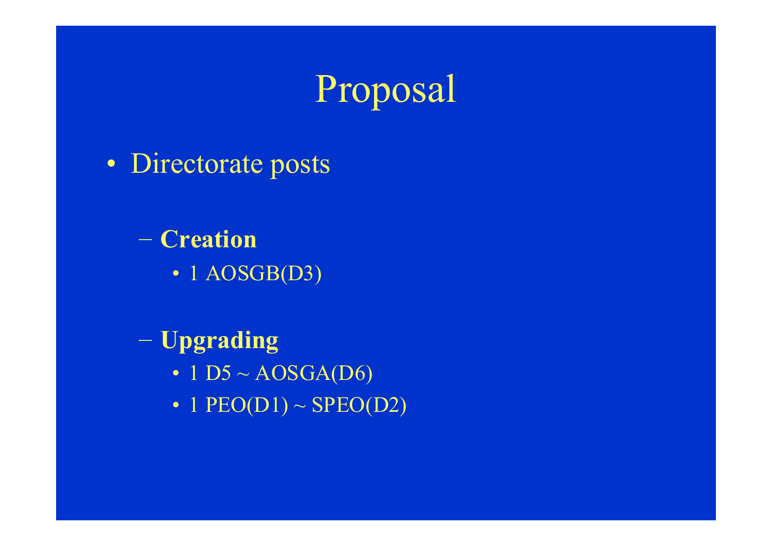# Proposal

- Directorate posts
  - **Creation**
    - 1 AOSGB(D3)
  - **Upgrading**
    - 1 D5 ~ AOSGA(D6)
    - 1 PEO(D1) ~ SPEO(D2)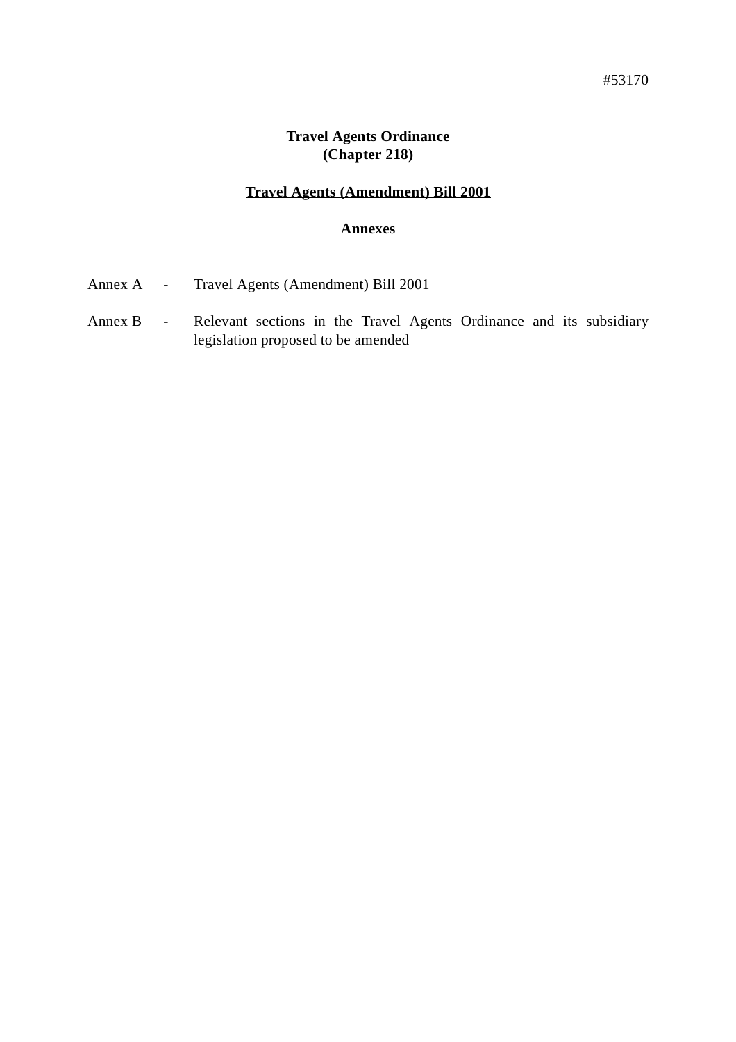#53170

**Travel Agents Ordinance**
**(Chapter 218)**

**Travel Agents (Amendment) Bill 2001**

**Annexes**

| | | |
|---|---|---|
| Annex A | - | Travel Agents (Amendment) Bill 2001 |
| Annex B | - | Relevant sections in the Travel Agents Ordinance and its subsidiary legislation proposed to be amended |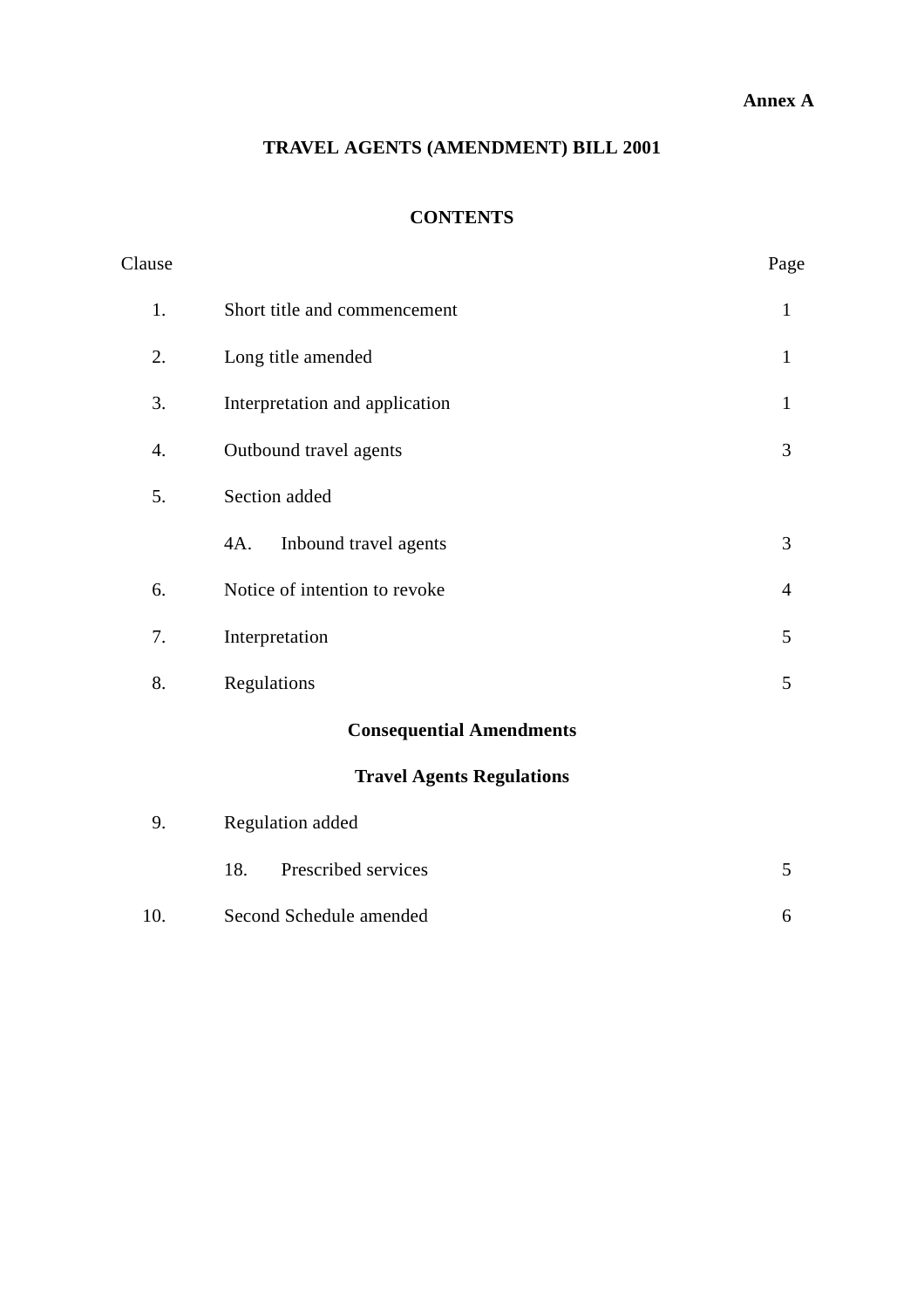**Annex A**

# TRAVEL AGENTS (AMENDMENT) BILL 2001

## CONTENTS

| Clause | | Page |
|---|---|---|
| 1. | Short title and commencement | 1 |
| 2. | Long title amended | 1 |
| 3. | Interpretation and application | 1 |
| 4. | Outbound travel agents | 3 |
| 5. | Section added | |
| | 4A. Inbound travel agents | 3 |
| 6. | Notice of intention to revoke | 4 |
| 7. | Interpretation | 5 |
| 8. | Regulations | 5 |

### Consequential Amendments

### Travel Agents Regulations

| Clause | | Page |
|---|---|---|
| 9. | Regulation added | |
| | 18. Prescribed services | 5 |
| 10. | Second Schedule amended | 6 |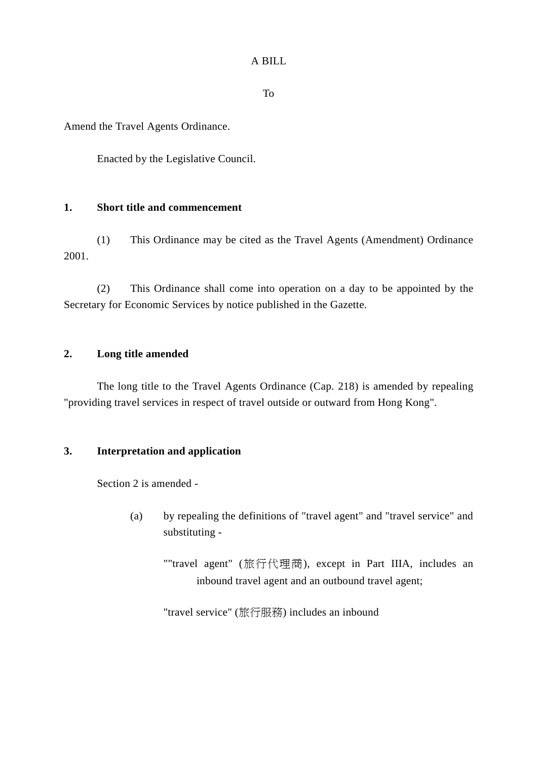A BILL

To

Amend the Travel Agents Ordinance.

Enacted by the Legislative Council.

**1. Short title and commencement**

(1) This Ordinance may be cited as the Travel Agents (Amendment) Ordinance 2001.

(2) This Ordinance shall come into operation on a day to be appointed by the Secretary for Economic Services by notice published in the Gazette.

**2. Long title amended**

The long title to the Travel Agents Ordinance (Cap. 218) is amended by repealing "providing travel services in respect of travel outside or outward from Hong Kong".

**3. Interpretation and application**

Section 2 is amended -

(a) by repealing the definitions of "travel agent" and "travel service" and substituting -

""travel agent" (旅行代理商), except in Part IIIA, includes an inbound travel agent and an outbound travel agent;

"travel service" (旅行服務) includes an inbound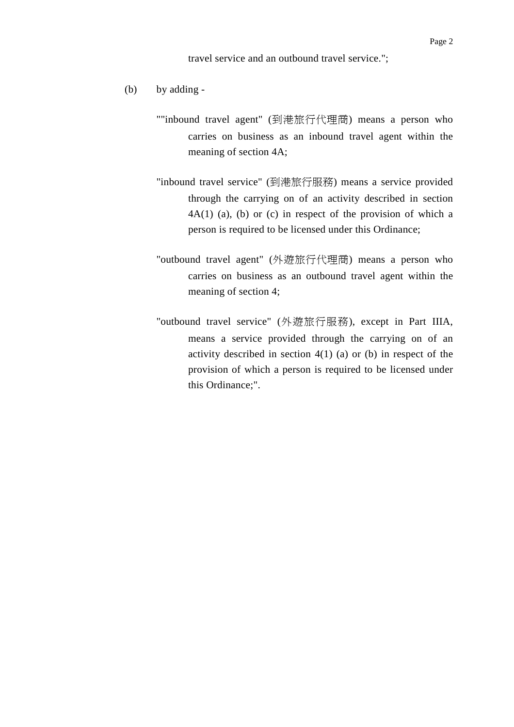travel service and an outbound travel service.";

(b) by adding -

""inbound travel agent" (到港旅行代理商) means a person who carries on business as an inbound travel agent within the meaning of section 4A;

"inbound travel service" (到港旅行服務) means a service provided through the carrying on of an activity described in section 4A(1) (a), (b) or (c) in respect of the provision of which a person is required to be licensed under this Ordinance;

"outbound travel agent" (外遊旅行代理商) means a person who carries on business as an outbound travel agent within the meaning of section 4;

"outbound travel service" (外遊旅行服務), except in Part IIIA, means a service provided through the carrying on of an activity described in section 4(1) (a) or (b) in respect of the provision of which a person is required to be licensed under this Ordinance;".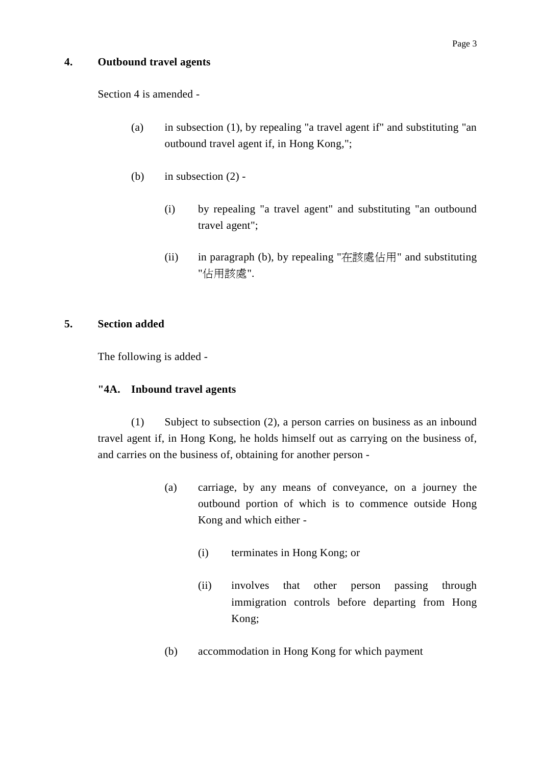**4. Outbound travel agents**

Section 4 is amended -

(a) in subsection (1), by repealing "a travel agent if" and substituting "an outbound travel agent if, in Hong Kong,";

(b) in subsection (2) -

(i) by repealing "a travel agent" and substituting "an outbound travel agent";

(ii) in paragraph (b), by repealing "在該處佔用" and substituting "佔用該處".

**5. Section added**

The following is added -

**"4A. Inbound travel agents**

(1) Subject to subsection (2), a person carries on business as an inbound travel agent if, in Hong Kong, he holds himself out as carrying on the business of, and carries on the business of, obtaining for another person -

(a) carriage, by any means of conveyance, on a journey the outbound portion of which is to commence outside Hong Kong and which either -

(i) terminates in Hong Kong; or

(ii) involves that other person passing through immigration controls before departing from Hong Kong;

(b) accommodation in Hong Kong for which payment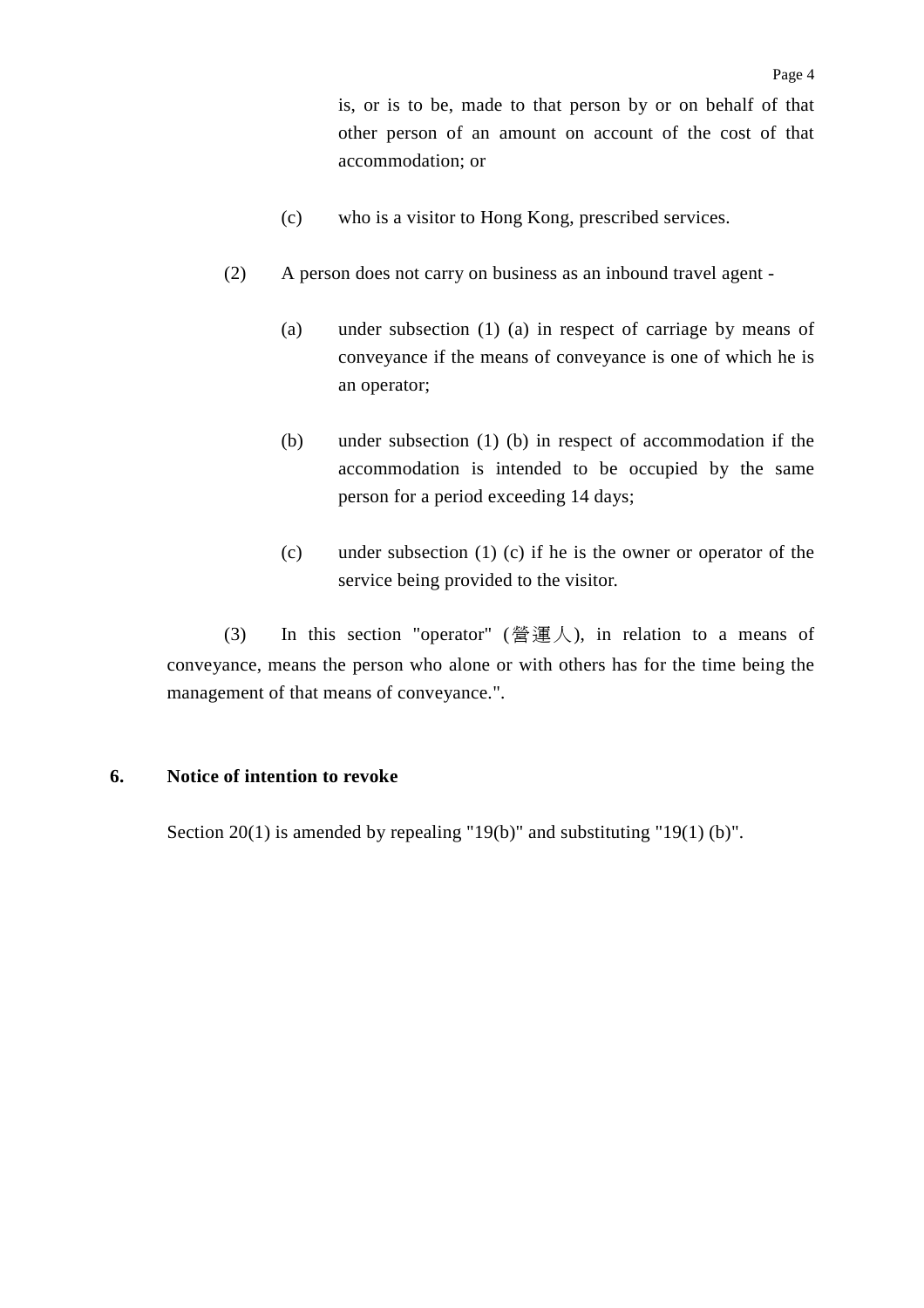is, or is to be, made to that person by or on behalf of that other person of an amount on account of the cost of that accommodation; or

(c) who is a visitor to Hong Kong, prescribed services.

(2) A person does not carry on business as an inbound travel agent -

(a) under subsection (1) (a) in respect of carriage by means of conveyance if the means of conveyance is one of which he is an operator;

(b) under subsection (1) (b) in respect of accommodation if the accommodation is intended to be occupied by the same person for a period exceeding 14 days;

(c) under subsection (1) (c) if he is the owner or operator of the service being provided to the visitor.

(3) In this section "operator" (營運人), in relation to a means of conveyance, means the person who alone or with others has for the time being the management of that means of conveyance.".

**6. Notice of intention to revoke**

Section 20(1) is amended by repealing "19(b)" and substituting "19(1) (b)".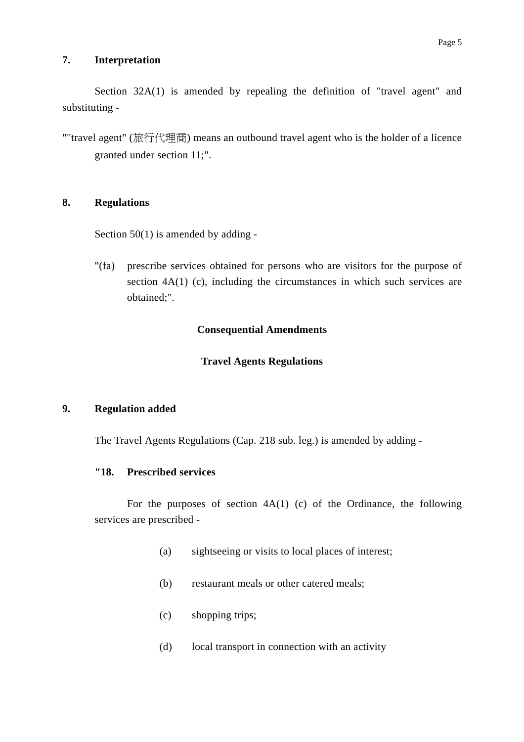**7. Interpretation**

Section 32A(1) is amended by repealing the definition of "travel agent" and substituting -

""travel agent" (旅行代理商) means an outbound travel agent who is the holder of a licence granted under section 11;".

**8. Regulations**

Section 50(1) is amended by adding -

"(fa) prescribe services obtained for persons who are visitors for the purpose of section 4A(1) (c), including the circumstances in which such services are obtained;".

**Consequential Amendments**

**Travel Agents Regulations**

**9. Regulation added**

The Travel Agents Regulations (Cap. 218 sub. leg.) is amended by adding -

**"18. Prescribed services**

For the purposes of section 4A(1) (c) of the Ordinance, the following services are prescribed -

(a) sightseeing or visits to local places of interest;

(b) restaurant meals or other catered meals;

(c) shopping trips;

(d) local transport in connection with an activity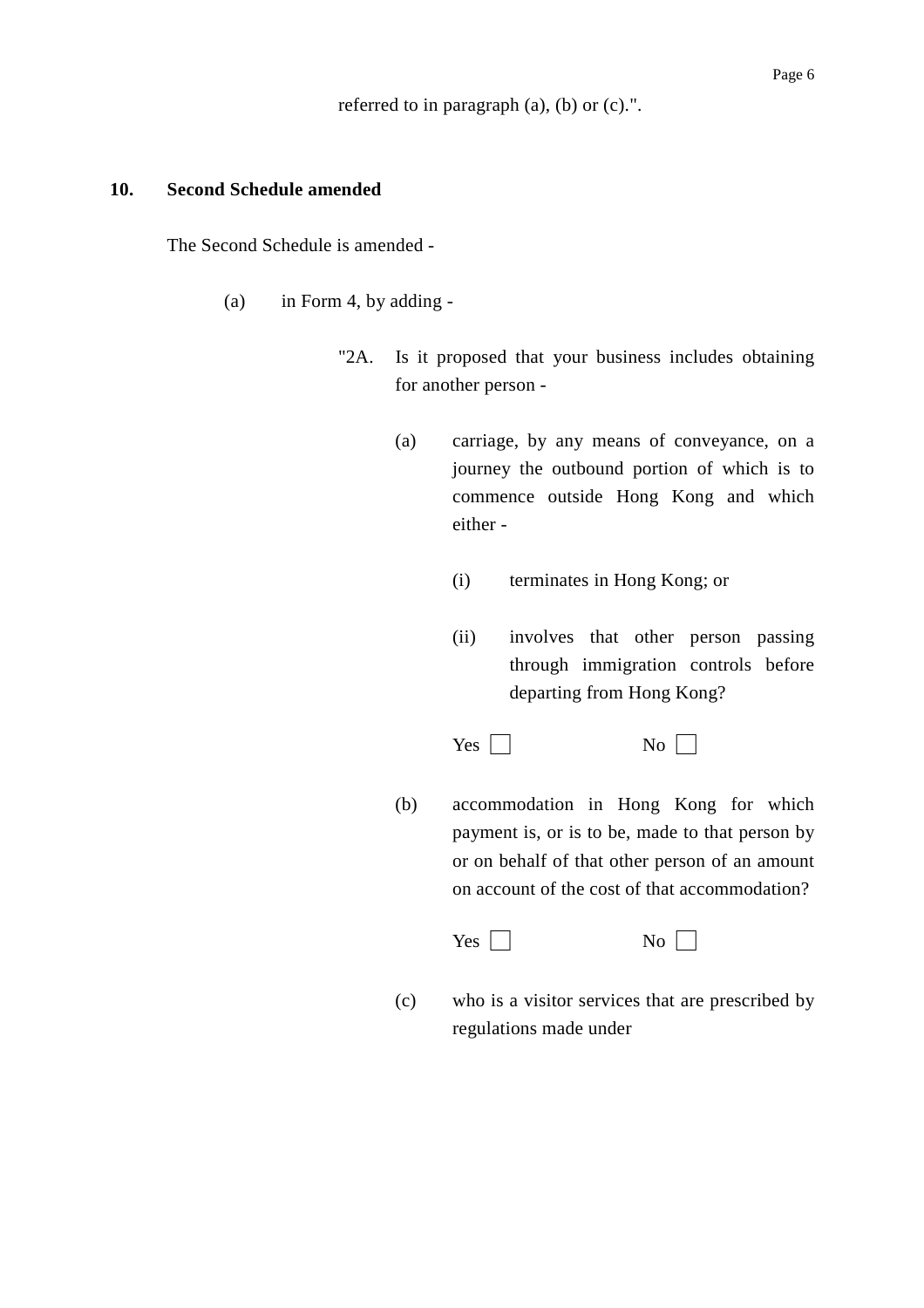referred to in paragraph (a), (b) or (c).".

**10. Second Schedule amended**

The Second Schedule is amended -

(a) in Form 4, by adding -

"2A. Is it proposed that your business includes obtaining for another person -

(a) carriage, by any means of conveyance, on a journey the outbound portion of which is to commence outside Hong Kong and which either -

(i) terminates in Hong Kong; or

(ii) involves that other person passing through immigration controls before departing from Hong Kong?

Yes ☐ No ☐

(b) accommodation in Hong Kong for which payment is, or is to be, made to that person by or on behalf of that other person of an amount on account of the cost of that accommodation?

Yes ☐ No ☐

(c) who is a visitor services that are prescribed by regulations made under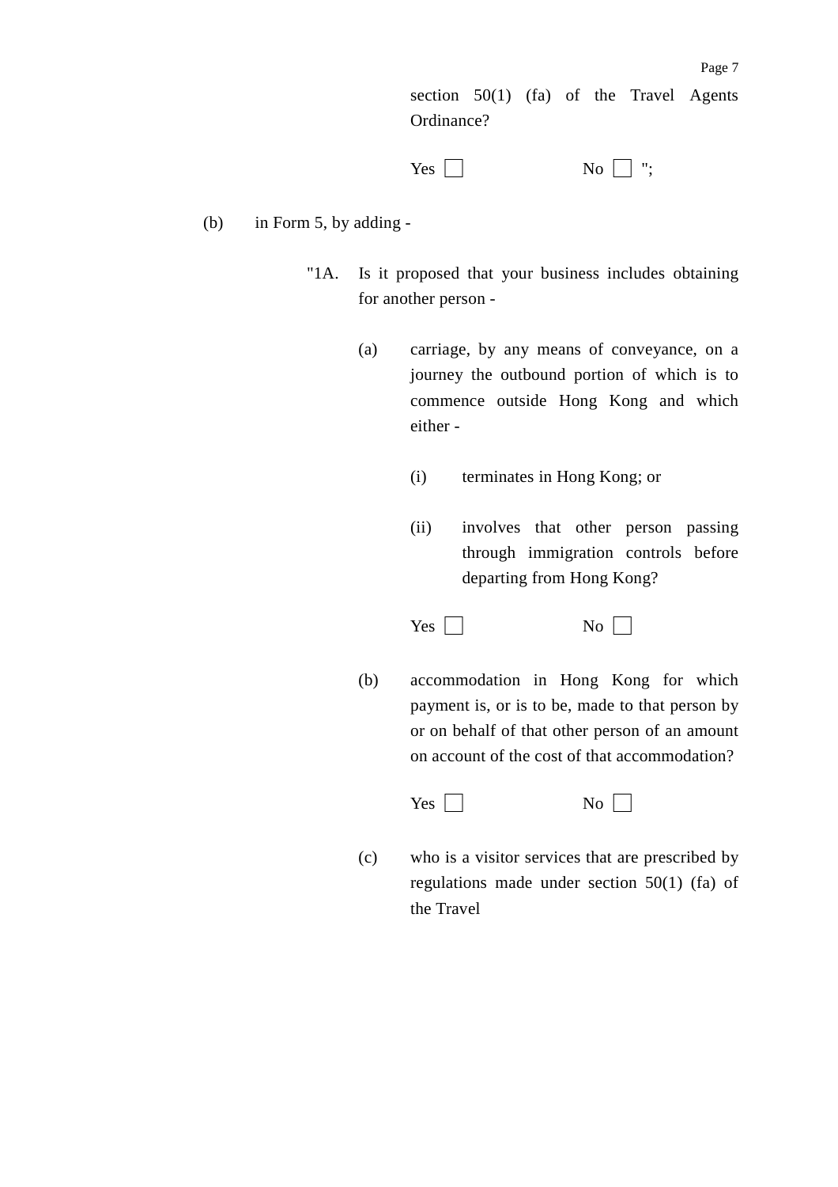section 50(1) (fa) of the Travel Agents Ordinance?

Yes ☐ No ☐ ";

(b) in Form 5, by adding -

"1A. Is it proposed that your business includes obtaining for another person -

(a) carriage, by any means of conveyance, on a journey the outbound portion of which is to commence outside Hong Kong and which either -

(i) terminates in Hong Kong; or

(ii) involves that other person passing through immigration controls before departing from Hong Kong?

Yes ☐ No ☐

(b) accommodation in Hong Kong for which payment is, or is to be, made to that person by or on behalf of that other person of an amount on account of the cost of that accommodation?

Yes ☐ No ☐

(c) who is a visitor services that are prescribed by regulations made under section 50(1) (fa) of the Travel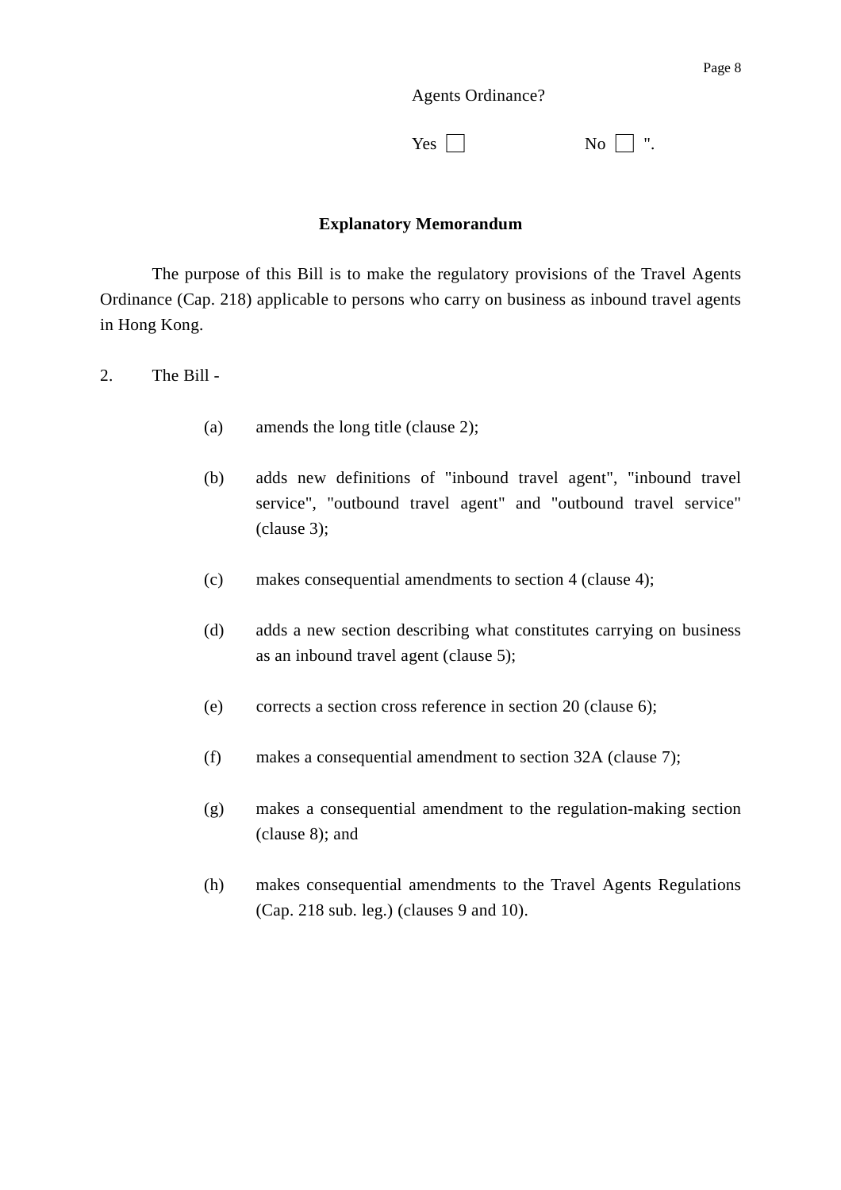Agents Ordinance?

Yes ☐ No ☐ ".

**Explanatory Memorandum**

The purpose of this Bill is to make the regulatory provisions of the Travel Agents Ordinance (Cap. 218) applicable to persons who carry on business as inbound travel agents in Hong Kong.

2. The Bill -

(a) amends the long title (clause 2);

(b) adds new definitions of "inbound travel agent", "inbound travel service", "outbound travel agent" and "outbound travel service" (clause 3);

(c) makes consequential amendments to section 4 (clause 4);

(d) adds a new section describing what constitutes carrying on business as an inbound travel agent (clause 5);

(e) corrects a section cross reference in section 20 (clause 6);

(f) makes a consequential amendment to section 32A (clause 7);

(g) makes a consequential amendment to the regulation-making section (clause 8); and

(h) makes consequential amendments to the Travel Agents Regulations (Cap. 218 sub. leg.) (clauses 9 and 10).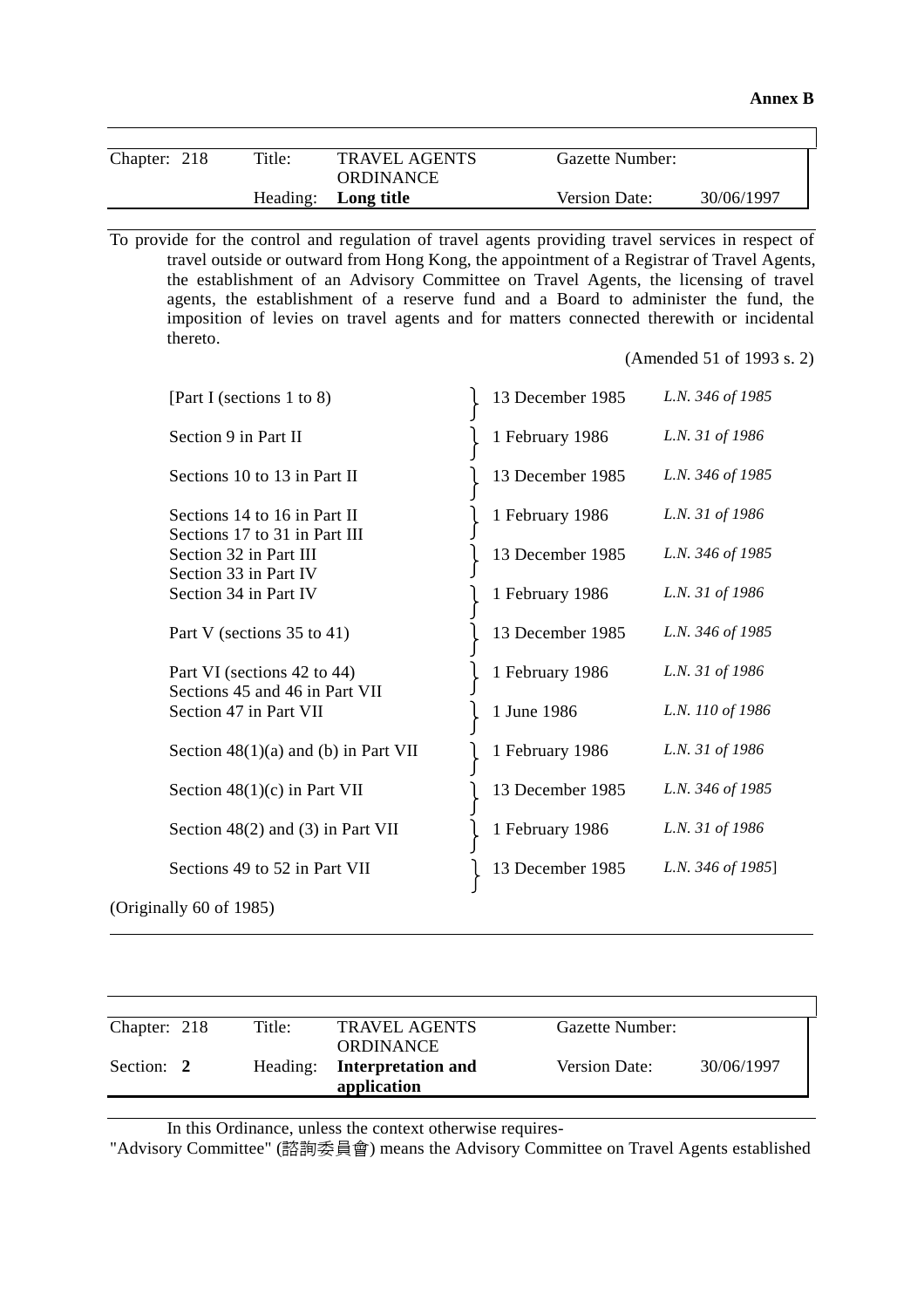**Annex B**

| Chapter: 218 | Title: | TRAVEL AGENTS ORDINANCE | Gazette Number: | |
|---|---|---|---|---|
| | Heading: | **Long title** | Version Date: | 30/06/1997 |

To provide for the control and regulation of travel agents providing travel services in respect of travel outside or outward from Hong Kong, the appointment of a Registrar of Travel Agents, the establishment of an Advisory Committee on Travel Agents, the licensing of travel agents, the establishment of a reserve fund and a Board to administer the fund, the imposition of levies on travel agents and for matters connected therewith or incidental thereto.

(Amended 51 of 1993 s. 2)

| | | |
|---|---|---|
| [Part I (sections 1 to 8) | 13 December 1985 | *L.N. 346 of 1985* |
| Section 9 in Part II | 1 February 1986 | *L.N. 31 of 1986* |
| Sections 10 to 13 in Part II | 13 December 1985 | *L.N. 346 of 1985* |
| Sections 14 to 16 in Part II<br>Sections 17 to 31 in Part III | 1 February 1986 | *L.N. 31 of 1986* |
| Section 32 in Part III<br>Section 33 in Part IV | 13 December 1985 | *L.N. 346 of 1985* |
| Section 34 in Part IV | 1 February 1986 | *L.N. 31 of 1986* |
| Part V (sections 35 to 41) | 13 December 1985 | *L.N. 346 of 1985* |
| Part VI (sections 42 to 44)<br>Sections 45 and 46 in Part VII | 1 February 1986 | *L.N. 31 of 1986* |
| Section 47 in Part VII | 1 June 1986 | *L.N. 110 of 1986* |
| Section 48(1)(a) and (b) in Part VII | 1 February 1986 | *L.N. 31 of 1986* |
| Section 48(1)(c) in Part VII | 13 December 1985 | *L.N. 346 of 1985* |
| Section 48(2) and (3) in Part VII | 1 February 1986 | *L.N. 31 of 1986* |
| Sections 49 to 52 in Part VII | 13 December 1985 | *L.N. 346 of 1985*] |

(Originally 60 of 1985)

| Chapter: 218 | Title: | TRAVEL AGENTS ORDINANCE | Gazette Number: | |
|---|---|---|---|---|
| Section: **2** | Heading: | **Interpretation and application** | Version Date: | 30/06/1997 |

In this Ordinance, unless the context otherwise requires-

"Advisory Committee" (諮詢委員會) means the Advisory Committee on Travel Agents established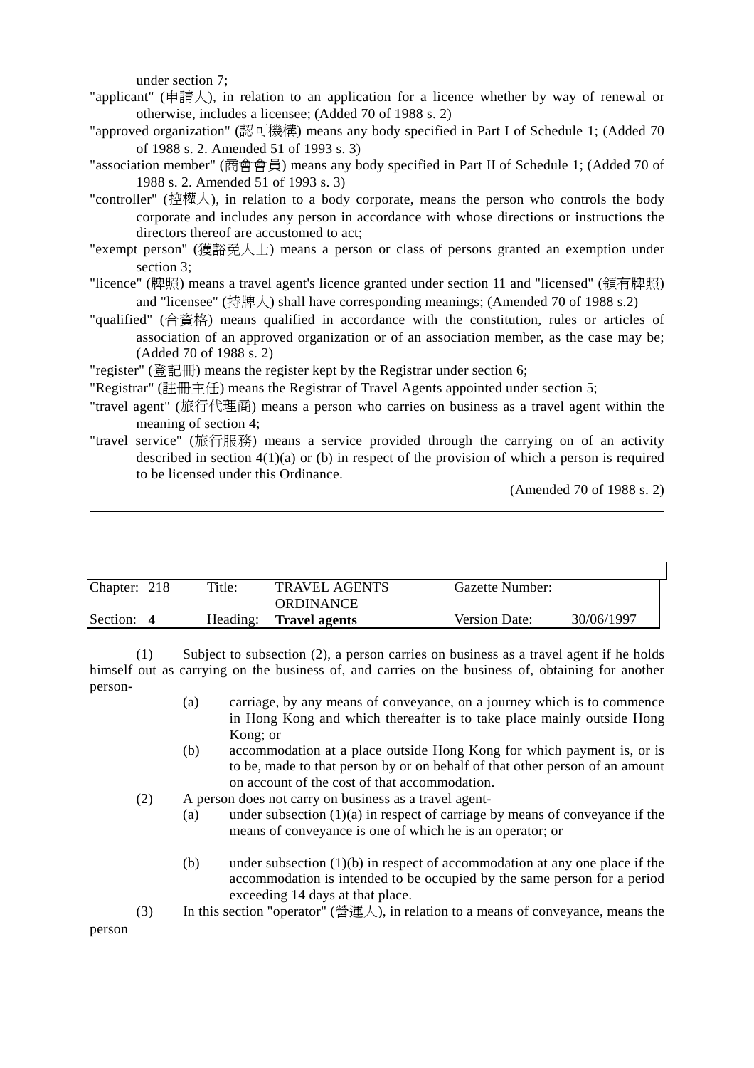under section 7;

"applicant" (申請人), in relation to an application for a licence whether by way of renewal or otherwise, includes a licensee; (Added 70 of 1988 s. 2)

"approved organization" (認可機構) means any body specified in Part I of Schedule 1; (Added 70 of 1988 s. 2. Amended 51 of 1993 s. 3)

"association member" (商會會員) means any body specified in Part II of Schedule 1; (Added 70 of 1988 s. 2. Amended 51 of 1993 s. 3)

"controller" (控權人), in relation to a body corporate, means the person who controls the body corporate and includes any person in accordance with whose directions or instructions the directors thereof are accustomed to act;

"exempt person" (獲豁免人士) means a person or class of persons granted an exemption under section 3;

"licence" (牌照) means a travel agent's licence granted under section 11 and "licensed" (領有牌照) and "licensee" (持牌人) shall have corresponding meanings; (Amended 70 of 1988 s.2)

"qualified" (合資格) means qualified in accordance with the constitution, rules or articles of association of an approved organization or of an association member, as the case may be; (Added 70 of 1988 s. 2)

"register" (登記冊) means the register kept by the Registrar under section 6;

"Registrar" (註冊主任) means the Registrar of Travel Agents appointed under section 5;

"travel agent" (旅行代理商) means a person who carries on business as a travel agent within the meaning of section 4;

"travel service" (旅行服務) means a service provided through the carrying on of an activity described in section 4(1)(a) or (b) in respect of the provision of which a person is required to be licensed under this Ordinance.

(Amended 70 of 1988 s. 2)

| Chapter: 218 | Title: | TRAVEL AGENTS ORDINANCE | Gazette Number: | |
|---|---|---|---|---|
| Section: **4** | Heading: | **Travel agents** | Version Date: | 30/06/1997 |

(1) Subject to subsection (2), a person carries on business as a travel agent if he holds himself out as carrying on the business of, and carries on the business of, obtaining for another person-

(a) carriage, by any means of conveyance, on a journey which is to commence in Hong Kong and which thereafter is to take place mainly outside Hong Kong; or

(b) accommodation at a place outside Hong Kong for which payment is, or is to be, made to that person by or on behalf of that other person of an amount on account of the cost of that accommodation.

(2) A person does not carry on business as a travel agent-

(a) under subsection (1)(a) in respect of carriage by means of conveyance if the means of conveyance is one of which he is an operator; or

(b) under subsection (1)(b) in respect of accommodation at any one place if the accommodation is intended to be occupied by the same person for a period exceeding 14 days at that place.

(3) In this section "operator" (營運人), in relation to a means of conveyance, means the person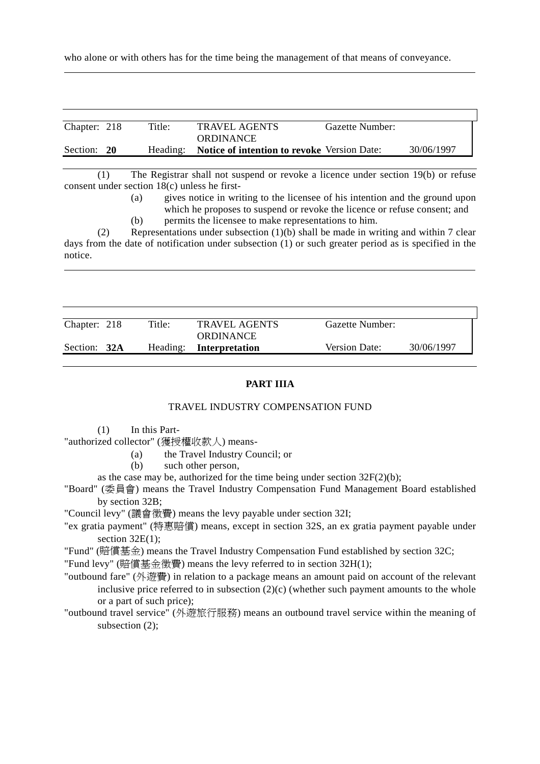who alone or with others has for the time being the management of that means of conveyance.

| Chapter: 218 | Title: | TRAVEL AGENTS ORDINANCE | Gazette Number: | |
|---|---|---|---|---|
| Section: **20** | Heading: | **Notice of intention to revoke** | Version Date: | 30/06/1997 |

(1) The Registrar shall not suspend or revoke a licence under section 19(b) or refuse consent under section 18(c) unless he first-

(a) gives notice in writing to the licensee of his intention and the ground upon which he proposes to suspend or revoke the licence or refuse consent; and

(b) permits the licensee to make representations to him.

(2) Representations under subsection (1)(b) shall be made in writing and within 7 clear days from the date of notification under subsection (1) or such greater period as is specified in the notice.

| Chapter: 218 | Title: | TRAVEL AGENTS ORDINANCE | Gazette Number: | |
|---|---|---|---|---|
| Section: **32A** | Heading: | **Interpretation** | Version Date: | 30/06/1997 |

## PART IIIA

### TRAVEL INDUSTRY COMPENSATION FUND

(1) In this Part-

"authorized collector" (獲授權收款人) means-

(a) the Travel Industry Council; or

(b) such other person,

as the case may be, authorized for the time being under section 32F(2)(b);

"Board" (委員會) means the Travel Industry Compensation Fund Management Board established by section 32B;

"Council levy" (議會徵費) means the levy payable under section 32I;

"ex gratia payment" (特惠賠償) means, except in section 32S, an ex gratia payment payable under section 32E(1);

"Fund" (賠償基金) means the Travel Industry Compensation Fund established by section 32C;

"Fund levy" (賠償基金徵費) means the levy referred to in section 32H(1);

"outbound fare" (外遊費) in relation to a package means an amount paid on account of the relevant inclusive price referred to in subsection (2)(c) (whether such payment amounts to the whole or a part of such price);

"outbound travel service" (外遊旅行服務) means an outbound travel service within the meaning of subsection (2);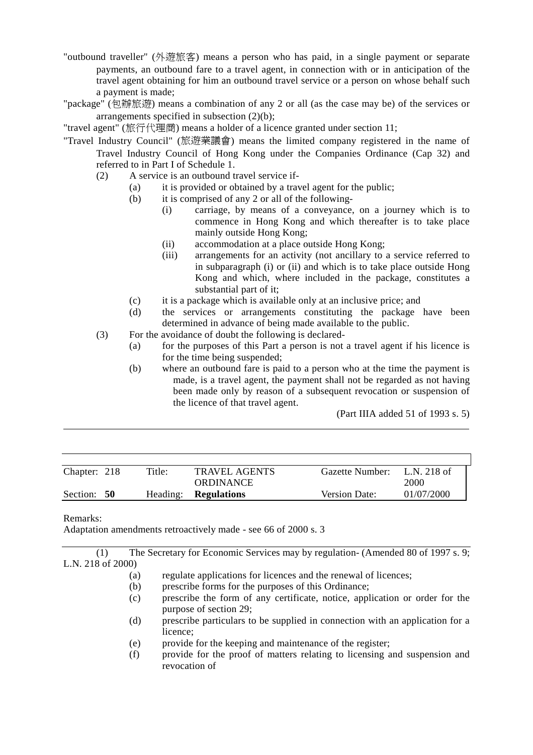"outbound traveller" (外遊旅客) means a person who has paid, in a single payment or separate payments, an outbound fare to a travel agent, in connection with or in anticipation of the travel agent obtaining for him an outbound travel service or a person on whose behalf such a payment is made;

"package" (包辦旅遊) means a combination of any 2 or all (as the case may be) of the services or arrangements specified in subsection (2)(b);

"travel agent" (旅行代理商) means a holder of a licence granted under section 11;

"Travel Industry Council" (旅遊業議會) means the limited company registered in the name of Travel Industry Council of Hong Kong under the Companies Ordinance (Cap 32) and referred to in Part I of Schedule 1.

(2) A service is an outbound travel service if-
  (a) it is provided or obtained by a travel agent for the public;
  (b) it is comprised of any 2 or all of the following-
    (i) carriage, by means of a conveyance, on a journey which is to commence in Hong Kong and which thereafter is to take place mainly outside Hong Kong;
    (ii) accommodation at a place outside Hong Kong;
    (iii) arrangements for an activity (not ancillary to a service referred to in subparagraph (i) or (ii) and which is to take place outside Hong Kong and which, where included in the package, constitutes a substantial part of it;
  (c) it is a package which is available only at an inclusive price; and
  (d) the services or arrangements constituting the package have been determined in advance of being made available to the public.

(3) For the avoidance of doubt the following is declared-
  (a) for the purposes of this Part a person is not a travel agent if his licence is for the time being suspended;
  (b) where an outbound fare is paid to a person who at the time the payment is made, is a travel agent, the payment shall not be regarded as not having been made only by reason of a subsequent revocation or suspension of the licence of that travel agent.

(Part IIIA added 51 of 1993 s. 5)

---

| Chapter: 218 | Title: | TRAVEL AGENTS ORDINANCE | Gazette Number: | L.N. 218 of 2000 |
|---|---|---|---|---|
| Section: **50** | Heading: | **Regulations** | Version Date: | 01/07/2000 |

Remarks:

Adaptation amendments retroactively made - see 66 of 2000 s. 3

(1) The Secretary for Economic Services may by regulation- (Amended 80 of 1997 s. 9; L.N. 218 of 2000)
  (a) regulate applications for licences and the renewal of licences;
  (b) prescribe forms for the purposes of this Ordinance;
  (c) prescribe the form of any certificate, notice, application or order for the purpose of section 29;
  (d) prescribe particulars to be supplied in connection with an application for a licence;
  (e) provide for the keeping and maintenance of the register;
  (f) provide for the proof of matters relating to licensing and suspension and revocation of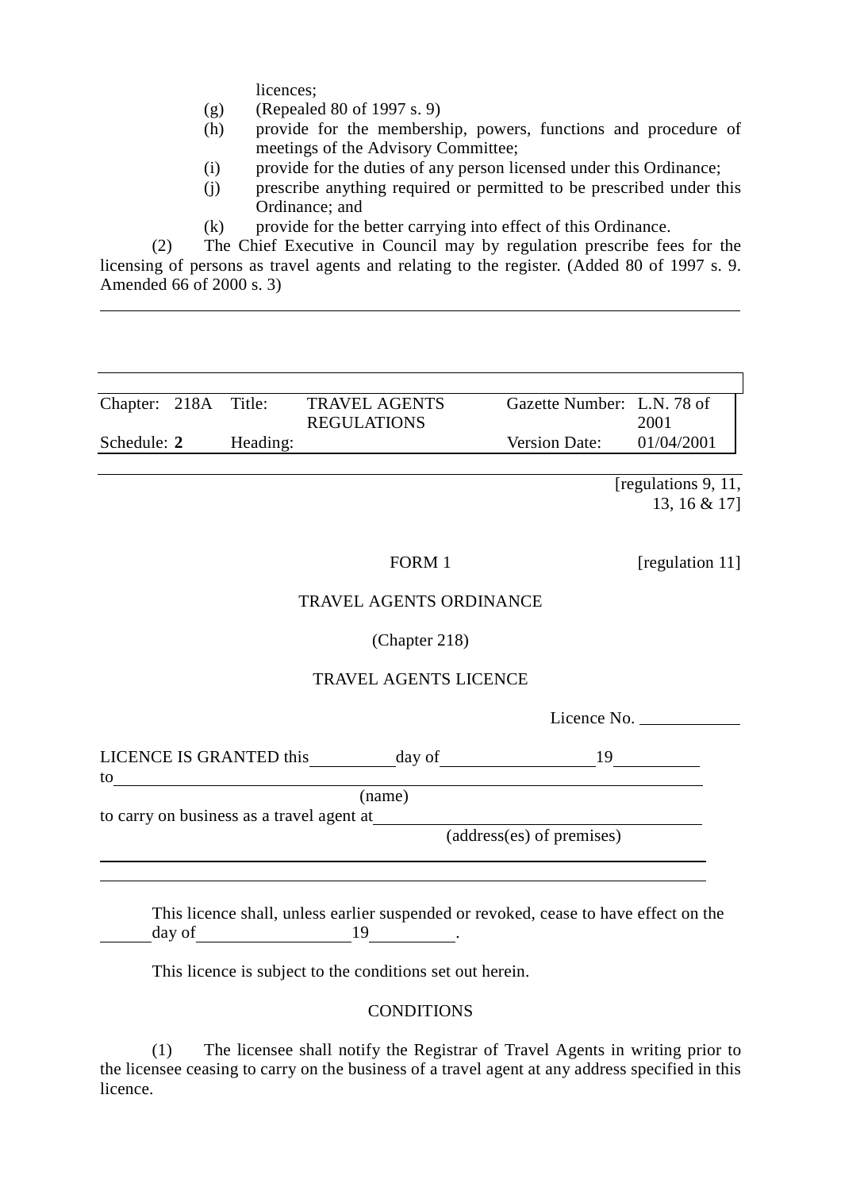licences;

(g) (Repealed 80 of 1997 s. 9)

(h) provide for the membership, powers, functions and procedure of meetings of the Advisory Committee;

(i) provide for the duties of any person licensed under this Ordinance;

(j) prescribe anything required or permitted to be prescribed under this Ordinance; and

(k) provide for the better carrying into effect of this Ordinance.

(2) The Chief Executive in Council may by regulation prescribe fees for the licensing of persons as travel agents and relating to the register. (Added 80 of 1997 s. 9. Amended 66 of 2000 s. 3)

---

| Chapter: 218A | Title: | TRAVEL AGENTS REGULATIONS | Gazette Number: | L.N. 78 of 2001 |
|---|---|---|---|---|
| Schedule: **2** | Heading: | | Version Date: | 01/04/2001 |

[regulations 9, 11, 13, 16 & 17]

FORM 1 [regulation 11]

TRAVEL AGENTS ORDINANCE

(Chapter 218)

TRAVEL AGENTS LICENCE

Licence No. ____________

LICENCE IS GRANTED this __________ day of __________________ 19 __________ to ______________________________________________________________

(name)

to carry on business as a travel agent at ______________________________________

(address(es) of premises)

______________________________________________________________

______________________________________________________________

This licence shall, unless earlier suspended or revoked, cease to have effect on the ______ day of __________________ 19 __________.

This licence is subject to the conditions set out herein.

CONDITIONS

(1) The licensee shall notify the Registrar of Travel Agents in writing prior to the licensee ceasing to carry on the business of a travel agent at any address specified in this licence.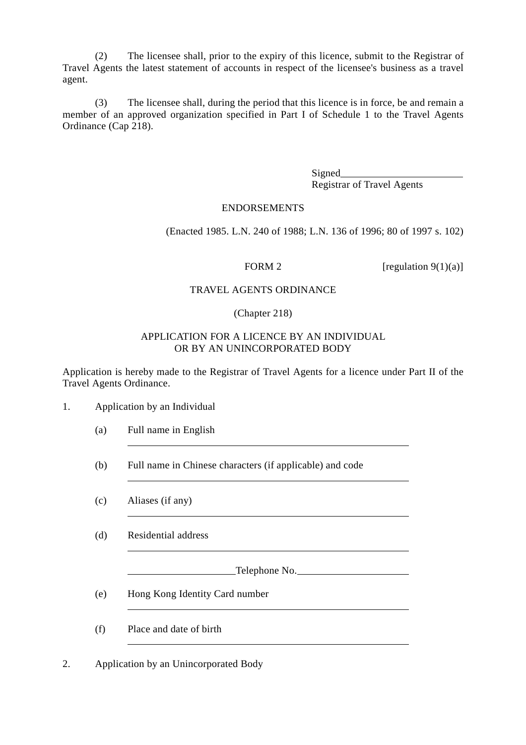(2) The licensee shall, prior to the expiry of this licence, submit to the Registrar of Travel Agents the latest statement of accounts in respect of the licensee's business as a travel agent.

(3) The licensee shall, during the period that this licence is in force, be and remain a member of an approved organization specified in Part I of Schedule 1 to the Travel Agents Ordinance (Cap 218).

Signed________________________
Registrar of Travel Agents

ENDORSEMENTS

(Enacted 1985. L.N. 240 of 1988; L.N. 136 of 1996; 80 of 1997 s. 102)

FORM 2 [regulation 9(1)(a)]

TRAVEL AGENTS ORDINANCE

(Chapter 218)

APPLICATION FOR A LICENCE BY AN INDIVIDUAL
OR BY AN UNINCORPORATED BODY

Application is hereby made to the Registrar of Travel Agents for a licence under Part II of the Travel Agents Ordinance.

1. Application by an Individual

(a) Full name in English

________________________________________

(b) Full name in Chinese characters (if applicable) and code

________________________________________

(c) Aliases (if any)

________________________________________

(d) Residential address

________________________________________

____________________Telephone No.____________________

(e) Hong Kong Identity Card number

________________________________________

(f) Place and date of birth

________________________________________

2. Application by an Unincorporated Body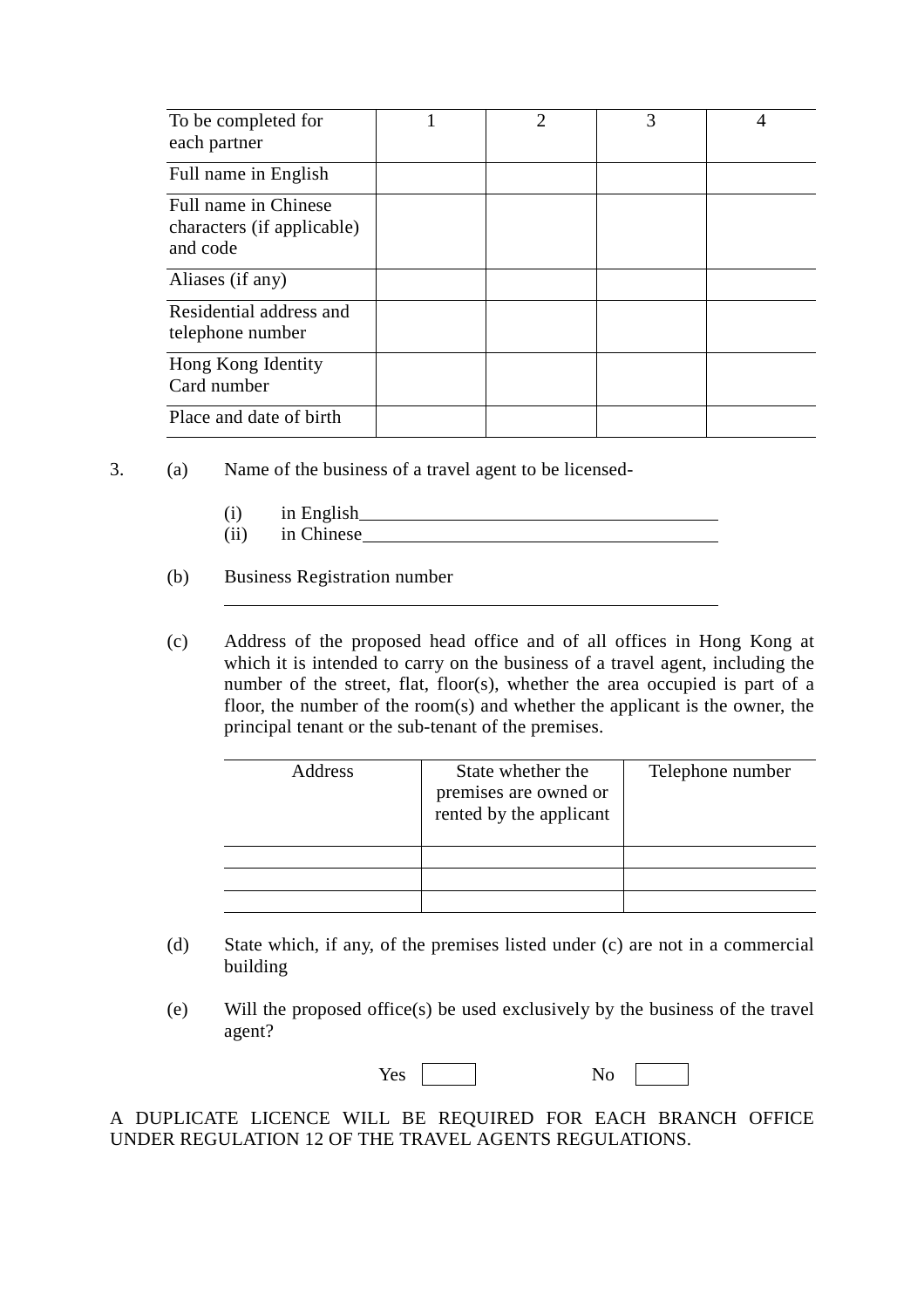| To be completed for each partner | 1 | 2 | 3 | 4 |
|---|---|---|---|---|
| Full name in English | | | | |
| Full name in Chinese characters (if applicable) and code | | | | |
| Aliases (if any) | | | | |
| Residential address and telephone number | | | | |
| Hong Kong Identity Card number | | | | |
| Place and date of birth | | | | |

3. (a) Name of the business of a travel agent to be licensed-

   (i) in English______________________________________

   (ii) in Chinese______________________________________

   (b) Business Registration number

   ________________________________________________________

   (c) Address of the proposed head office and of all offices in Hong Kong at which it is intended to carry on the business of a travel agent, including the number of the street, flat, floor(s), whether the area occupied is part of a floor, the number of the room(s) and whether the applicant is the owner, the principal tenant or the sub-tenant of the premises.

| Address | State whether the premises are owned or rented by the applicant | Telephone number |
|---|---|---|
| | | |
| | | |
| | | |

   (d) State which, if any, of the premises listed under (c) are not in a commercial building

   (e) Will the proposed office(s) be used exclusively by the business of the travel agent?

   Yes ☐ No ☐

A DUPLICATE LICENCE WILL BE REQUIRED FOR EACH BRANCH OFFICE UNDER REGULATION 12 OF THE TRAVEL AGENTS REGULATIONS.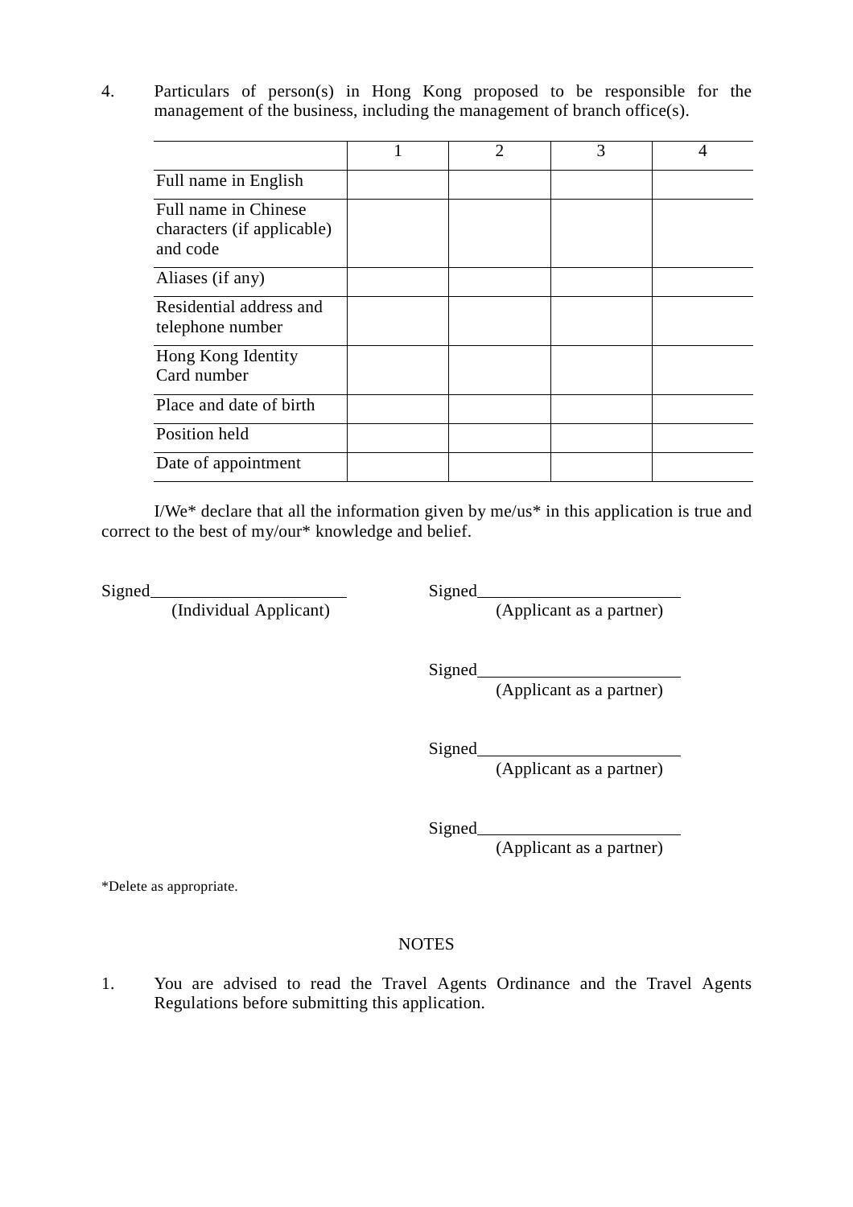4. Particulars of person(s) in Hong Kong proposed to be responsible for the management of the business, including the management of branch office(s).

| | 1 | 2 | 3 | 4 |
|---|---|---|---|---|
| Full name in English | | | | |
| Full name in Chinese characters (if applicable) and code | | | | |
| Aliases (if any) | | | | |
| Residential address and telephone number | | | | |
| Hong Kong Identity Card number | | | | |
| Place and date of birth | | | | |
| Position held | | | | |
| Date of appointment | | | | |

I/We* declare that all the information given by me/us* in this application is true and correct to the best of my/our* knowledge and belief.

Signed______________________
(Individual Applicant)

Signed______________________
(Applicant as a partner)

Signed______________________
(Applicant as a partner)

Signed______________________
(Applicant as a partner)

Signed______________________
(Applicant as a partner)

*Delete as appropriate.

NOTES

1. You are advised to read the Travel Agents Ordinance and the Travel Agents Regulations before submitting this application.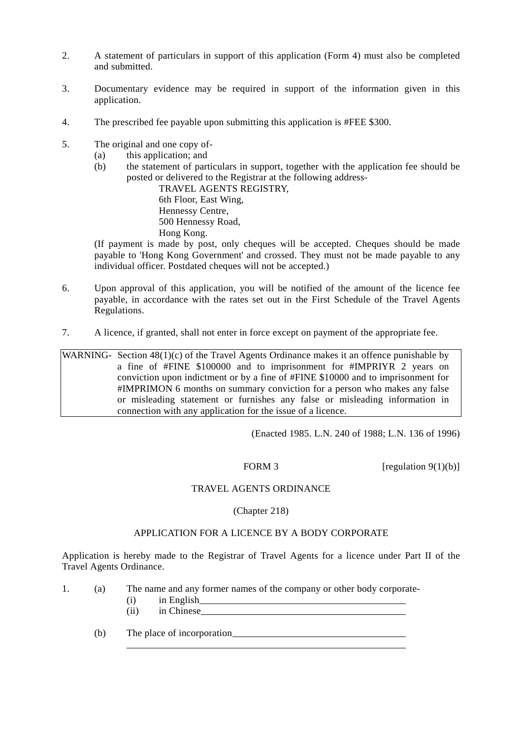2. A statement of particulars in support of this application (Form 4) must also be completed and submitted.

3. Documentary evidence may be required in support of the information given in this application.

4. The prescribed fee payable upon submitting this application is #FEE $300.

5. The original and one copy of-
   (a) this application; and
   (b) the statement of particulars in support, together with the application fee should be posted or delivered to the Registrar at the following address-

   TRAVEL AGENTS REGISTRY,
   6th Floor, East Wing,
   Hennessy Centre,
   500 Hennessy Road,
   Hong Kong.

   (If payment is made by post, only cheques will be accepted. Cheques should be made payable to 'Hong Kong Government' and crossed. They must not be made payable to any individual officer. Postdated cheques will not be accepted.)

6. Upon approval of this application, you will be notified of the amount of the licence fee payable, in accordance with the rates set out in the First Schedule of the Travel Agents Regulations.

7. A licence, if granted, shall not enter in force except on payment of the appropriate fee.

| WARNING- | Section 48(1)(c) of the Travel Agents Ordinance makes it an offence punishable by a fine of #FINE $100000 and to imprisonment for #IMPRIYR 2 years on conviction upon indictment or by a fine of #FINE $10000 and to imprisonment for #IMPRIMON 6 months on summary conviction for a person who makes any false or misleading statement or furnishes any false or misleading information in connection with any application for the issue of a licence. |
|---|---|

(Enacted 1985. L.N. 240 of 1988; L.N. 136 of 1996)

FORM 3 [regulation 9(1)(b)]

TRAVEL AGENTS ORDINANCE

(Chapter 218)

APPLICATION FOR A LICENCE BY A BODY CORPORATE

Application is hereby made to the Registrar of Travel Agents for a licence under Part II of the Travel Agents Ordinance.

1. (a) The name and any former names of the company or other body corporate-
   (i) in English\_\_\_\_\_\_\_\_\_\_\_\_\_\_\_\_\_\_\_\_\_\_\_\_\_\_\_\_\_\_\_\_\_\_\_\_\_\_\_\_
   (ii) in Chinese\_\_\_\_\_\_\_\_\_\_\_\_\_\_\_\_\_\_\_\_\_\_\_\_\_\_\_\_\_\_\_\_\_\_\_\_\_\_\_\_

   (b) The place of incorporation\_\_\_\_\_\_\_\_\_\_\_\_\_\_\_\_\_\_\_\_\_\_\_\_\_\_\_\_\_\_\_\_\_\_
   \_\_\_\_\_\_\_\_\_\_\_\_\_\_\_\_\_\_\_\_\_\_\_\_\_\_\_\_\_\_\_\_\_\_\_\_\_\_\_\_\_\_\_\_\_\_\_\_\_\_\_\_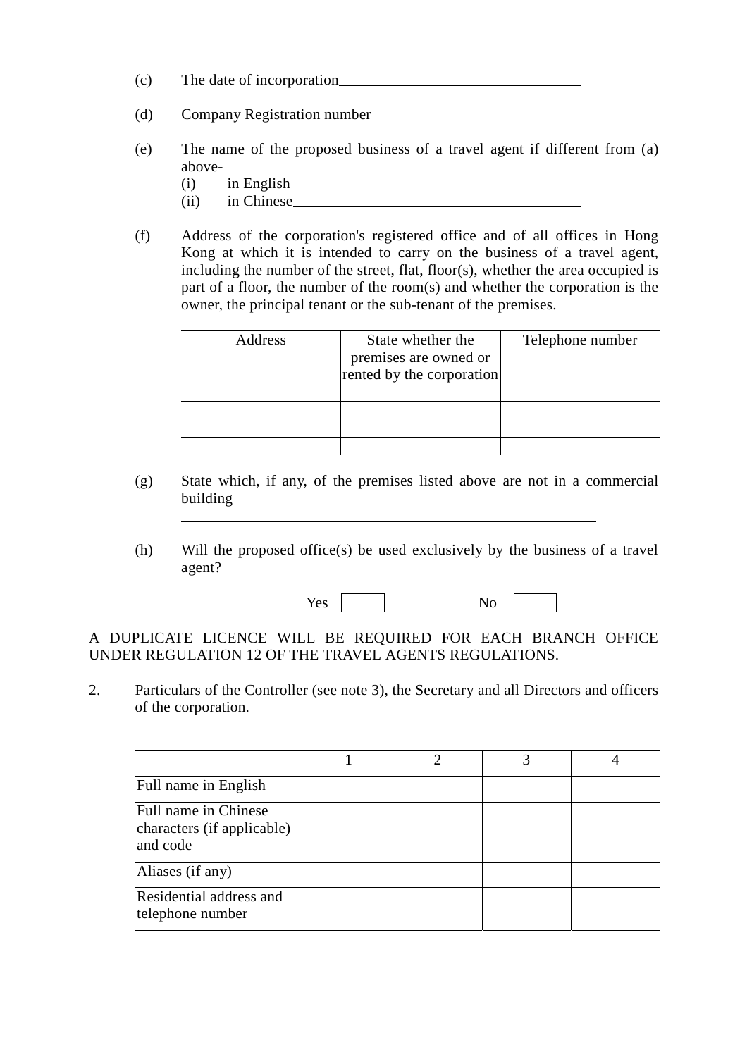(c) The date of incorporation\_\_\_\_\_\_\_\_\_\_\_\_\_\_\_\_\_\_\_\_\_\_\_\_\_\_\_\_\_\_

(d) Company Registration number\_\_\_\_\_\_\_\_\_\_\_\_\_\_\_\_\_\_\_\_\_\_\_\_\_\_\_\_

(e) The name of the proposed business of a travel agent if different from (a) above-

(i) in English\_\_\_\_\_\_\_\_\_\_\_\_\_\_\_\_\_\_\_\_\_\_\_\_\_\_\_\_\_\_\_\_\_\_\_\_\_\_

(ii) in Chinese\_\_\_\_\_\_\_\_\_\_\_\_\_\_\_\_\_\_\_\_\_\_\_\_\_\_\_\_\_\_\_\_\_\_\_\_\_\_

(f) Address of the corporation's registered office and of all offices in Hong Kong at which it is intended to carry on the business of a travel agent, including the number of the street, flat, floor(s), whether the area occupied is part of a floor, the number of the room(s) and whether the corporation is the owner, the principal tenant or the sub-tenant of the premises.

| Address | State whether the premises are owned or rented by the corporation | Telephone number |
|---|---|---|
| | | |
| | | |
| | | |

(g) State which, if any, of the premises listed above are not in a commercial building

\_\_\_\_\_\_\_\_\_\_\_\_\_\_\_\_\_\_\_\_\_\_\_\_\_\_\_\_\_\_\_\_\_\_\_\_\_\_\_\_\_\_\_\_\_\_\_\_\_\_\_\_\_\_\_\_

(h) Will the proposed office(s) be used exclusively by the business of a travel agent?

Yes ☐ No ☐

A DUPLICATE LICENCE WILL BE REQUIRED FOR EACH BRANCH OFFICE UNDER REGULATION 12 OF THE TRAVEL AGENTS REGULATIONS.

2. Particulars of the Controller (see note 3), the Secretary and all Directors and officers of the corporation.

| | 1 | 2 | 3 | 4 |
|---|---|---|---|---|
| Full name in English | | | | |
| Full name in Chinese characters (if applicable) and code | | | | |
| Aliases (if any) | | | | |
| Residential address and telephone number | | | | |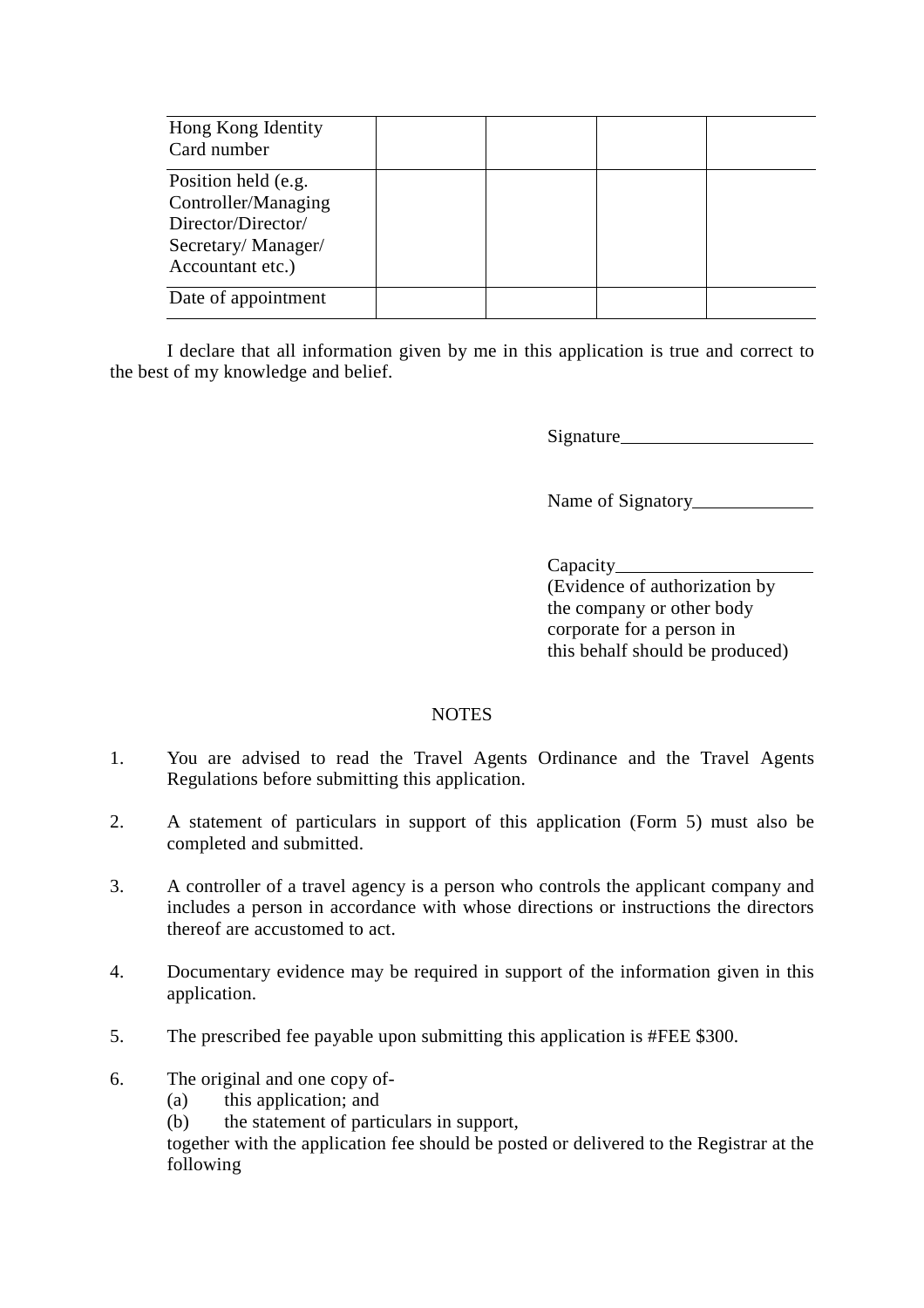| Hong Kong Identity Card number | | | | |
|---|---|---|---|---|
| Position held (e.g. Controller/Managing Director/Director/ Secretary/ Manager/ Accountant etc.) | | | | |
| Date of appointment | | | | |

I declare that all information given by me in this application is true and correct to the best of my knowledge and belief.

Signature____________________

Name of Signatory____________

Capacity____________________
(Evidence of authorization by the company or other body corporate for a person in this behalf should be produced)

NOTES

1. You are advised to read the Travel Agents Ordinance and the Travel Agents Regulations before submitting this application.

2. A statement of particulars in support of this application (Form 5) must also be completed and submitted.

3. A controller of a travel agency is a person who controls the applicant company and includes a person in accordance with whose directions or instructions the directors thereof are accustomed to act.

4. Documentary evidence may be required in support of the information given in this application.

5. The prescribed fee payable upon submitting this application is #FEE $300.

6. The original and one copy of-
   (a) this application; and
   (b) the statement of particulars in support,
   
   together with the application fee should be posted or delivered to the Registrar at the following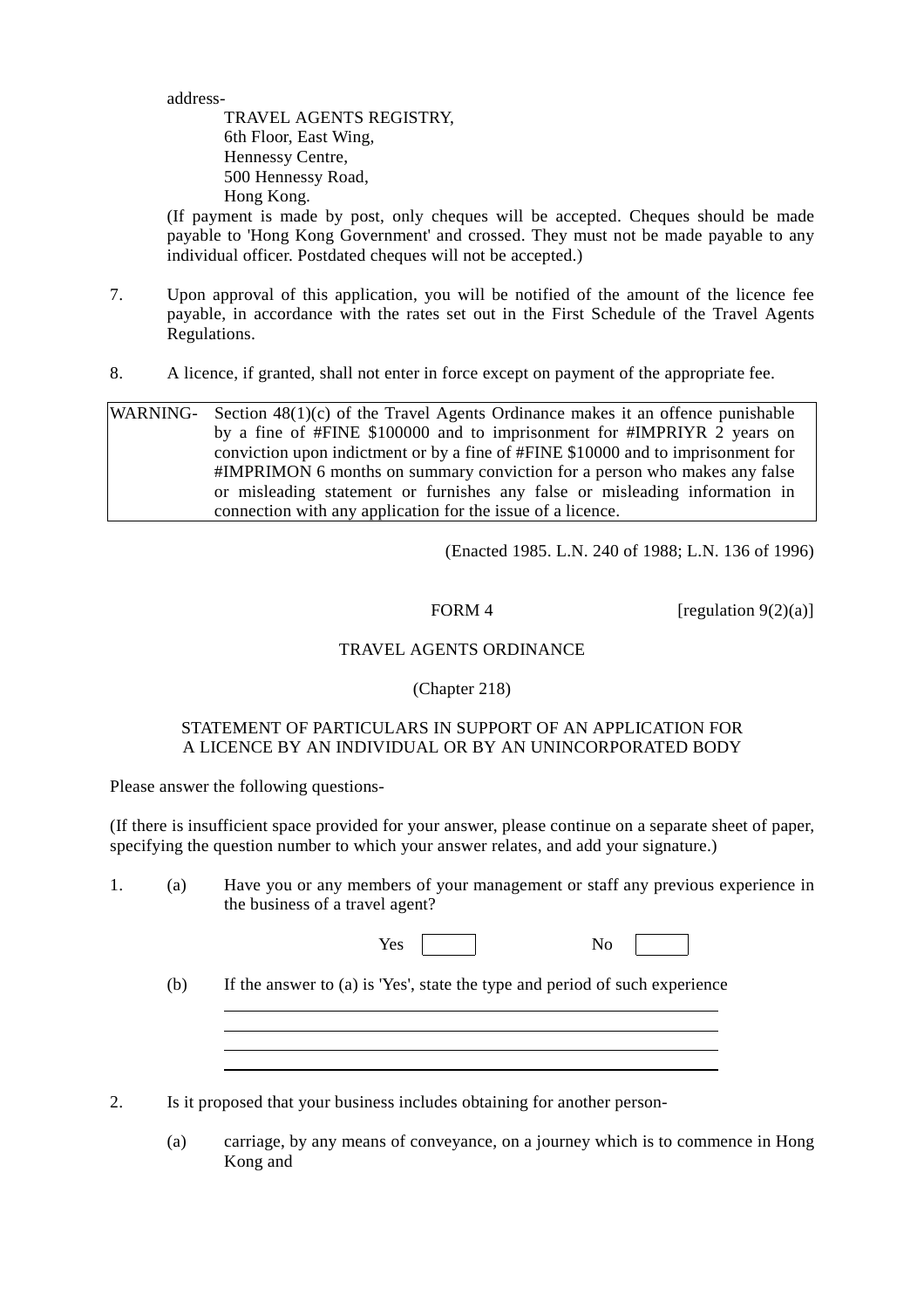address-

TRAVEL AGENTS REGISTRY,
6th Floor, East Wing,
Hennessy Centre,
500 Hennessy Road,
Hong Kong.

(If payment is made by post, only cheques will be accepted. Cheques should be made payable to 'Hong Kong Government' and crossed. They must not be made payable to any individual officer. Postdated cheques will not be accepted.)

7. Upon approval of this application, you will be notified of the amount of the licence fee payable, in accordance with the rates set out in the First Schedule of the Travel Agents Regulations.

8. A licence, if granted, shall not enter in force except on payment of the appropriate fee.

| WARNING- | Section 48(1)(c) of the Travel Agents Ordinance makes it an offence punishable by a fine of #FINE $100000 and to imprisonment for #IMPRIYR 2 years on conviction upon indictment or by a fine of #FINE $10000 and to imprisonment for #IMPRIMON 6 months on summary conviction for a person who makes any false or misleading statement or furnishes any false or misleading information in connection with any application for the issue of a licence. |
|---|---|

(Enacted 1985. L.N. 240 of 1988; L.N. 136 of 1996)

FORM 4 [regulation 9(2)(a)]

TRAVEL AGENTS ORDINANCE

(Chapter 218)

STATEMENT OF PARTICULARS IN SUPPORT OF AN APPLICATION FOR A LICENCE BY AN INDIVIDUAL OR BY AN UNINCORPORATED BODY

Please answer the following questions-

(If there is insufficient space provided for your answer, please continue on a separate sheet of paper, specifying the question number to which your answer relates, and add your signature.)

1. (a) Have you or any members of your management or staff any previous experience in the business of a travel agent?

Yes [ ] No [ ]

(b) If the answer to (a) is 'Yes', state the type and period of such experience

\_\_\_\_\_\_\_\_\_\_\_\_\_\_\_\_\_\_\_\_\_\_\_\_\_\_\_\_\_\_\_\_\_\_\_\_\_\_\_\_\_\_\_\_
\_\_\_\_\_\_\_\_\_\_\_\_\_\_\_\_\_\_\_\_\_\_\_\_\_\_\_\_\_\_\_\_\_\_\_\_\_\_\_\_\_\_\_\_
\_\_\_\_\_\_\_\_\_\_\_\_\_\_\_\_\_\_\_\_\_\_\_\_\_\_\_\_\_\_\_\_\_\_\_\_\_\_\_\_\_\_\_\_
\_\_\_\_\_\_\_\_\_\_\_\_\_\_\_\_\_\_\_\_\_\_\_\_\_\_\_\_\_\_\_\_\_\_\_\_\_\_\_\_\_\_\_\_

2. Is it proposed that your business includes obtaining for another person-

(a) carriage, by any means of conveyance, on a journey which is to commence in Hong Kong and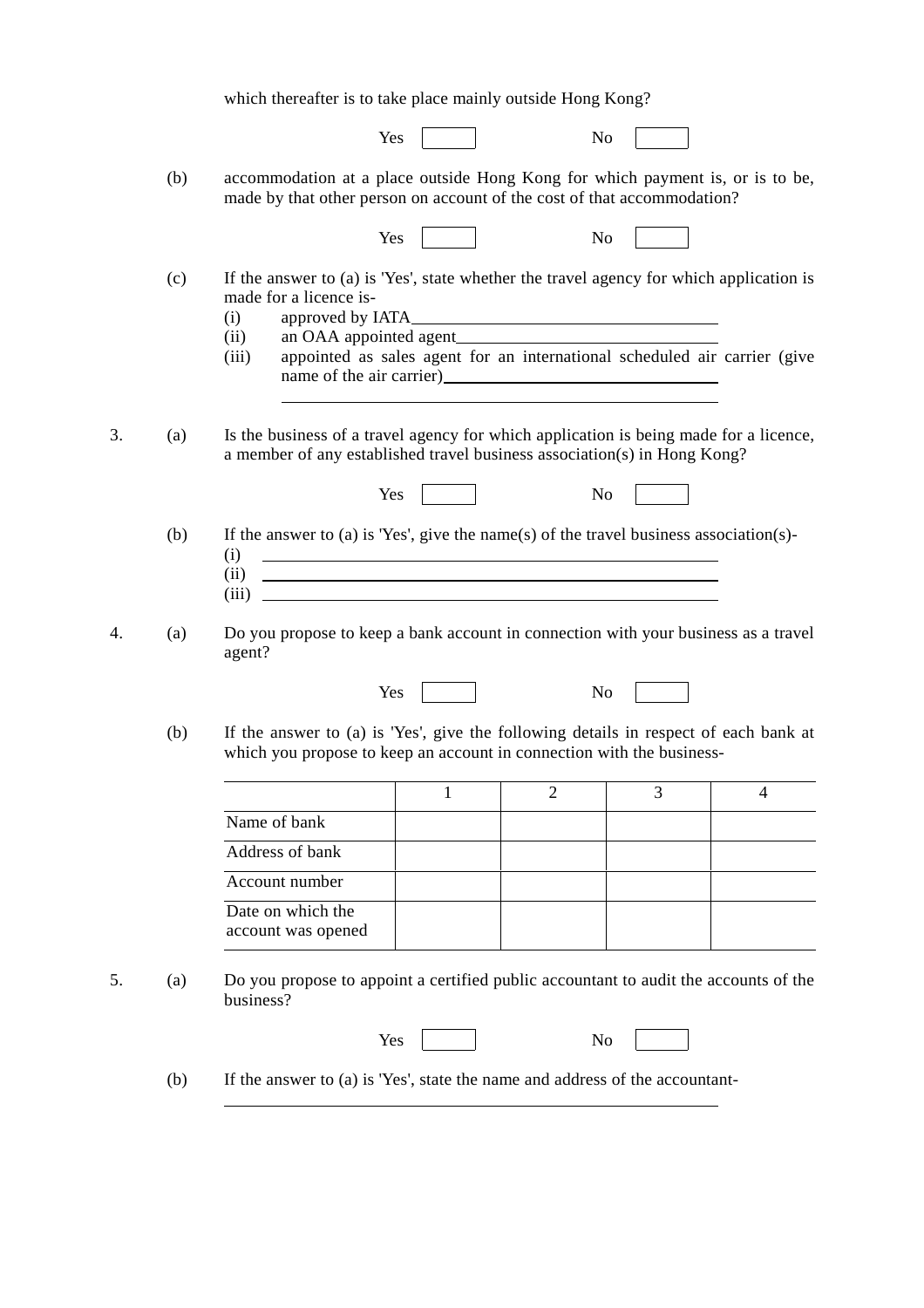which thereafter is to take place mainly outside Hong Kong?

Yes [ ] No [ ]

(b) accommodation at a place outside Hong Kong for which payment is, or is to be, made by that other person on account of the cost of that accommodation?

Yes [ ] No [ ]

(c) If the answer to (a) is 'Yes', state whether the travel agency for which application is made for a licence is-

(i) approved by IATA\_\_\_\_\_\_\_\_\_\_\_\_\_\_\_\_\_\_\_\_\_\_\_\_\_\_\_\_\_\_\_\_

(ii) an OAA appointed agent\_\_\_\_\_\_\_\_\_\_\_\_\_\_\_\_\_\_\_\_\_\_\_\_\_\_\_\_

(iii) appointed as sales agent for an international scheduled air carrier (give name of the air carrier)\_\_\_\_\_\_\_\_\_\_\_\_\_\_\_\_\_\_\_\_\_\_\_\_\_\_\_\_\_\_\_\_

\_\_\_\_\_\_\_\_\_\_\_\_\_\_\_\_\_\_\_\_\_\_\_\_\_\_\_\_\_\_\_\_\_\_\_\_\_\_\_\_\_\_\_\_\_\_

3. (a) Is the business of a travel agency for which application is being made for a licence, a member of any established travel business association(s) in Hong Kong?

Yes [ ] No [ ]

(b) If the answer to (a) is 'Yes', give the name(s) of the travel business association(s)-

(i) \_\_\_\_\_\_\_\_\_\_\_\_\_\_\_\_\_\_\_\_\_\_\_\_\_\_\_\_\_\_\_\_\_\_\_\_\_\_\_\_\_\_\_\_

(ii) \_\_\_\_\_\_\_\_\_\_\_\_\_\_\_\_\_\_\_\_\_\_\_\_\_\_\_\_\_\_\_\_\_\_\_\_\_\_\_\_\_\_\_\_

(iii) \_\_\_\_\_\_\_\_\_\_\_\_\_\_\_\_\_\_\_\_\_\_\_\_\_\_\_\_\_\_\_\_\_\_\_\_\_\_\_\_\_\_\_\_

4. (a) Do you propose to keep a bank account in connection with your business as a travel agent?

Yes [ ] No [ ]

(b) If the answer to (a) is 'Yes', give the following details in respect of each bank at which you propose to keep an account in connection with the business-

| | 1 | 2 | 3 | 4 |
|---|---|---|---|---|
| Name of bank | | | | |
| Address of bank | | | | |
| Account number | | | | |
| Date on which the account was opened | | | | |

5. (a) Do you propose to appoint a certified public accountant to audit the accounts of the business?

Yes [ ] No [ ]

(b) If the answer to (a) is 'Yes', state the name and address of the accountant-

\_\_\_\_\_\_\_\_\_\_\_\_\_\_\_\_\_\_\_\_\_\_\_\_\_\_\_\_\_\_\_\_\_\_\_\_\_\_\_\_\_\_\_\_\_\_\_\_\_\_\_\_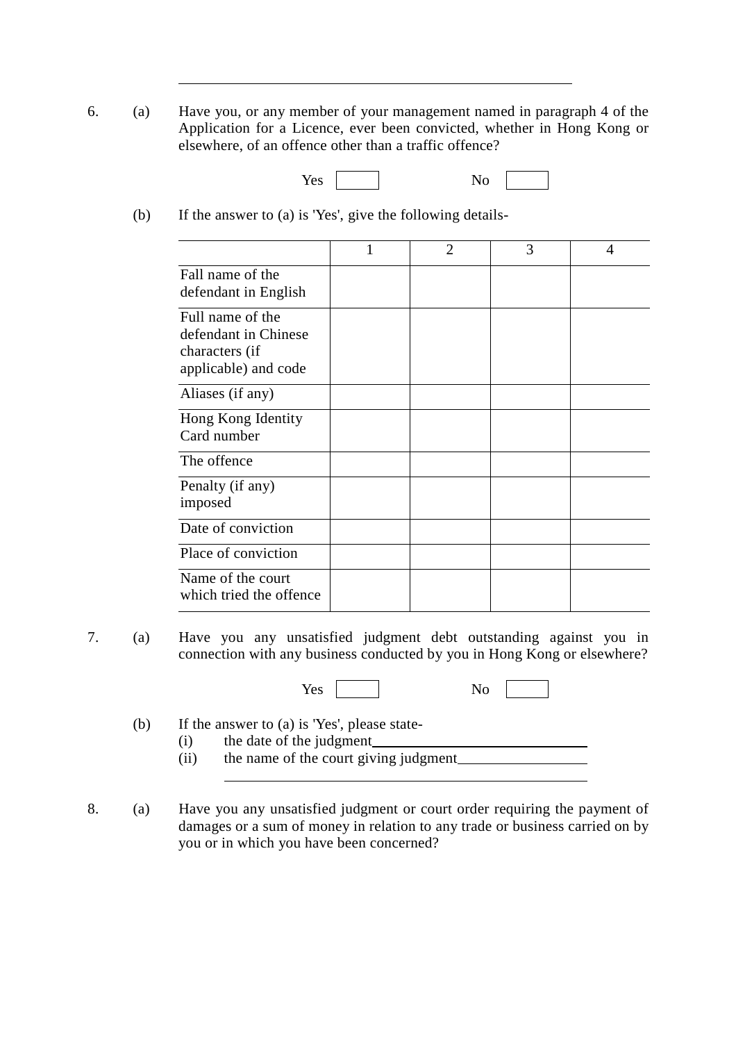6. (a) Have you, or any member of your management named in paragraph 4 of the Application for a Licence, ever been convicted, whether in Hong Kong or elsewhere, of an offence other than a traffic offence?

Yes ☐ No ☐

(b) If the answer to (a) is 'Yes', give the following details-

| | 1 | 2 | 3 | 4 |
|---|---|---|---|---|
| Fall name of the defendant in English | | | | |
| Full name of the defendant in Chinese characters (if applicable) and code | | | | |
| Aliases (if any) | | | | |
| Hong Kong Identity Card number | | | | |
| The offence | | | | |
| Penalty (if any) imposed | | | | |
| Date of conviction | | | | |
| Place of conviction | | | | |
| Name of the court which tried the offence | | | | |

7. (a) Have you any unsatisfied judgment debt outstanding against you in connection with any business conducted by you in Hong Kong or elsewhere?

Yes ☐ No ☐

(b) If the answer to (a) is 'Yes', please state-
   (i) the date of the judgment______________________________
   (ii) the name of the court giving judgment__________________
   ______________________________________________________

8. (a) Have you any unsatisfied judgment or court order requiring the payment of damages or a sum of money in relation to any trade or business carried on by you or in which you have been concerned?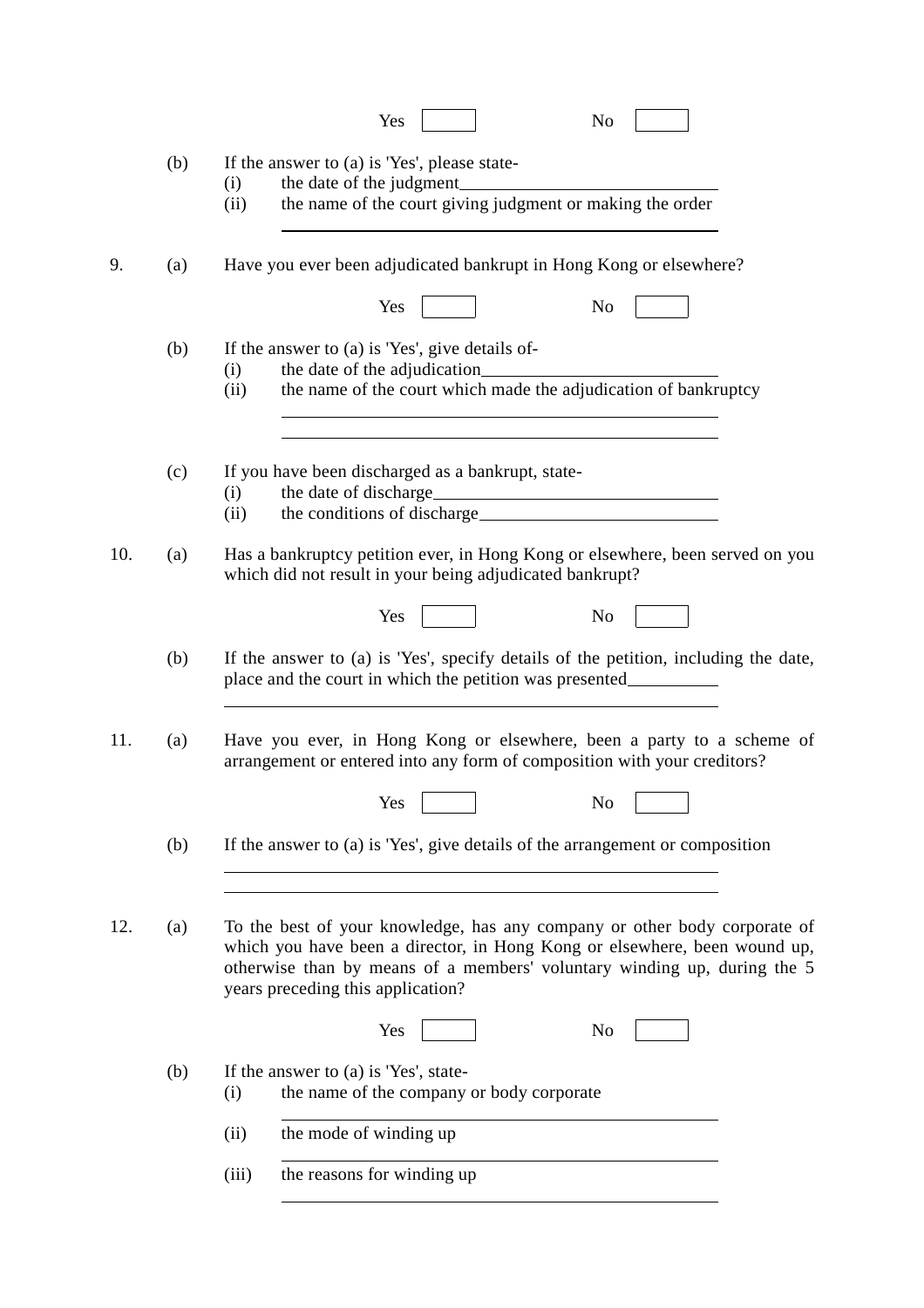Yes ☐ No ☐

(b) If the answer to (a) is 'Yes', please state-

(i) the date of the judgment\_\_\_\_\_\_\_\_\_\_\_\_\_\_\_\_\_\_\_\_\_\_\_\_\_\_\_\_

(ii) the name of the court giving judgment or making the order

\_\_\_\_\_\_\_\_\_\_\_\_\_\_\_\_\_\_\_\_\_\_\_\_\_\_\_\_\_\_\_\_\_\_\_\_\_\_\_\_\_\_\_\_\_\_\_\_

9. (a) Have you ever been adjudicated bankrupt in Hong Kong or elsewhere?

Yes ☐ No ☐

(b) If the answer to (a) is 'Yes', give details of-

(i) the date of the adjudication\_\_\_\_\_\_\_\_\_\_\_\_\_\_\_\_\_\_\_\_\_\_\_\_\_\_

(ii) the name of the court which made the adjudication of bankruptcy

\_\_\_\_\_\_\_\_\_\_\_\_\_\_\_\_\_\_\_\_\_\_\_\_\_\_\_\_\_\_\_\_\_\_\_\_\_\_\_\_\_\_\_\_\_\_\_\_

\_\_\_\_\_\_\_\_\_\_\_\_\_\_\_\_\_\_\_\_\_\_\_\_\_\_\_\_\_\_\_\_\_\_\_\_\_\_\_\_\_\_\_\_\_\_\_\_

(c) If you have been discharged as a bankrupt, state-

(i) the date of discharge\_\_\_\_\_\_\_\_\_\_\_\_\_\_\_\_\_\_\_\_\_\_\_\_\_\_\_\_\_\_\_\_

(ii) the conditions of discharge\_\_\_\_\_\_\_\_\_\_\_\_\_\_\_\_\_\_\_\_\_\_\_\_\_\_\_

10. (a) Has a bankruptcy petition ever, in Hong Kong or elsewhere, been served on you which did not result in your being adjudicated bankrupt?

Yes ☐ No ☐

(b) If the answer to (a) is 'Yes', specify details of the petition, including the date, place and the court in which the petition was presented\_\_\_\_\_\_\_\_\_\_

\_\_\_\_\_\_\_\_\_\_\_\_\_\_\_\_\_\_\_\_\_\_\_\_\_\_\_\_\_\_\_\_\_\_\_\_\_\_\_\_\_\_\_\_\_\_\_\_\_\_\_\_\_\_\_\_

11. (a) Have you ever, in Hong Kong or elsewhere, been a party to a scheme of arrangement or entered into any form of composition with your creditors?

Yes ☐ No ☐

(b) If the answer to (a) is 'Yes', give details of the arrangement or composition

\_\_\_\_\_\_\_\_\_\_\_\_\_\_\_\_\_\_\_\_\_\_\_\_\_\_\_\_\_\_\_\_\_\_\_\_\_\_\_\_\_\_\_\_\_\_\_\_\_\_\_\_\_\_\_\_

\_\_\_\_\_\_\_\_\_\_\_\_\_\_\_\_\_\_\_\_\_\_\_\_\_\_\_\_\_\_\_\_\_\_\_\_\_\_\_\_\_\_\_\_\_\_\_\_\_\_\_\_\_\_\_\_

12. (a) To the best of your knowledge, has any company or other body corporate of which you have been a director, in Hong Kong or elsewhere, been wound up, otherwise than by means of a members' voluntary winding up, during the 5 years preceding this application?

Yes ☐ No ☐

(b) If the answer to (a) is 'Yes', state-

(i) the name of the company or body corporate

\_\_\_\_\_\_\_\_\_\_\_\_\_\_\_\_\_\_\_\_\_\_\_\_\_\_\_\_\_\_\_\_\_\_\_\_\_\_\_\_\_\_\_\_\_\_\_\_

(ii) the mode of winding up

\_\_\_\_\_\_\_\_\_\_\_\_\_\_\_\_\_\_\_\_\_\_\_\_\_\_\_\_\_\_\_\_\_\_\_\_\_\_\_\_\_\_\_\_\_\_\_\_

(iii) the reasons for winding up

\_\_\_\_\_\_\_\_\_\_\_\_\_\_\_\_\_\_\_\_\_\_\_\_\_\_\_\_\_\_\_\_\_\_\_\_\_\_\_\_\_\_\_\_\_\_\_\_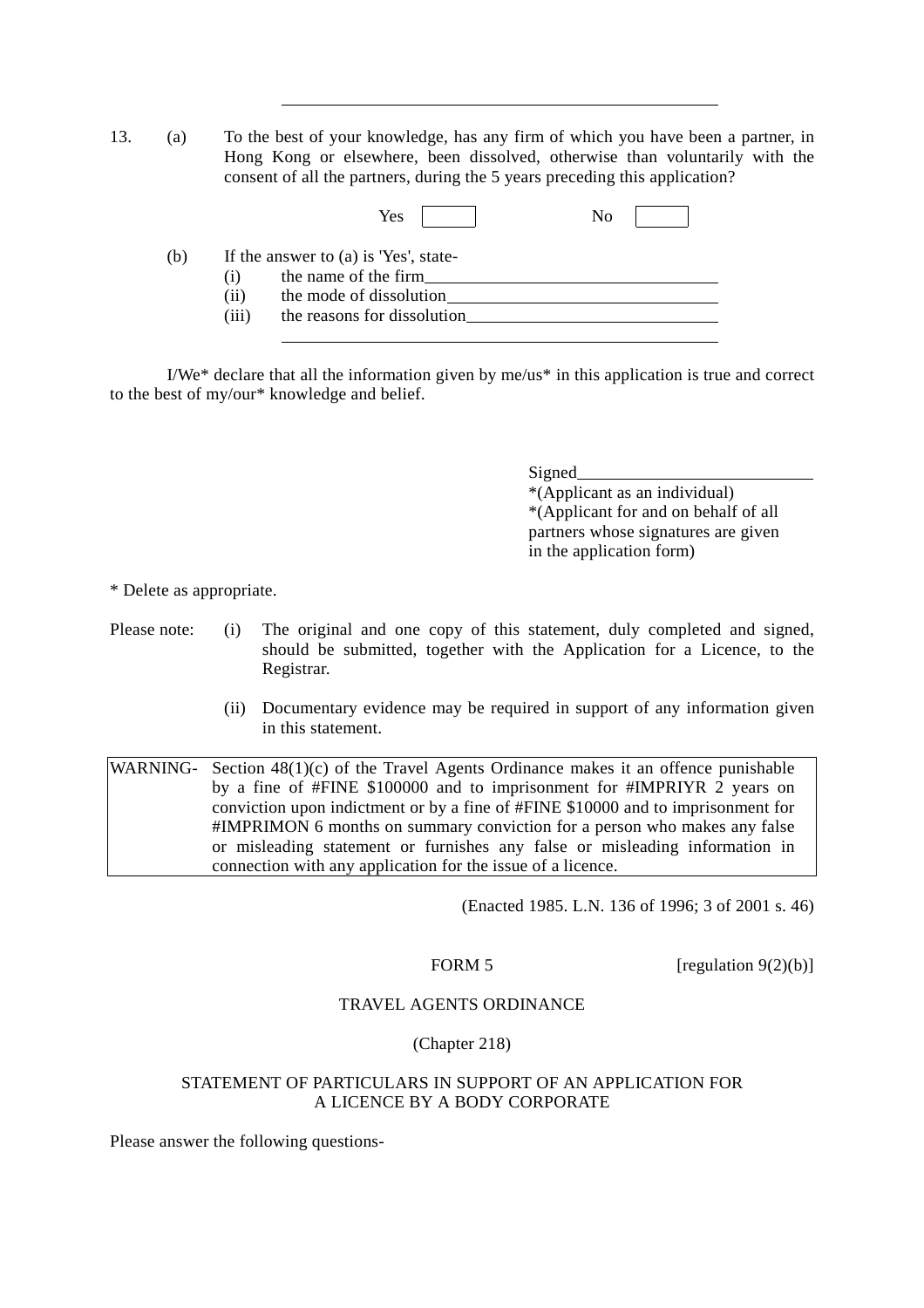\_\_\_\_\_\_\_\_\_\_\_\_\_\_\_\_\_\_\_\_\_\_\_\_\_\_\_\_\_\_\_\_\_\_\_\_\_\_\_\_

13. (a) To the best of your knowledge, has any firm of which you have been a partner, in Hong Kong or elsewhere, been dissolved, otherwise than voluntarily with the consent of all the partners, during the 5 years preceding this application?

Yes ☐ No ☐

(b) If the answer to (a) is 'Yes', state-

(i) the name of the firm\_\_\_\_\_\_\_\_\_\_\_\_\_\_\_\_\_\_\_\_\_\_\_\_\_\_\_\_\_\_\_\_

(ii) the mode of dissolution\_\_\_\_\_\_\_\_\_\_\_\_\_\_\_\_\_\_\_\_\_\_\_\_\_\_\_\_\_\_

(iii) the reasons for dissolution\_\_\_\_\_\_\_\_\_\_\_\_\_\_\_\_\_\_\_\_\_\_\_\_\_\_\_\_

\_\_\_\_\_\_\_\_\_\_\_\_\_\_\_\_\_\_\_\_\_\_\_\_\_\_\_\_\_\_\_\_\_\_\_\_\_\_\_\_

I/We* declare that all the information given by me/us* in this application is true and correct to the best of my/our* knowledge and belief.

Signed\_\_\_\_\_\_\_\_\_\_\_\_\_\_\_\_\_\_\_\_\_\_\_\_\_\_\_\_
*(Applicant as an individual)
*(Applicant for and on behalf of all partners whose signatures are given in the application form)

* Delete as appropriate.

Please note: (i) The original and one copy of this statement, duly completed and signed, should be submitted, together with the Application for a Licence, to the Registrar.

(ii) Documentary evidence may be required in support of any information given in this statement.

| WARNING- | Section 48(1)(c) of the Travel Agents Ordinance makes it an offence punishable by a fine of #FINE $100000 and to imprisonment for #IMPRIYR 2 years on conviction upon indictment or by a fine of #FINE $10000 and to imprisonment for #IMPRIMON 6 months on summary conviction for a person who makes any false or misleading statement or furnishes any false or misleading information in connection with any application for the issue of a licence. |
|---|---|

(Enacted 1985. L.N. 136 of 1996; 3 of 2001 s. 46)

FORM 5 [regulation 9(2)(b)]

TRAVEL AGENTS ORDINANCE

(Chapter 218)

STATEMENT OF PARTICULARS IN SUPPORT OF AN APPLICATION FOR A LICENCE BY A BODY CORPORATE

Please answer the following questions-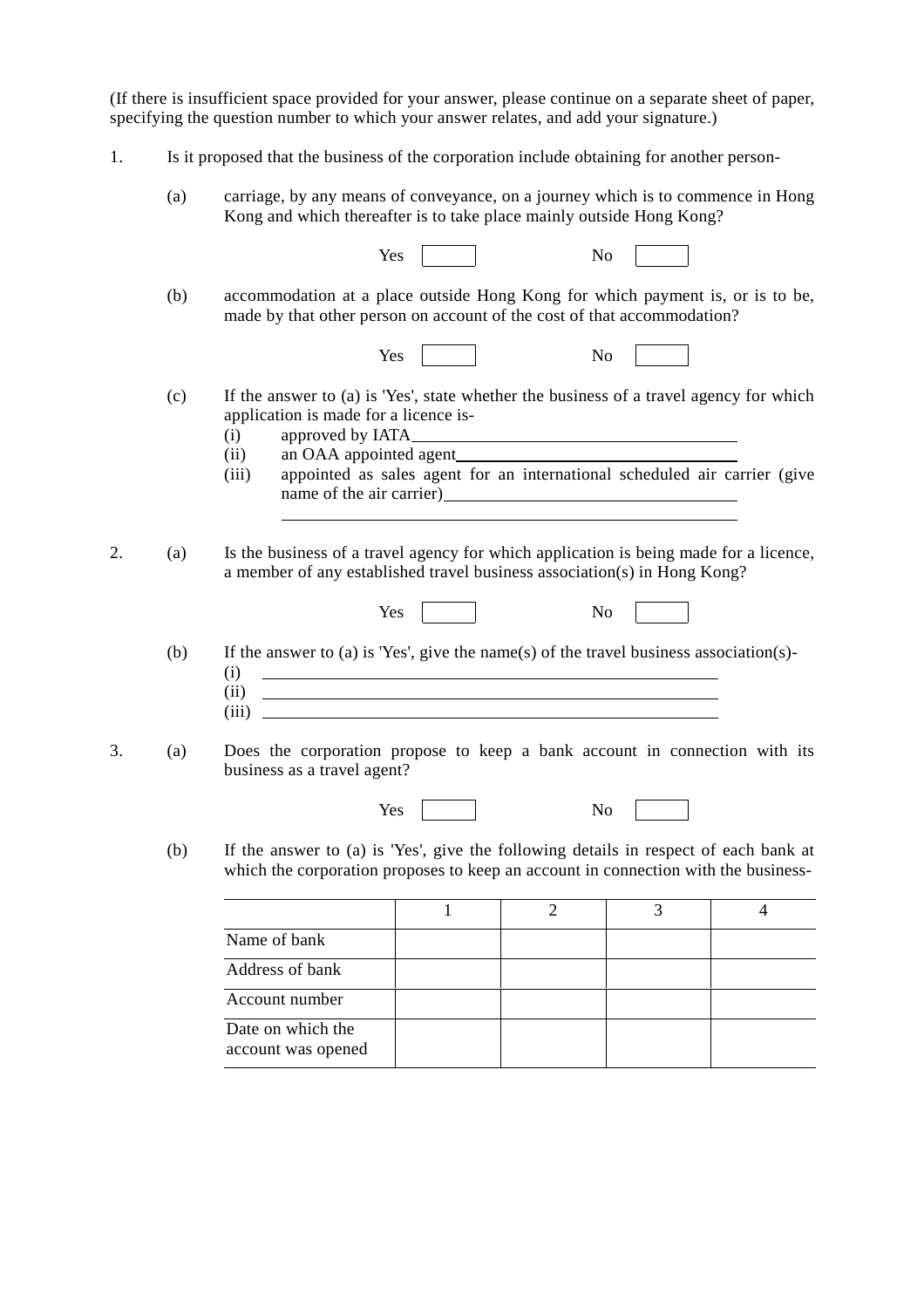(If there is insufficient space provided for your answer, please continue on a separate sheet of paper, specifying the question number to which your answer relates, and add your signature.)

1. Is it proposed that the business of the corporation include obtaining for another person-

   (a) carriage, by any means of conveyance, on a journey which is to commence in Hong Kong and which thereafter is to take place mainly outside Hong Kong?

   Yes ☐ No ☐

   (b) accommodation at a place outside Hong Kong for which payment is, or is to be, made by that other person on account of the cost of that accommodation?

   Yes ☐ No ☐

   (c) If the answer to (a) is 'Yes', state whether the business of a travel agency for which application is made for a licence is-
      (i) approved by IATA\_\_\_\_\_\_\_\_\_\_\_\_\_\_\_\_\_\_\_\_\_\_\_\_\_\_\_\_\_\_
      (ii) an OAA appointed agent\_\_\_\_\_\_\_\_\_\_\_\_\_\_\_\_\_\_\_\_\_\_\_\_\_\_
      (iii) appointed as sales agent for an international scheduled air carrier (give name of the air carrier)\_\_\_\_\_\_\_\_\_\_\_\_\_\_\_\_\_\_\_\_\_\_\_\_\_\_
      \_\_\_\_\_\_\_\_\_\_\_\_\_\_\_\_\_\_\_\_\_\_\_\_\_\_\_\_\_\_\_\_\_\_\_\_\_\_\_\_\_\_

2. (a) Is the business of a travel agency for which application is being made for a licence, a member of any established travel business association(s) in Hong Kong?

   Yes ☐ No ☐

   (b) If the answer to (a) is 'Yes', give the name(s) of the travel business association(s)-
      (i) \_\_\_\_\_\_\_\_\_\_\_\_\_\_\_\_\_\_\_\_\_\_\_\_\_\_\_\_\_\_\_\_\_\_\_\_\_\_\_\_
      (ii) \_\_\_\_\_\_\_\_\_\_\_\_\_\_\_\_\_\_\_\_\_\_\_\_\_\_\_\_\_\_\_\_\_\_\_\_\_\_\_\_
      (iii) \_\_\_\_\_\_\_\_\_\_\_\_\_\_\_\_\_\_\_\_\_\_\_\_\_\_\_\_\_\_\_\_\_\_\_\_\_\_\_\_

3. (a) Does the corporation propose to keep a bank account in connection with its business as a travel agent?

   Yes ☐ No ☐

   (b) If the answer to (a) is 'Yes', give the following details in respect of each bank at which the corporation proposes to keep an account in connection with the business-

| | 1 | 2 | 3 | 4 |
|---|---|---|---|---|
| Name of bank | | | | |
| Address of bank | | | | |
| Account number | | | | |
| Date on which the account was opened | | | | |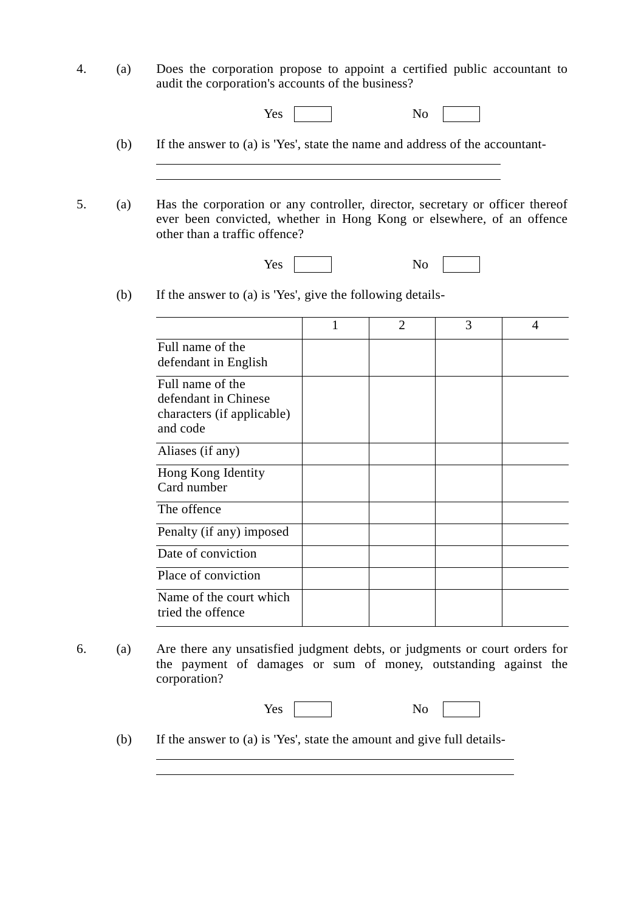4. (a) Does the corporation propose to appoint a certified public accountant to audit the corporation's accounts of the business?

Yes ☐ No ☐

(b) If the answer to (a) is 'Yes', state the name and address of the accountant-

\_\_\_\_\_\_\_\_\_\_\_\_\_\_\_\_\_\_\_\_\_\_\_\_\_\_\_\_\_\_\_\_\_\_\_\_\_\_\_\_\_\_\_\_\_\_\_\_\_\_\_\_\_\_

\_\_\_\_\_\_\_\_\_\_\_\_\_\_\_\_\_\_\_\_\_\_\_\_\_\_\_\_\_\_\_\_\_\_\_\_\_\_\_\_\_\_\_\_\_\_\_\_\_\_\_\_\_\_

5. (a) Has the corporation or any controller, director, secretary or officer thereof ever been convicted, whether in Hong Kong or elsewhere, of an offence other than a traffic offence?

Yes ☐ No ☐

(b) If the answer to (a) is 'Yes', give the following details-

| | 1 | 2 | 3 | 4 |
|---|---|---|---|---|
| Full name of the defendant in English | | | | |
| Full name of the defendant in Chinese characters (if applicable) and code | | | | |
| Aliases (if any) | | | | |
| Hong Kong Identity Card number | | | | |
| The offence | | | | |
| Penalty (if any) imposed | | | | |
| Date of conviction | | | | |
| Place of conviction | | | | |
| Name of the court which tried the offence | | | | |

6. (a) Are there any unsatisfied judgment debts, or judgments or court orders for the payment of damages or sum of money, outstanding against the corporation?

Yes ☐ No ☐

(b) If the answer to (a) is 'Yes', state the amount and give full details-

\_\_\_\_\_\_\_\_\_\_\_\_\_\_\_\_\_\_\_\_\_\_\_\_\_\_\_\_\_\_\_\_\_\_\_\_\_\_\_\_\_\_\_\_\_\_\_\_\_\_\_\_\_\_

\_\_\_\_\_\_\_\_\_\_\_\_\_\_\_\_\_\_\_\_\_\_\_\_\_\_\_\_\_\_\_\_\_\_\_\_\_\_\_\_\_\_\_\_\_\_\_\_\_\_\_\_\_\_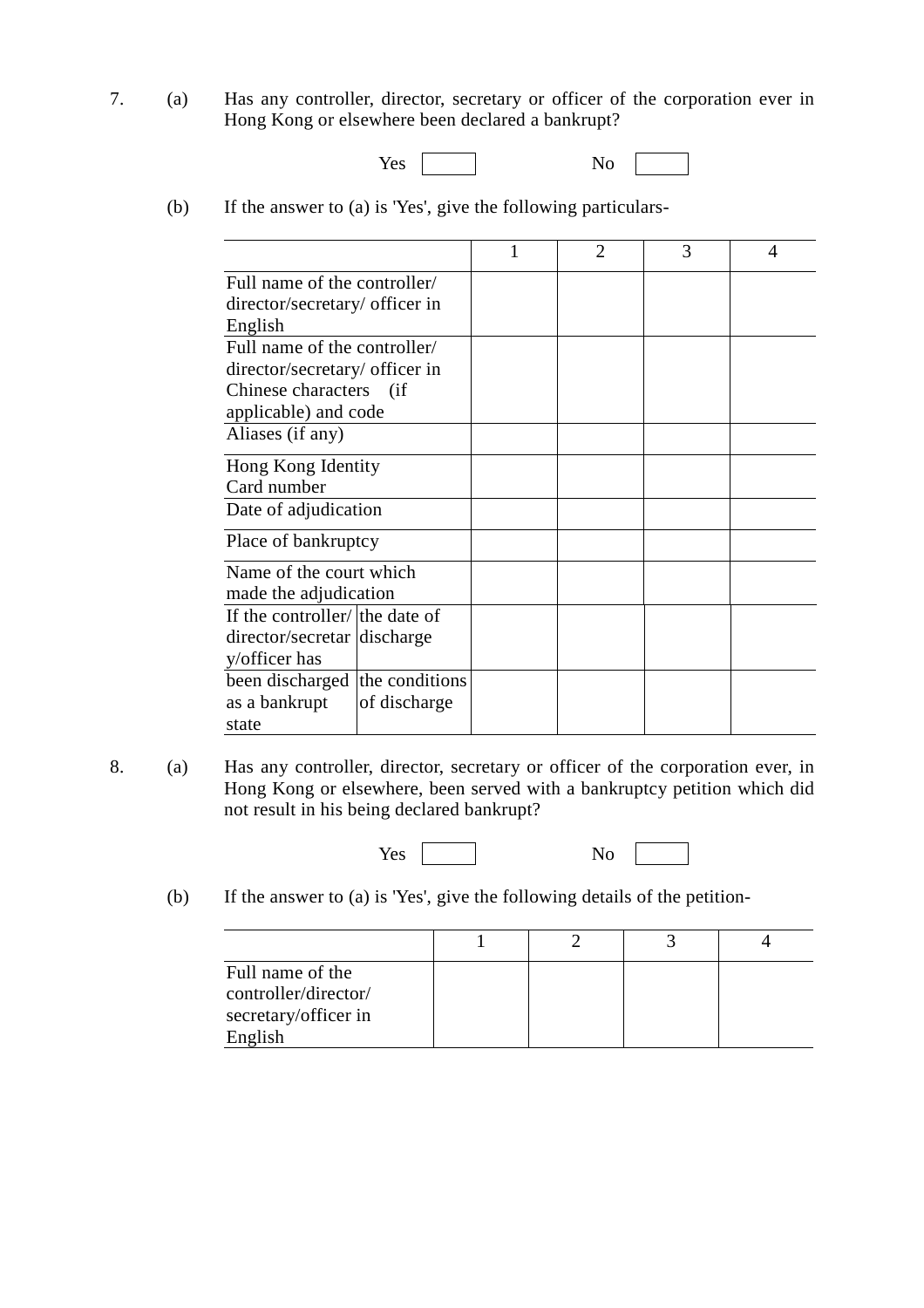7. (a) Has any controller, director, secretary or officer of the corporation ever in Hong Kong or elsewhere been declared a bankrupt?

Yes ☐ No ☐

(b) If the answer to (a) is 'Yes', give the following particulars-

| | | 1 | 2 | 3 | 4 |
|---|---|---|---|---|---|
| Full name of the controller/ director/secretary/ officer in English | | | | | |
| Full name of the controller/ director/secretary/ officer in Chinese characters (if applicable) and code | | | | | |
| Aliases (if any) | | | | | |
| Hong Kong Identity Card number | | | | | |
| Date of adjudication | | | | | |
| Place of bankruptcy | | | | | |
| Name of the court which made the adjudication | | | | | |
| If the controller/ director/secretary/officer has | the date of discharge | | | | |
| been discharged as a bankrupt state | the conditions of discharge | | | | |

8. (a) Has any controller, director, secretary or officer of the corporation ever, in Hong Kong or elsewhere, been served with a bankruptcy petition which did not result in his being declared bankrupt?

Yes ☐ No ☐

(b) If the answer to (a) is 'Yes', give the following details of the petition-

| | 1 | 2 | 3 | 4 |
|---|---|---|---|---|
| Full name of the controller/director/ secretary/officer in English | | | | |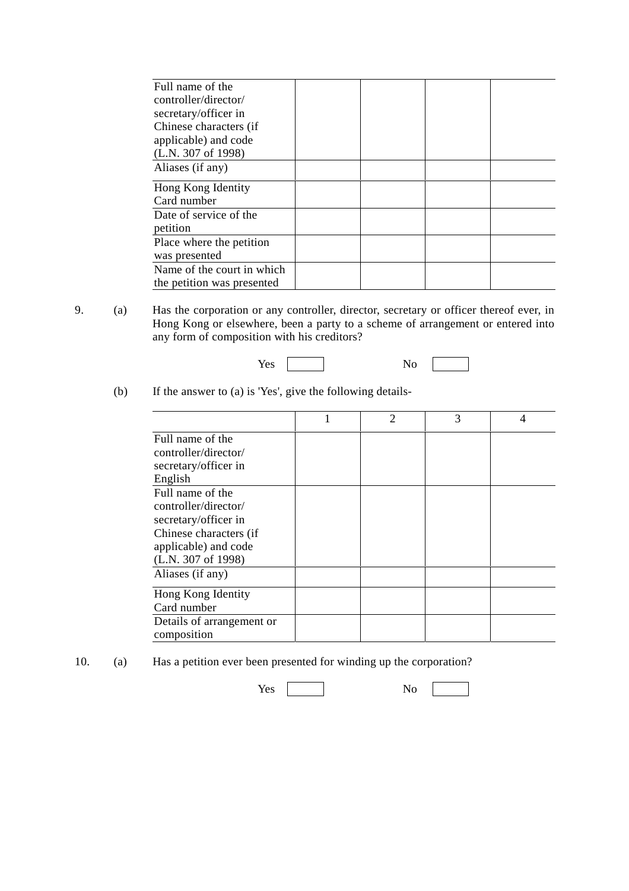| Full name of the controller/director/secretary/officer in Chinese characters (if applicable) and code (L.N. 307 of 1998) | | | | |
|---|---|---|---|---|
| Aliases (if any) | | | | |
| Hong Kong Identity Card number | | | | |
| Date of service of the petition | | | | |
| Place where the petition was presented | | | | |
| Name of the court in which the petition was presented | | | | |

9. (a) Has the corporation or any controller, director, secretary or officer thereof ever, in Hong Kong or elsewhere, been a party to a scheme of arrangement or entered into any form of composition with his creditors?

Yes ☐ No ☐

(b) If the answer to (a) is 'Yes', give the following details-

| | 1 | 2 | 3 | 4 |
|---|---|---|---|---|
| Full name of the controller/director/secretary/officer in English | | | | |
| Full name of the controller/director/secretary/officer in Chinese characters (if applicable) and code (L.N. 307 of 1998) | | | | |
| Aliases (if any) | | | | |
| Hong Kong Identity Card number | | | | |
| Details of arrangement or composition | | | | |

10. (a) Has a petition ever been presented for winding up the corporation?

Yes ☐ No ☐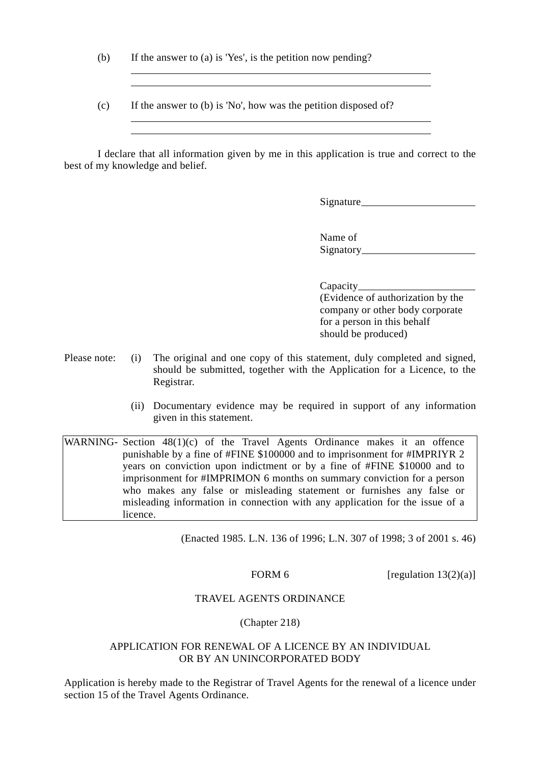(b) If the answer to (a) is 'Yes', is the petition now pending?

\_\_\_\_\_\_\_\_\_\_\_\_\_\_\_\_\_\_\_\_\_\_\_\_\_\_\_\_\_\_\_\_\_\_\_\_\_\_\_\_\_\_\_\_\_\_\_\_\_\_\_\_\_\_

\_\_\_\_\_\_\_\_\_\_\_\_\_\_\_\_\_\_\_\_\_\_\_\_\_\_\_\_\_\_\_\_\_\_\_\_\_\_\_\_\_\_\_\_\_\_\_\_\_\_\_\_\_\_

(c) If the answer to (b) is 'No', how was the petition disposed of?

\_\_\_\_\_\_\_\_\_\_\_\_\_\_\_\_\_\_\_\_\_\_\_\_\_\_\_\_\_\_\_\_\_\_\_\_\_\_\_\_\_\_\_\_\_\_\_\_\_\_\_\_\_\_

\_\_\_\_\_\_\_\_\_\_\_\_\_\_\_\_\_\_\_\_\_\_\_\_\_\_\_\_\_\_\_\_\_\_\_\_\_\_\_\_\_\_\_\_\_\_\_\_\_\_\_\_\_\_

I declare that all information given by me in this application is true and correct to the best of my knowledge and belief.

Signature\_\_\_\_\_\_\_\_\_\_\_\_\_\_\_\_\_\_\_\_

Name of Signatory\_\_\_\_\_\_\_\_\_\_\_\_\_\_\_\_\_\_\_\_

Capacity\_\_\_\_\_\_\_\_\_\_\_\_\_\_\_\_\_\_\_\_
(Evidence of authorization by the company or other body corporate for a person in this behalf should be produced)

Please note:

(i) The original and one copy of this statement, duly completed and signed, should be submitted, together with the Application for a Licence, to the Registrar.

(ii) Documentary evidence may be required in support of any information given in this statement.

| WARNING- | Section 48(1)(c) of the Travel Agents Ordinance makes it an offence punishable by a fine of #FINE $100000 and to imprisonment for #IMPRIYR 2 years on conviction upon indictment or by a fine of #FINE $10000 and to imprisonment for #IMPRIMON 6 months on summary conviction for a person who makes any false or misleading statement or furnishes any false or misleading information in connection with any application for the issue of a licence. |
|---|---|

(Enacted 1985. L.N. 136 of 1996; L.N. 307 of 1998; 3 of 2001 s. 46)

FORM 6 [regulation 13(2)(a)]

TRAVEL AGENTS ORDINANCE

(Chapter 218)

APPLICATION FOR RENEWAL OF A LICENCE BY AN INDIVIDUAL OR BY AN UNINCORPORATED BODY

Application is hereby made to the Registrar of Travel Agents for the renewal of a licence under section 15 of the Travel Agents Ordinance.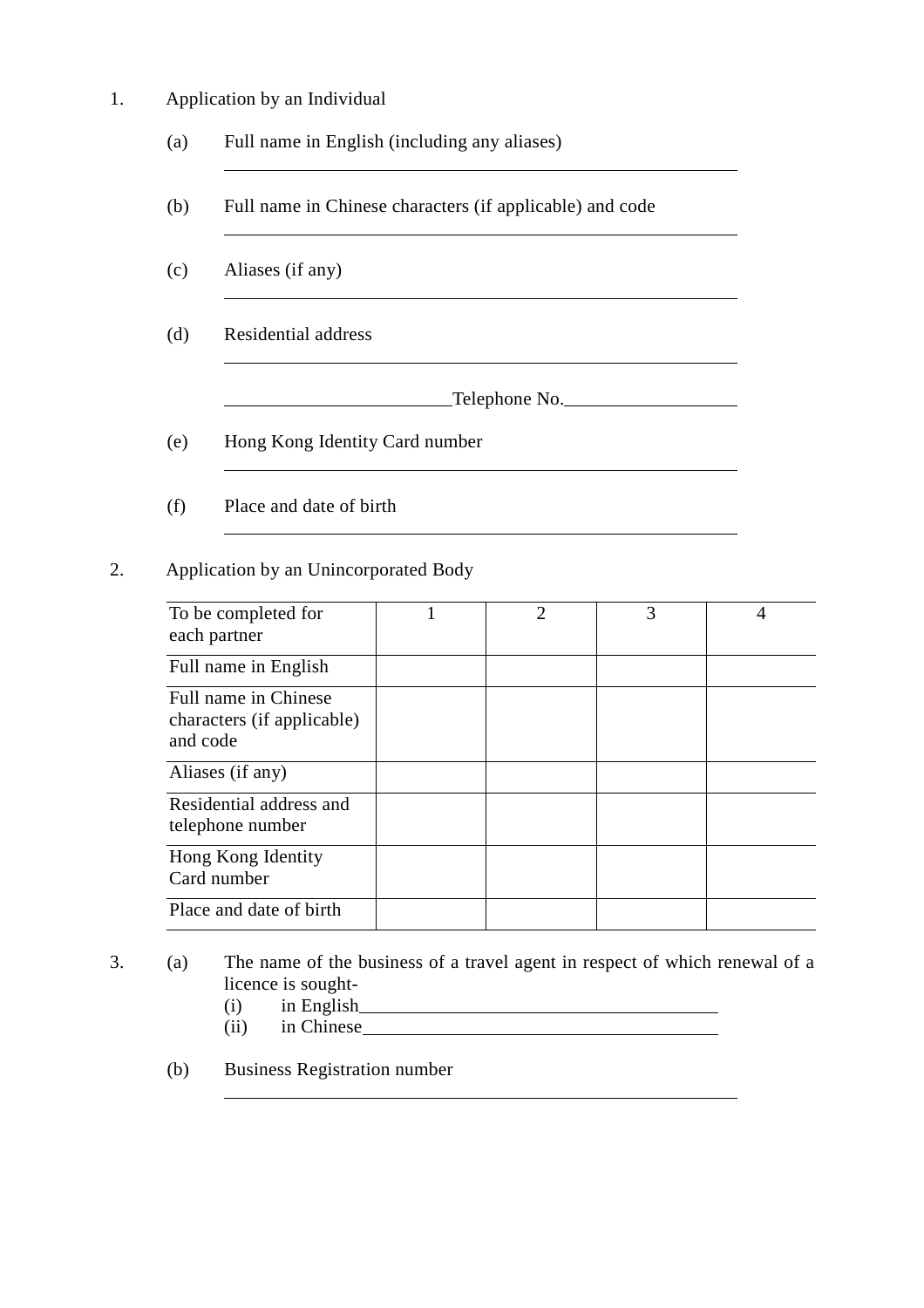1. Application by an Individual

   (a) Full name in English (including any aliases)

   \_\_\_\_\_\_\_\_\_\_\_\_\_\_\_\_\_\_\_\_\_\_\_\_\_\_\_\_\_\_\_\_\_\_\_\_\_\_\_\_\_\_\_\_\_\_\_\_

   (b) Full name in Chinese characters (if applicable) and code

   \_\_\_\_\_\_\_\_\_\_\_\_\_\_\_\_\_\_\_\_\_\_\_\_\_\_\_\_\_\_\_\_\_\_\_\_\_\_\_\_\_\_\_\_\_\_\_\_

   (c) Aliases (if any)

   \_\_\_\_\_\_\_\_\_\_\_\_\_\_\_\_\_\_\_\_\_\_\_\_\_\_\_\_\_\_\_\_\_\_\_\_\_\_\_\_\_\_\_\_\_\_\_\_

   (d) Residential address

   \_\_\_\_\_\_\_\_\_\_\_\_\_\_\_\_\_\_\_\_\_\_\_\_\_\_\_\_\_\_\_\_\_\_\_\_\_\_\_\_\_\_\_\_\_\_\_\_

   \_\_\_\_\_\_\_\_\_\_\_\_\_\_\_\_\_\_\_\_\_\_Telephone No.\_\_\_\_\_\_\_\_\_\_\_\_\_\_\_\_

   (e) Hong Kong Identity Card number

   \_\_\_\_\_\_\_\_\_\_\_\_\_\_\_\_\_\_\_\_\_\_\_\_\_\_\_\_\_\_\_\_\_\_\_\_\_\_\_\_\_\_\_\_\_\_\_\_

   (f) Place and date of birth

   \_\_\_\_\_\_\_\_\_\_\_\_\_\_\_\_\_\_\_\_\_\_\_\_\_\_\_\_\_\_\_\_\_\_\_\_\_\_\_\_\_\_\_\_\_\_\_\_

2. Application by an Unincorporated Body

| To be completed for each partner | 1 | 2 | 3 | 4 |
|---|---|---|---|---|
| Full name in English | | | | |
| Full name in Chinese characters (if applicable) and code | | | | |
| Aliases (if any) | | | | |
| Residential address and telephone number | | | | |
| Hong Kong Identity Card number | | | | |
| Place and date of birth | | | | |

3. (a) The name of the business of a travel agent in respect of which renewal of a licence is sought-

   (i) in English\_\_\_\_\_\_\_\_\_\_\_\_\_\_\_\_\_\_\_\_\_\_\_\_\_\_\_\_\_\_\_\_\_\_

   (ii) in Chinese\_\_\_\_\_\_\_\_\_\_\_\_\_\_\_\_\_\_\_\_\_\_\_\_\_\_\_\_\_\_\_\_\_\_

   (b) Business Registration number

   \_\_\_\_\_\_\_\_\_\_\_\_\_\_\_\_\_\_\_\_\_\_\_\_\_\_\_\_\_\_\_\_\_\_\_\_\_\_\_\_\_\_\_\_\_\_\_\_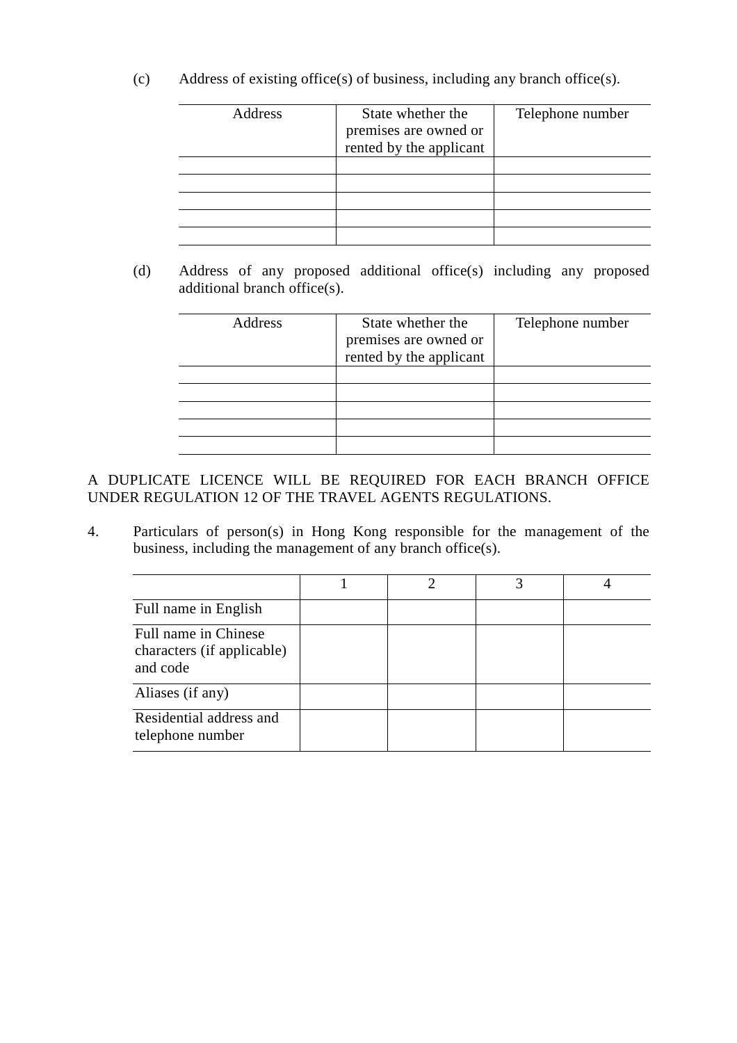(c) Address of existing office(s) of business, including any branch office(s).

| Address | State whether the premises are owned or rented by the applicant | Telephone number |
|---|---|---|
| | | |
| | | |
| | | |
| | | |
| | | |

(d) Address of any proposed additional office(s) including any proposed additional branch office(s).

| Address | State whether the premises are owned or rented by the applicant | Telephone number |
|---|---|---|
| | | |
| | | |
| | | |
| | | |
| | | |

A DUPLICATE LICENCE WILL BE REQUIRED FOR EACH BRANCH OFFICE UNDER REGULATION 12 OF THE TRAVEL AGENTS REGULATIONS.

4. Particulars of person(s) in Hong Kong responsible for the management of the business, including the management of any branch office(s).

| | 1 | 2 | 3 | 4 |
|---|---|---|---|---|
| Full name in English | | | | |
| Full name in Chinese characters (if applicable) and code | | | | |
| Aliases (if any) | | | | |
| Residential address and telephone number | | | | |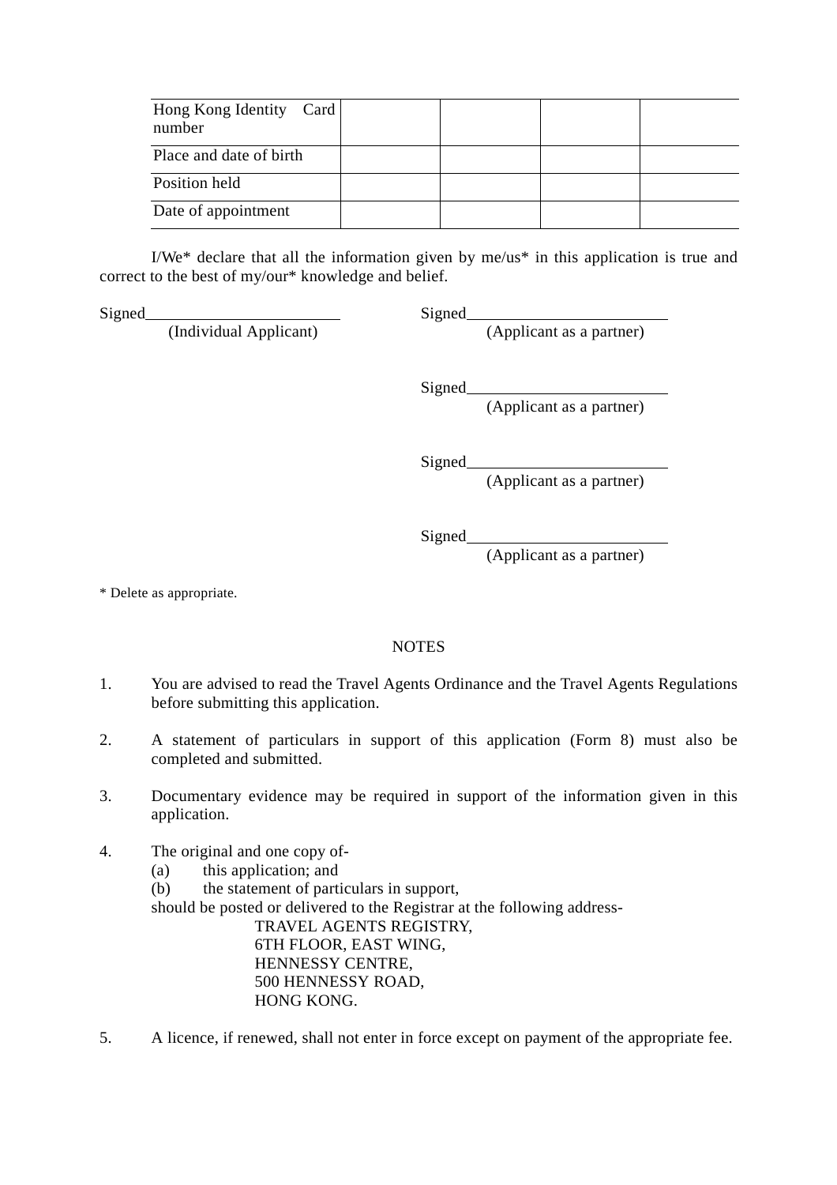| Hong Kong Identity Card number | | | | |
|---|---|---|---|---|
| Place and date of birth | | | | |
| Position held | | | | |
| Date of appointment | | | | |

I/We* declare that all the information given by me/us* in this application is true and correct to the best of my/our* knowledge and belief.

Signed________________________
(Individual Applicant)

Signed________________________
(Applicant as a partner)

Signed________________________
(Applicant as a partner)

Signed________________________
(Applicant as a partner)

Signed________________________
(Applicant as a partner)

* Delete as appropriate.

NOTES

1. You are advised to read the Travel Agents Ordinance and the Travel Agents Regulations before submitting this application.

2. A statement of particulars in support of this application (Form 8) must also be completed and submitted.

3. Documentary evidence may be required in support of the information given in this application.

4. The original and one copy of-
   (a) this application; and
   (b) the statement of particulars in support,

   should be posted or delivered to the Registrar at the following address-

   TRAVEL AGENTS REGISTRY,
   6TH FLOOR, EAST WING,
   HENNESSY CENTRE,
   500 HENNESSY ROAD,
   HONG KONG.

5. A licence, if renewed, shall not enter in force except on payment of the appropriate fee.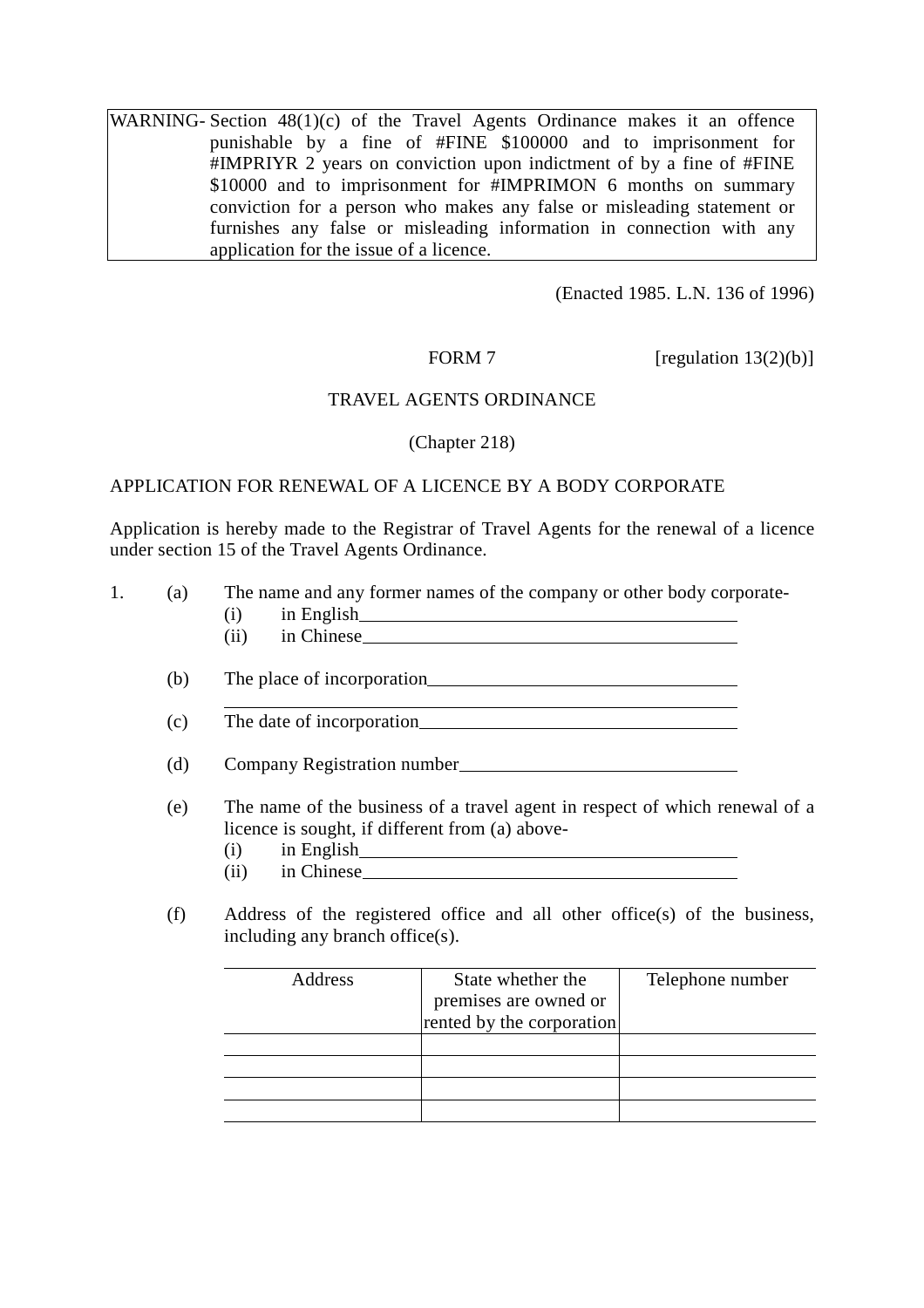WARNING- Section 48(1)(c) of the Travel Agents Ordinance makes it an offence punishable by a fine of #FINE $100000 and to imprisonment for #IMPRIYR 2 years on conviction upon indictment of by a fine of #FINE $10000 and to imprisonment for #IMPRIMON 6 months on summary conviction for a person who makes any false or misleading statement or furnishes any false or misleading information in connection with any application for the issue of a licence.

(Enacted 1985. L.N. 136 of 1996)

FORM 7 [regulation 13(2)(b)]

TRAVEL AGENTS ORDINANCE

(Chapter 218)

APPLICATION FOR RENEWAL OF A LICENCE BY A BODY CORPORATE

Application is hereby made to the Registrar of Travel Agents for the renewal of a licence under section 15 of the Travel Agents Ordinance.

1. (a) The name and any former names of the company or other body corporate-
   (i) in English\_\_\_\_\_\_\_\_\_\_\_\_\_\_\_\_\_\_\_\_\_\_\_\_\_\_\_\_\_\_\_\_\_\_\_\_
   (ii) in Chinese\_\_\_\_\_\_\_\_\_\_\_\_\_\_\_\_\_\_\_\_\_\_\_\_\_\_\_\_\_\_\_\_\_\_\_\_

   (b) The place of incorporation\_\_\_\_\_\_\_\_\_\_\_\_\_\_\_\_\_\_\_\_\_\_\_\_\_\_\_\_\_\_
   \_\_\_\_\_\_\_\_\_\_\_\_\_\_\_\_\_\_\_\_\_\_\_\_\_\_\_\_\_\_\_\_\_\_\_\_\_\_\_\_\_\_\_\_\_\_

   (c) The date of incorporation\_\_\_\_\_\_\_\_\_\_\_\_\_\_\_\_\_\_\_\_\_\_\_\_\_\_\_\_\_\_

   (d) Company Registration number\_\_\_\_\_\_\_\_\_\_\_\_\_\_\_\_\_\_\_\_\_\_\_\_\_\_

   (e) The name of the business of a travel agent in respect of which renewal of a licence is sought, if different from (a) above-
   (i) in English\_\_\_\_\_\_\_\_\_\_\_\_\_\_\_\_\_\_\_\_\_\_\_\_\_\_\_\_\_\_\_\_\_\_\_\_
   (ii) in Chinese\_\_\_\_\_\_\_\_\_\_\_\_\_\_\_\_\_\_\_\_\_\_\_\_\_\_\_\_\_\_\_\_\_\_\_\_

   (f) Address of the registered office and all other office(s) of the business, including any branch office(s).

| Address | State whether the premises are owned or rented by the corporation | Telephone number |
|---|---|---|
| | | |
| | | |
| | | |
| | | |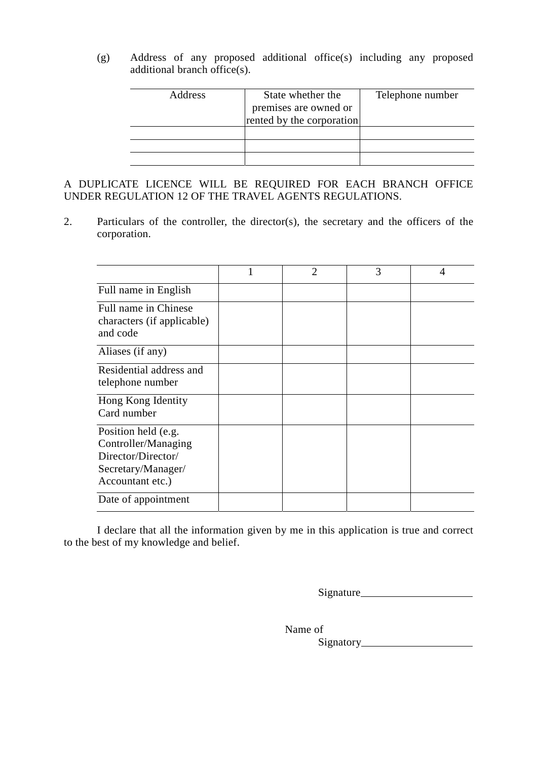(g) Address of any proposed additional office(s) including any proposed additional branch office(s).

| Address | State whether the premises are owned or rented by the corporation | Telephone number |
|---|---|---|
| | | |
| | | |
| | | |

A DUPLICATE LICENCE WILL BE REQUIRED FOR EACH BRANCH OFFICE UNDER REGULATION 12 OF THE TRAVEL AGENTS REGULATIONS.

2. Particulars of the controller, the director(s), the secretary and the officers of the corporation.

| | 1 | 2 | 3 | 4 |
|---|---|---|---|---|
| Full name in English | | | | |
| Full name in Chinese characters (if applicable) and code | | | | |
| Aliases (if any) | | | | |
| Residential address and telephone number | | | | |
| Hong Kong Identity Card number | | | | |
| Position held (e.g. Controller/Managing Director/Director/ Secretary/Manager/ Accountant etc.) | | | | |
| Date of appointment | | | | |

I declare that all the information given by me in this application is true and correct to the best of my knowledge and belief.

Signature____________________

Name of Signatory____________________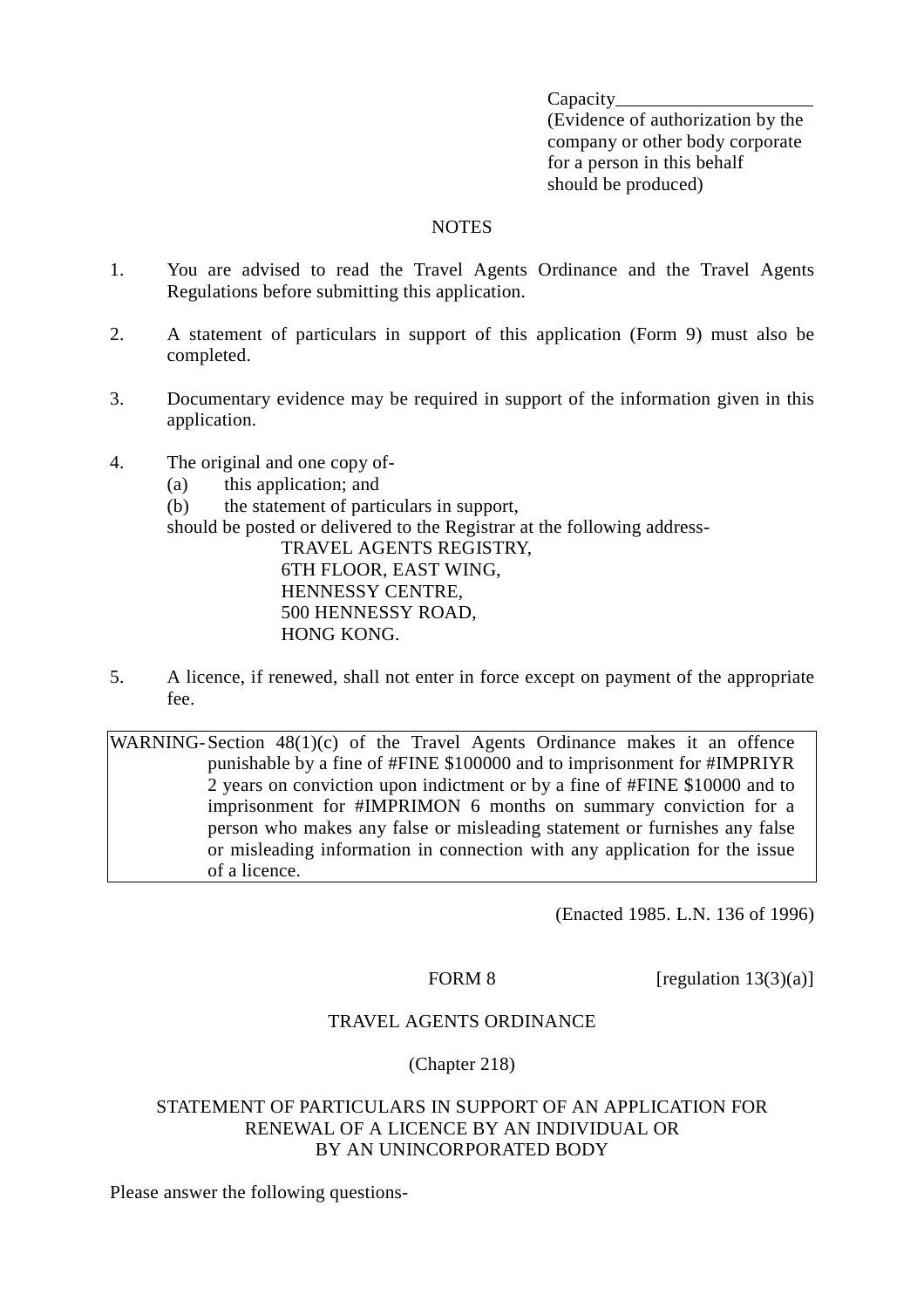Capacity\_\_\_\_\_\_\_\_\_\_\_\_\_\_\_\_\_\_\_\_
(Evidence of authorization by the company or other body corporate for a person in this behalf should be produced)

NOTES

1. You are advised to read the Travel Agents Ordinance and the Travel Agents Regulations before submitting this application.

2. A statement of particulars in support of this application (Form 9) must also be completed.

3. Documentary evidence may be required in support of the information given in this application.

4. The original and one copy of-
   (a) this application; and
   (b) the statement of particulars in support,
   
   should be posted or delivered to the Registrar at the following address-
   
   TRAVEL AGENTS REGISTRY,
   6TH FLOOR, EAST WING,
   HENNESSY CENTRE,
   500 HENNESSY ROAD,
   HONG KONG.

5. A licence, if renewed, shall not enter in force except on payment of the appropriate fee.

| WARNING- | Section 48(1)(c) of the Travel Agents Ordinance makes it an offence punishable by a fine of #FINE $100000 and to imprisonment for #IMPRIYR 2 years on conviction upon indictment or by a fine of #FINE $10000 and to imprisonment for #IMPRIMON 6 months on summary conviction for a person who makes any false or misleading statement or furnishes any false or misleading information in connection with any application for the issue of a licence. |
|---|---|

(Enacted 1985. L.N. 136 of 1996)

FORM 8 [regulation 13(3)(a)]

TRAVEL AGENTS ORDINANCE

(Chapter 218)

STATEMENT OF PARTICULARS IN SUPPORT OF AN APPLICATION FOR RENEWAL OF A LICENCE BY AN INDIVIDUAL OR BY AN UNINCORPORATED BODY

Please answer the following questions-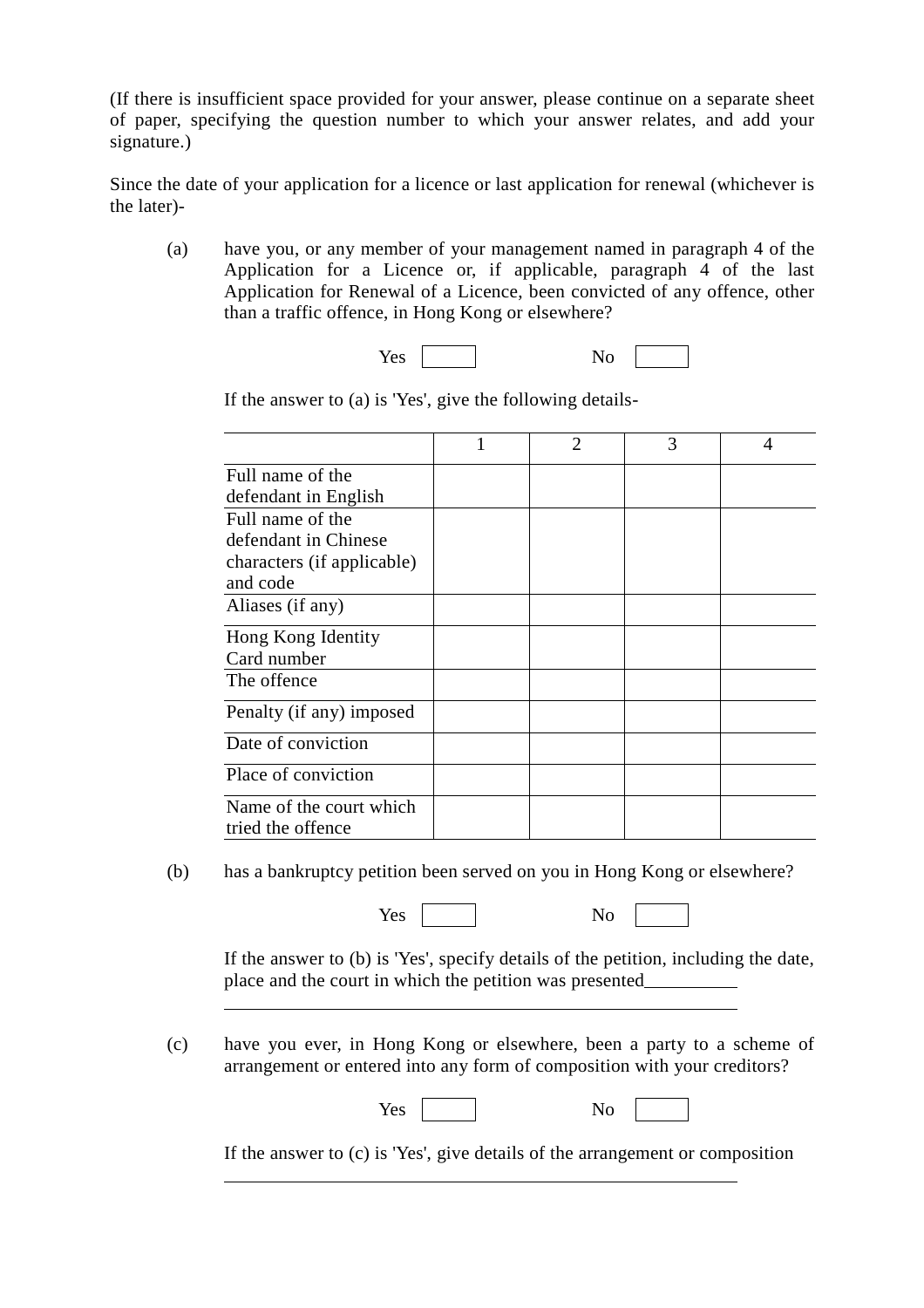(If there is insufficient space provided for your answer, please continue on a separate sheet of paper, specifying the question number to which your answer relates, and add your signature.)

Since the date of your application for a licence or last application for renewal (whichever is the later)-

(a) have you, or any member of your management named in paragraph 4 of the Application for a Licence or, if applicable, paragraph 4 of the last Application for Renewal of a Licence, been convicted of any offence, other than a traffic offence, in Hong Kong or elsewhere?

Yes ☐ No ☐

If the answer to (a) is 'Yes', give the following details-

| | 1 | 2 | 3 | 4 |
|---|---|---|---|---|
| Full name of the defendant in English | | | | |
| Full name of the defendant in Chinese characters (if applicable) and code | | | | |
| Aliases (if any) | | | | |
| Hong Kong Identity Card number | | | | |
| The offence | | | | |
| Penalty (if any) imposed | | | | |
| Date of conviction | | | | |
| Place of conviction | | | | |
| Name of the court which tried the offence | | | | |

(b) has a bankruptcy petition been served on you in Hong Kong or elsewhere?

Yes ☐ No ☐

If the answer to (b) is 'Yes', specify details of the petition, including the date, place and the court in which the petition was presented\_\_\_\_\_\_\_\_\_\_

\_\_\_\_\_\_\_\_\_\_\_\_\_\_\_\_\_\_\_\_\_\_\_\_\_\_\_\_\_\_\_\_\_\_\_\_\_\_\_\_\_\_\_\_\_\_\_\_

(c) have you ever, in Hong Kong or elsewhere, been a party to a scheme of arrangement or entered into any form of composition with your creditors?

Yes ☐ No ☐

If the answer to (c) is 'Yes', give details of the arrangement or composition

\_\_\_\_\_\_\_\_\_\_\_\_\_\_\_\_\_\_\_\_\_\_\_\_\_\_\_\_\_\_\_\_\_\_\_\_\_\_\_\_\_\_\_\_\_\_\_\_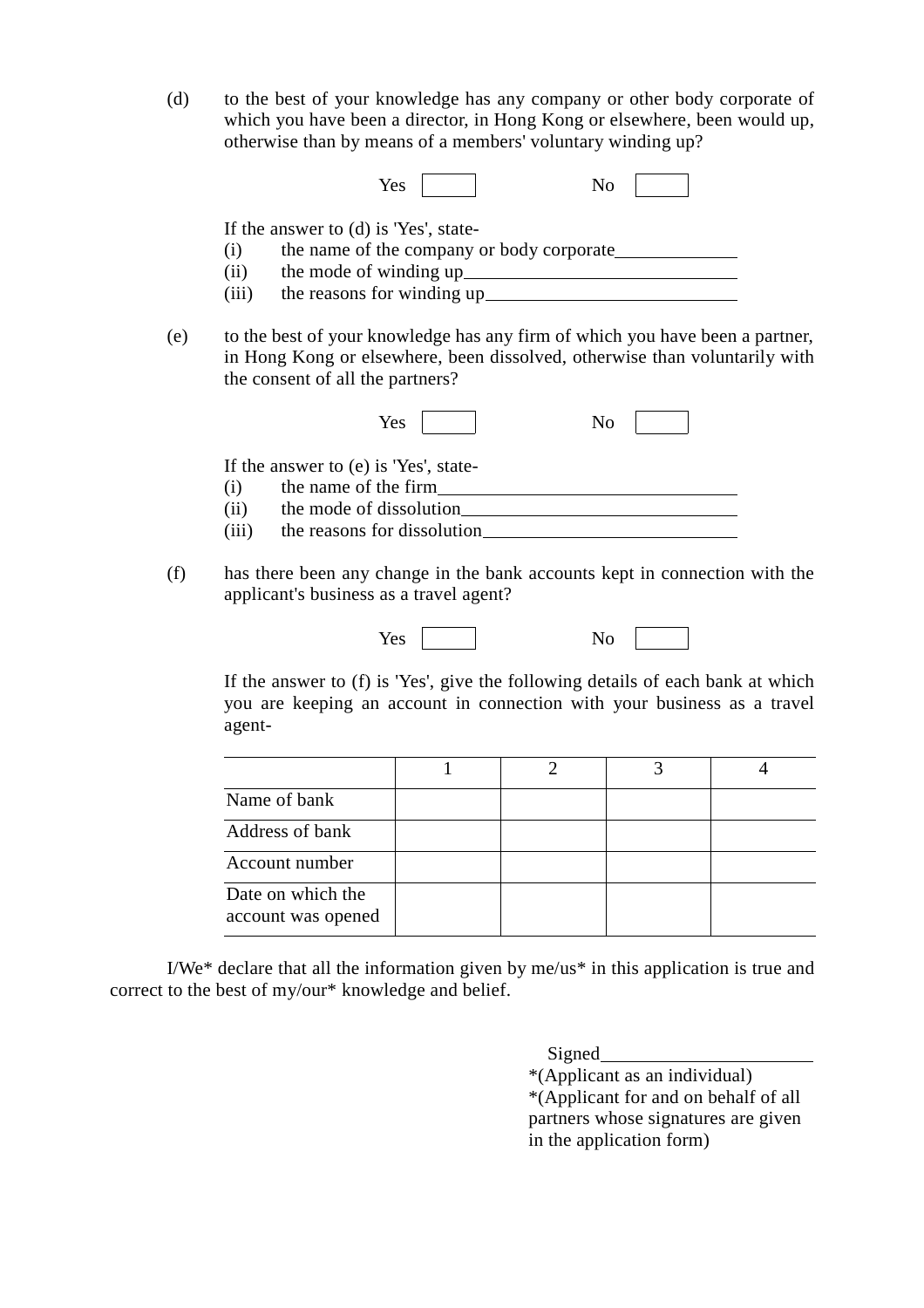(d) to the best of your knowledge has any company or other body corporate of which you have been a director, in Hong Kong or elsewhere, been would up, otherwise than by means of a members' voluntary winding up?

Yes ☐ No ☐

If the answer to (d) is 'Yes', state-

(i) the name of the company or body corporate\_\_\_\_\_\_\_\_\_\_\_\_\_

(ii) the mode of winding up\_\_\_\_\_\_\_\_\_\_\_\_\_\_\_\_\_\_\_\_\_\_\_\_\_\_\_\_\_

(iii) the reasons for winding up\_\_\_\_\_\_\_\_\_\_\_\_\_\_\_\_\_\_\_\_\_\_\_\_\_\_

(e) to the best of your knowledge has any firm of which you have been a partner, in Hong Kong or elsewhere, been dissolved, otherwise than voluntarily with the consent of all the partners?

Yes ☐ No ☐

If the answer to (e) is 'Yes', state-

(i) the name of the firm\_\_\_\_\_\_\_\_\_\_\_\_\_\_\_\_\_\_\_\_\_\_\_\_\_\_\_\_\_\_\_\_\_

(ii) the mode of dissolution\_\_\_\_\_\_\_\_\_\_\_\_\_\_\_\_\_\_\_\_\_\_\_\_\_\_\_\_\_

(iii) the reasons for dissolution\_\_\_\_\_\_\_\_\_\_\_\_\_\_\_\_\_\_\_\_\_\_\_\_\_\_\_

(f) has there been any change in the bank accounts kept in connection with the applicant's business as a travel agent?

Yes ☐ No ☐

If the answer to (f) is 'Yes', give the following details of each bank at which you are keeping an account in connection with your business as a travel agent-

| | 1 | 2 | 3 | 4 |
|---|---|---|---|---|
| Name of bank | | | | |
| Address of bank | | | | |
| Account number | | | | |
| Date on which the account was opened | | | | |

I/We* declare that all the information given by me/us* in this application is true and correct to the best of my/our* knowledge and belief.

Signed\_\_\_\_\_\_\_\_\_\_\_\_\_\_\_\_\_\_\_\_\_\_

*(Applicant as an individual)

*(Applicant for and on behalf of all partners whose signatures are given in the application form)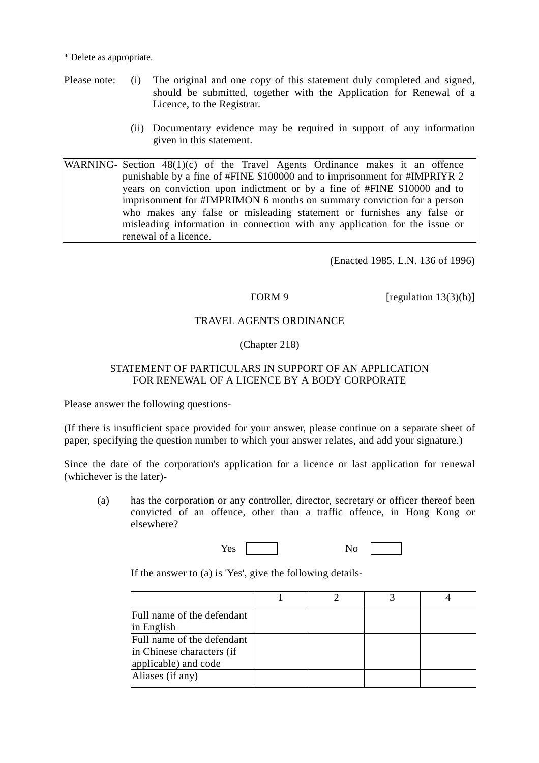* Delete as appropriate.

Please note:

(i) The original and one copy of this statement duly completed and signed, should be submitted, together with the Application for Renewal of a Licence, to the Registrar.

(ii) Documentary evidence may be required in support of any information given in this statement.

| WARNING- | Section 48(1)(c) of the Travel Agents Ordinance makes it an offence punishable by a fine of #FINE $100000 and to imprisonment for #IMPRIYR 2 years on conviction upon indictment or by a fine of #FINE $10000 and to imprisonment for #IMPRIMON 6 months on summary conviction for a person who makes any false or misleading statement or furnishes any false or misleading information in connection with any application for the issue or renewal of a licence. |
|---|---|

(Enacted 1985. L.N. 136 of 1996)

FORM 9 [regulation 13(3)(b)]

TRAVEL AGENTS ORDINANCE

(Chapter 218)

STATEMENT OF PARTICULARS IN SUPPORT OF AN APPLICATION FOR RENEWAL OF A LICENCE BY A BODY CORPORATE

Please answer the following questions-

(If there is insufficient space provided for your answer, please continue on a separate sheet of paper, specifying the question number to which your answer relates, and add your signature.)

Since the date of the corporation's application for a licence or last application for renewal (whichever is the later)-

(a) has the corporation or any controller, director, secretary or officer thereof been convicted of an offence, other than a traffic offence, in Hong Kong or elsewhere?

Yes ☐ No ☐

If the answer to (a) is 'Yes', give the following details-

| | 1 | 2 | 3 | 4 |
|---|---|---|---|---|
| Full name of the defendant in English | | | | |
| Full name of the defendant in Chinese characters (if applicable) and code | | | | |
| Aliases (if any) | | | | |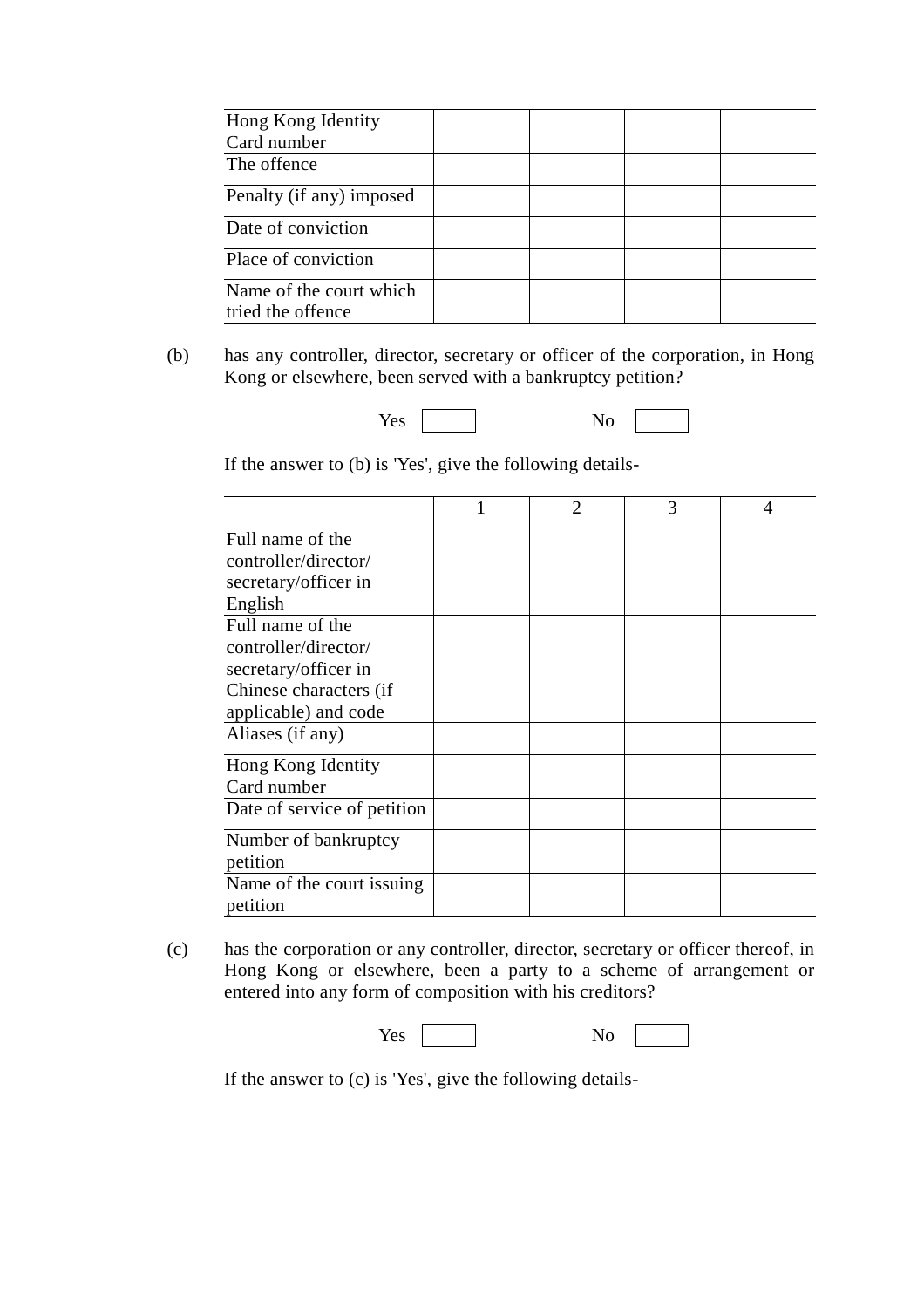| Hong Kong Identity Card number | | | | |
|---|---|---|---|---|
| The offence | | | | |
| Penalty (if any) imposed | | | | |
| Date of conviction | | | | |
| Place of conviction | | | | |
| Name of the court which tried the offence | | | | |

(b) has any controller, director, secretary or officer of the corporation, in Hong Kong or elsewhere, been served with a bankruptcy petition?

Yes ☐ No ☐

If the answer to (b) is 'Yes', give the following details-

| | 1 | 2 | 3 | 4 |
|---|---|---|---|---|
| Full name of the controller/director/ secretary/officer in English | | | | |
| Full name of the controller/director/ secretary/officer in Chinese characters (if applicable) and code | | | | |
| Aliases (if any) | | | | |
| Hong Kong Identity Card number | | | | |
| Date of service of petition | | | | |
| Number of bankruptcy petition | | | | |
| Name of the court issuing petition | | | | |

(c) has the corporation or any controller, director, secretary or officer thereof, in Hong Kong or elsewhere, been a party to a scheme of arrangement or entered into any form of composition with his creditors?

Yes ☐ No ☐

If the answer to (c) is 'Yes', give the following details-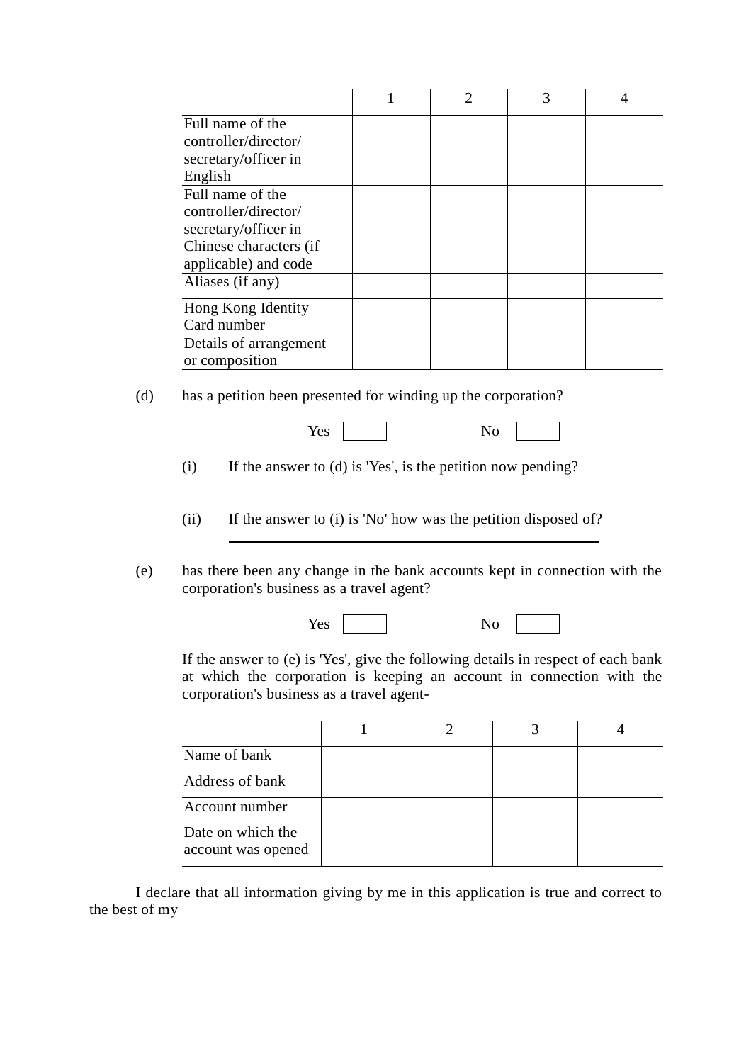| | 1 | 2 | 3 | 4 |
|---|---|---|---|---|
| Full name of the controller/director/secretary/officer in English | | | | |
| Full name of the controller/director/secretary/officer in Chinese characters (if applicable) and code | | | | |
| Aliases (if any) | | | | |
| Hong Kong Identity Card number | | | | |
| Details of arrangement or composition | | | | |

(d) has a petition been presented for winding up the corporation?

Yes ☐ No ☐

(i) If the answer to (d) is 'Yes', is the petition now pending?

______________________________________________

(ii) If the answer to (i) is 'No' how was the petition disposed of?

______________________________________________

(e) has there been any change in the bank accounts kept in connection with the corporation's business as a travel agent?

Yes ☐ No ☐

If the answer to (e) is 'Yes', give the following details in respect of each bank at which the corporation is keeping an account in connection with the corporation's business as a travel agent-

| | 1 | 2 | 3 | 4 |
|---|---|---|---|---|
| Name of bank | | | | |
| Address of bank | | | | |
| Account number | | | | |
| Date on which the account was opened | | | | |

I declare that all information giving by me in this application is true and correct to the best of my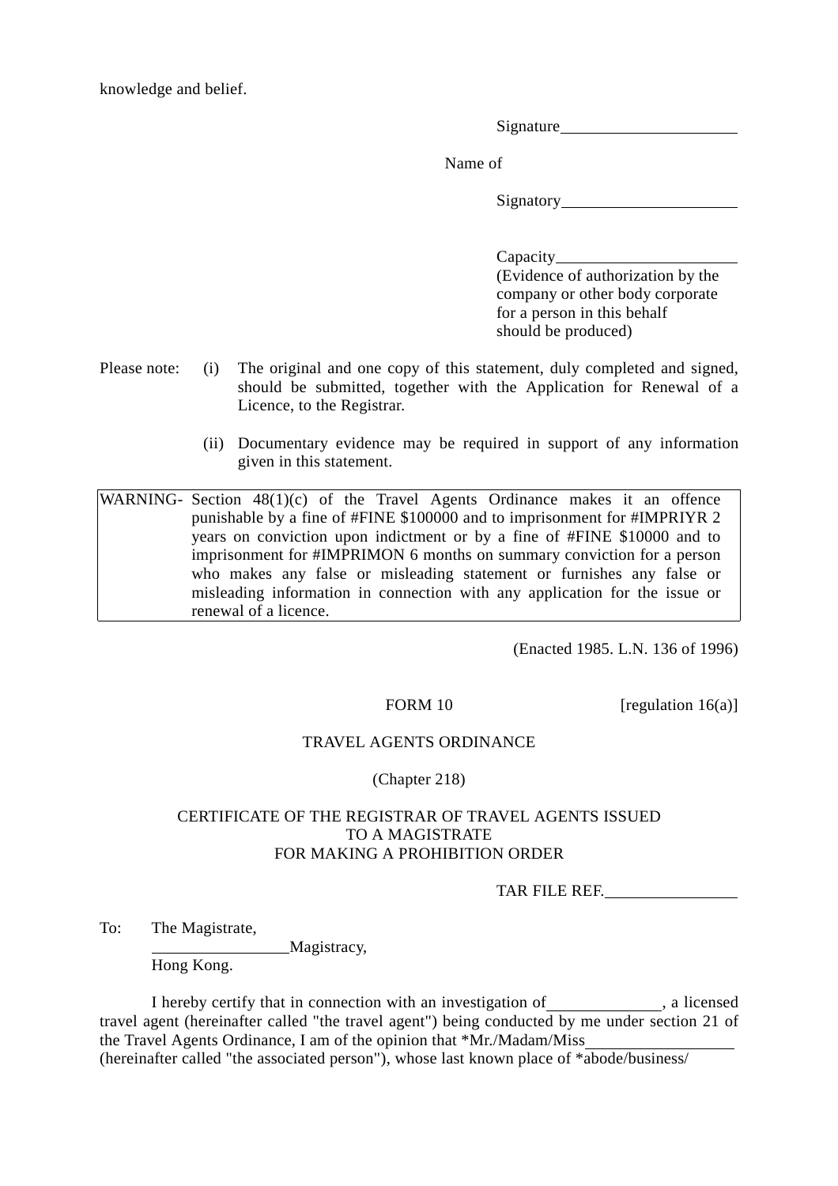knowledge and belief.

Signature\_\_\_\_\_\_\_\_\_\_\_\_\_\_\_\_\_\_\_\_\_\_

Name of

Signatory\_\_\_\_\_\_\_\_\_\_\_\_\_\_\_\_\_\_\_\_\_\_

Capacity\_\_\_\_\_\_\_\_\_\_\_\_\_\_\_\_\_\_\_\_\_\_
(Evidence of authorization by the company or other body corporate for a person in this behalf should be produced)

Please note:

(i) The original and one copy of this statement, duly completed and signed, should be submitted, together with the Application for Renewal of a Licence, to the Registrar.

(ii) Documentary evidence may be required in support of any information given in this statement.

WARNING- Section 48(1)(c) of the Travel Agents Ordinance makes it an offence punishable by a fine of #FINE $100000 and to imprisonment for #IMPRIYR 2 years on conviction upon indictment or by a fine of #FINE $10000 and to imprisonment for #IMPRIMON 6 months on summary conviction for a person who makes any false or misleading statement or furnishes any false or misleading information in connection with any application for the issue or renewal of a licence.

(Enacted 1985. L.N. 136 of 1996)

FORM 10 [regulation 16(a)]

TRAVEL AGENTS ORDINANCE

(Chapter 218)

CERTIFICATE OF THE REGISTRAR OF TRAVEL AGENTS ISSUED TO A MAGISTRATE FOR MAKING A PROHIBITION ORDER

TAR FILE REF.\_\_\_\_\_\_\_\_\_\_\_\_\_\_\_\_

To: The Magistrate,
\_\_\_\_\_\_\_\_\_\_\_\_\_\_\_\_\_Magistracy,
Hong Kong.

I hereby certify that in connection with an investigation of\_\_\_\_\_\_\_\_\_\_\_\_\_\_, a licensed travel agent (hereinafter called "the travel agent") being conducted by me under section 21 of the Travel Agents Ordinance, I am of the opinion that *Mr./Madam/Miss\_\_\_\_\_\_\_\_\_\_\_\_\_\_\_\_\_\_\_ (hereinafter called "the associated person"), whose last known place of *abode/business/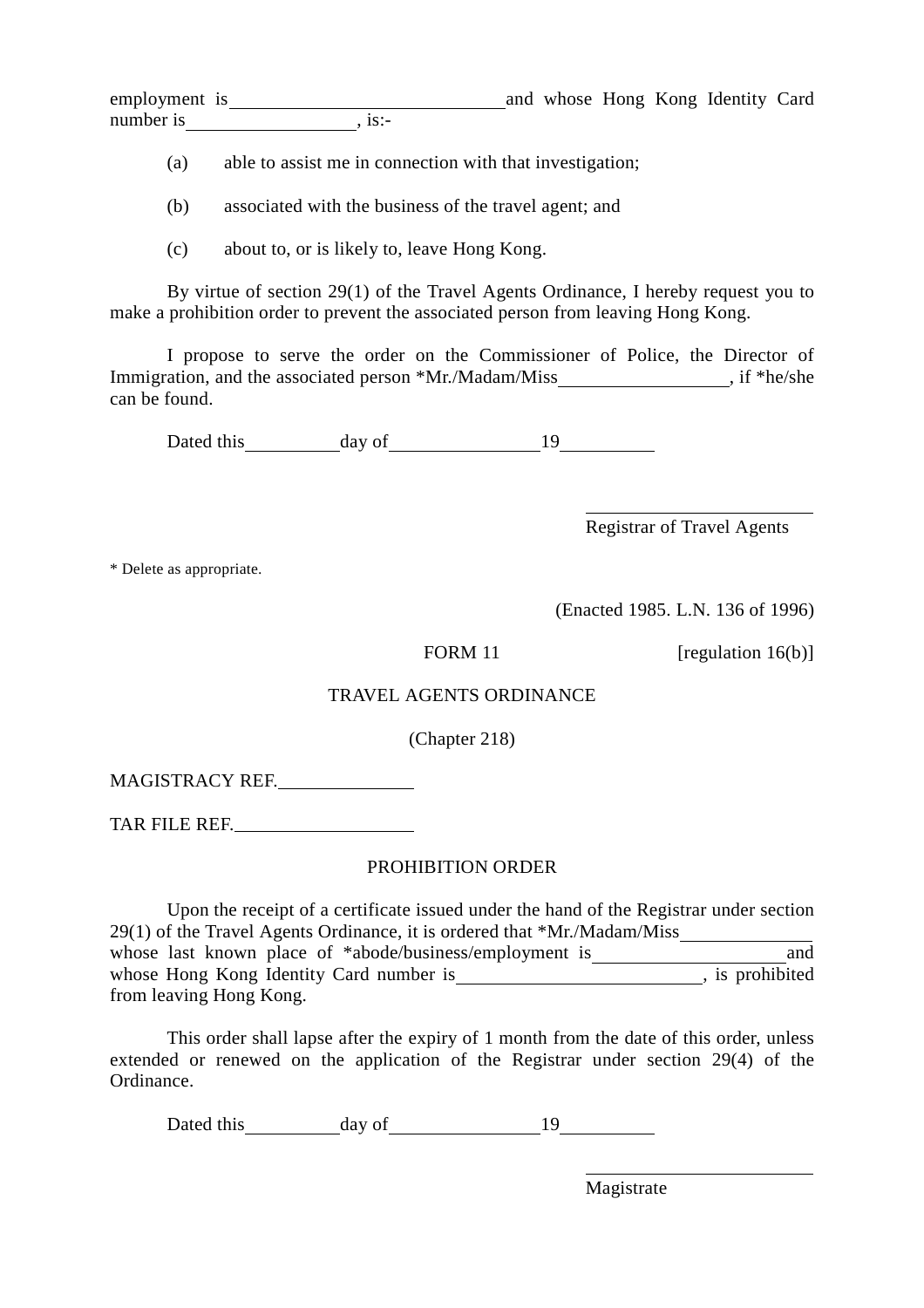employment is ____________________________ and whose Hong Kong Identity Card number is __________________, is:-

(a) able to assist me in connection with that investigation;

(b) associated with the business of the travel agent; and

(c) about to, or is likely to, leave Hong Kong.

By virtue of section 29(1) of the Travel Agents Ordinance, I hereby request you to make a prohibition order to prevent the associated person from leaving Hong Kong.

I propose to serve the order on the Commissioner of Police, the Director of Immigration, and the associated person *Mr./Madam/Miss __________________, if *he/she can be found.

Dated this __________ day of ________________ 19 __________

_________________________
Registrar of Travel Agents

* Delete as appropriate.

(Enacted 1985. L.N. 136 of 1996)

FORM 11 [regulation 16(b)]

TRAVEL AGENTS ORDINANCE

(Chapter 218)

MAGISTRACY REF. ______________

TAR FILE REF. ___________________

PROHIBITION ORDER

Upon the receipt of a certificate issued under the hand of the Registrar under section 29(1) of the Travel Agents Ordinance, it is ordered that *Mr./Madam/Miss _____________ whose last known place of *abode/business/employment is ____________________ and whose Hong Kong Identity Card number is __________________________, is prohibited from leaving Hong Kong.

This order shall lapse after the expiry of 1 month from the date of this order, unless extended or renewed on the application of the Registrar under section 29(4) of the Ordinance.

Dated this __________ day of ________________ 19 __________

_________________________
Magistrate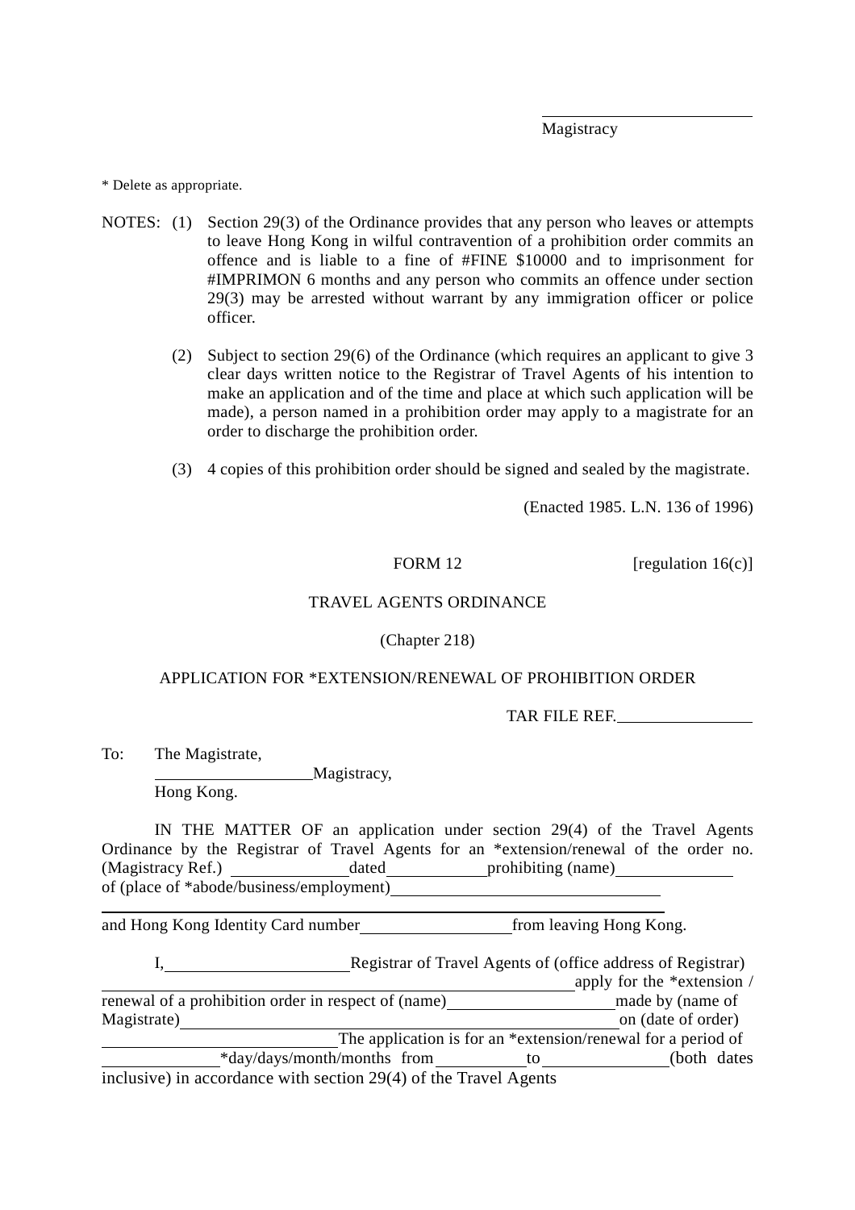\_\_\_\_\_\_\_\_\_\_\_\_\_\_\_\_\_\_\_\_
Magistracy

* Delete as appropriate.

NOTES: (1) Section 29(3) of the Ordinance provides that any person who leaves or attempts to leave Hong Kong in wilful contravention of a prohibition order commits an offence and is liable to a fine of #FINE $10000 and to imprisonment for #IMPRIMON 6 months and any person who commits an offence under section 29(3) may be arrested without warrant by any immigration officer or police officer.

(2) Subject to section 29(6) of the Ordinance (which requires an applicant to give 3 clear days written notice to the Registrar of Travel Agents of his intention to make an application and of the time and place at which such application will be made), a person named in a prohibition order may apply to a magistrate for an order to discharge the prohibition order.

(3) 4 copies of this prohibition order should be signed and sealed by the magistrate.

(Enacted 1985. L.N. 136 of 1996)

FORM 12 [regulation 16(c)]

TRAVEL AGENTS ORDINANCE

(Chapter 218)

APPLICATION FOR *EXTENSION/RENEWAL OF PROHIBITION ORDER

TAR FILE REF.\_\_\_\_\_\_\_\_\_\_\_\_\_\_\_\_

To: The Magistrate,
\_\_\_\_\_\_\_\_\_\_\_\_\_\_\_\_\_\_Magistracy,
Hong Kong.

IN THE MATTER OF an application under section 29(4) of the Travel Agents Ordinance by the Registrar of Travel Agents for an *extension/renewal of the order no. (Magistracy Ref.) \_\_\_\_\_\_\_\_\_\_\_\_\_\_dated\_\_\_\_\_\_\_\_\_\_\_\_prohibiting (name)\_\_\_\_\_\_\_\_\_\_\_\_\_\_ of (place of *abode/business/employment)\_\_\_\_\_\_\_\_\_\_\_\_\_\_\_\_\_\_\_\_\_\_\_\_\_\_\_\_\_\_\_\_
\_\_\_\_\_\_\_\_\_\_\_\_\_\_\_\_\_\_\_\_\_\_\_\_\_\_\_\_\_\_\_\_\_\_\_\_\_\_\_\_\_\_\_\_\_\_\_\_\_\_\_\_\_\_\_\_\_\_\_\_\_\_\_\_\_\_\_\_\_\_\_\_
and Hong Kong Identity Card number\_\_\_\_\_\_\_\_\_\_\_\_\_\_\_\_\_\_from leaving Hong Kong.

I,\_\_\_\_\_\_\_\_\_\_\_\_\_\_\_\_\_\_\_\_\_\_Registrar of Travel Agents of (office address of Registrar) \_\_\_\_\_\_\_\_\_\_\_\_\_\_\_\_\_\_\_\_\_\_\_\_\_\_\_\_\_\_\_\_\_\_\_\_\_\_\_\_\_\_\_\_\_\_\_\_\_\_\_\_\_\_\_\_\_\_\_\_apply for the *extension / renewal of a prohibition order in respect of (name)\_\_\_\_\_\_\_\_\_\_\_\_\_\_\_\_\_\_\_\_made by (name of Magistrate)\_\_\_\_\_\_\_\_\_\_\_\_\_\_\_\_\_\_\_\_\_\_\_\_\_\_\_\_\_\_\_\_\_\_\_\_\_\_\_\_\_\_\_\_\_\_\_\_\_\_\_\_\_\_\_on (date of order) \_\_\_\_\_\_\_\_\_\_\_\_\_\_\_\_\_\_\_\_\_\_\_\_\_\_\_\_\_\_The application is for an *extension/renewal for a period of \_\_\_\_\_\_\_\_\_\_\_\_\_\_*day/days/month/months from \_\_\_\_\_\_\_\_\_\_\_to\_\_\_\_\_\_\_\_\_\_\_\_\_\_\_(both dates inclusive) in accordance with section 29(4) of the Travel Agents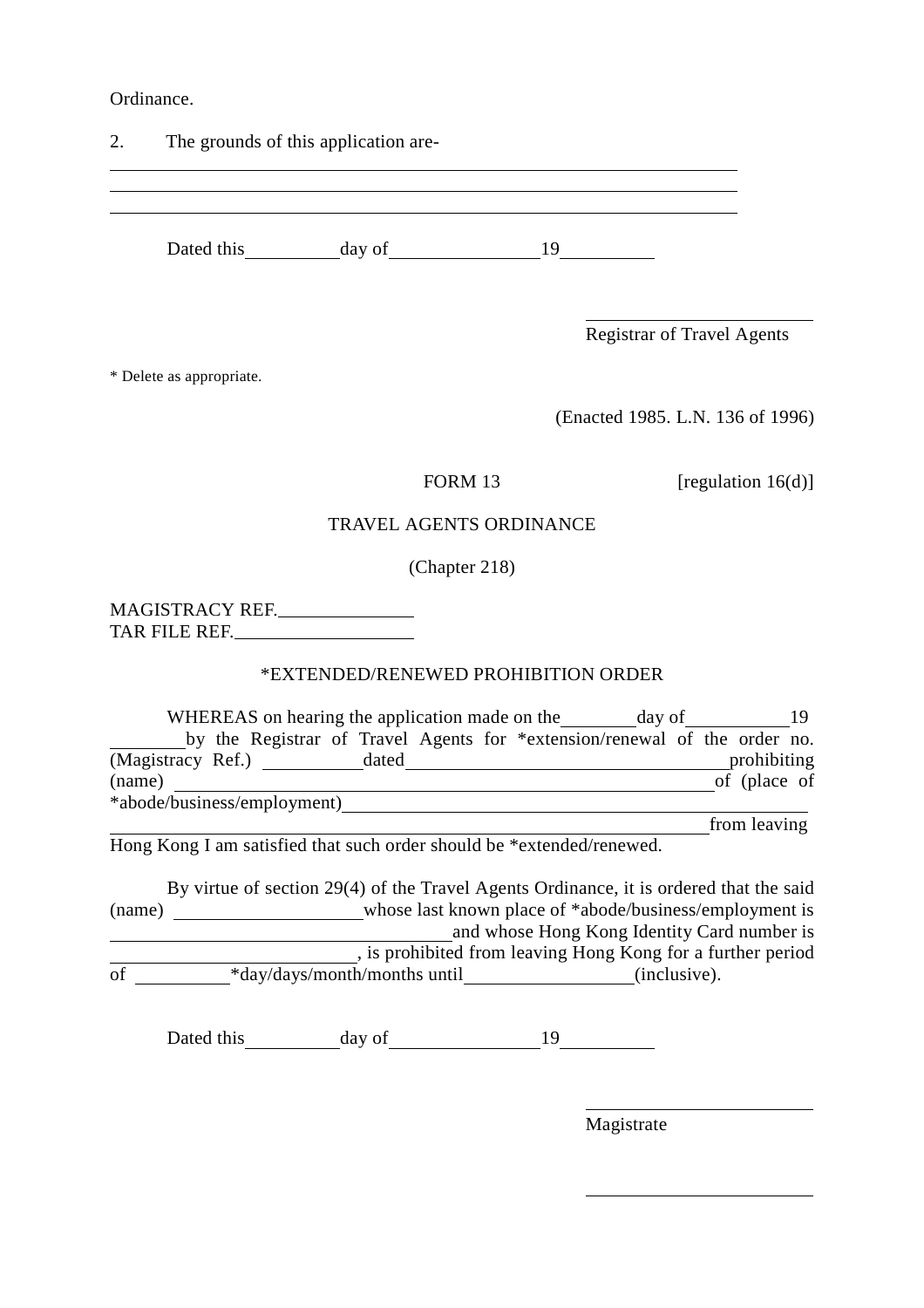Ordinance.

2. The grounds of this application are-

\_\_\_\_\_\_\_\_\_\_\_\_\_\_\_\_\_\_\_\_\_\_\_\_\_\_\_\_\_\_\_\_\_\_\_\_\_\_\_\_\_\_\_\_\_\_\_\_\_\_\_\_\_\_\_\_\_\_\_\_
\_\_\_\_\_\_\_\_\_\_\_\_\_\_\_\_\_\_\_\_\_\_\_\_\_\_\_\_\_\_\_\_\_\_\_\_\_\_\_\_\_\_\_\_\_\_\_\_\_\_\_\_\_\_\_\_\_\_\_\_
\_\_\_\_\_\_\_\_\_\_\_\_\_\_\_\_\_\_\_\_\_\_\_\_\_\_\_\_\_\_\_\_\_\_\_\_\_\_\_\_\_\_\_\_\_\_\_\_\_\_\_\_\_\_\_\_\_\_\_\_

Dated this \_\_\_\_\_\_\_\_\_\_ day of \_\_\_\_\_\_\_\_\_\_\_\_\_\_\_\_ 19 \_\_\_\_\_\_\_\_\_\_

\_\_\_\_\_\_\_\_\_\_\_\_\_\_\_\_\_\_\_\_\_\_\_\_\_\_
Registrar of Travel Agents

\* Delete as appropriate.

(Enacted 1985. L.N. 136 of 1996)

FORM 13 [regulation 16(d)]

TRAVEL AGENTS ORDINANCE

(Chapter 218)

MAGISTRACY REF. \_\_\_\_\_\_\_\_\_\_\_\_\_\_\_
TAR FILE REF. \_\_\_\_\_\_\_\_\_\_\_\_\_\_\_\_\_\_\_\_

\*EXTENDED/RENEWED PROHIBITION ORDER

WHEREAS on hearing the application made on the \_\_\_\_\_\_\_\_ day of \_\_\_\_\_\_\_\_\_\_\_ 19 \_\_\_\_\_\_\_\_ by the Registrar of Travel Agents for \*extension/renewal of the order no. (Magistracy Ref.) \_\_\_\_\_\_\_\_\_\_\_ dated \_\_\_\_\_\_\_\_\_\_\_\_\_\_\_\_\_\_\_\_\_\_\_\_\_\_\_\_\_\_\_\_\_\_\_\_\_\_ prohibiting (name) \_\_\_\_\_\_\_\_\_\_\_\_\_\_\_\_\_\_\_\_\_\_\_\_\_\_\_\_\_\_\_\_\_\_\_\_\_\_\_\_\_\_\_\_\_\_\_\_\_\_\_\_\_\_\_\_\_\_\_\_\_ of (place of \*abode/business/employment) \_\_\_\_\_\_\_\_\_\_\_\_\_\_\_\_\_\_\_\_\_\_\_\_\_\_\_\_\_\_\_\_\_\_\_\_\_\_\_\_\_\_\_\_\_\_\_\_\_\_\_\_\_\_\_\_\_\_\_\_\_\_\_\_\_\_\_\_\_\_\_\_\_\_\_\_\_\_\_\_\_\_\_\_\_\_\_\_\_\_\_\_\_\_\_\_\_\_\_\_\_\_\_\_\_\_\_\_\_\_\_\_\_\_\_\_\_\_ from leaving Hong Kong I am satisfied that such order should be \*extended/renewed.

By virtue of section 29(4) of the Travel Agents Ordinance, it is ordered that the said (name) \_\_\_\_\_\_\_\_\_\_\_\_\_\_\_\_\_\_\_\_\_ whose last known place of \*abode/business/employment is \_\_\_\_\_\_\_\_\_\_\_\_\_\_\_\_\_\_\_\_\_\_\_\_\_\_\_\_\_\_\_\_\_\_\_\_\_\_\_\_\_\_ and whose Hong Kong Identity Card number is \_\_\_\_\_\_\_\_\_\_\_\_\_\_\_\_\_\_\_\_\_\_\_\_\_\_\_\_\_\_\_, is prohibited from leaving Hong Kong for a further period of \_\_\_\_\_\_\_\_\_\_\_ \*day/days/month/months until \_\_\_\_\_\_\_\_\_\_\_\_\_\_\_\_\_\_\_\_ (inclusive).

Dated this \_\_\_\_\_\_\_\_\_\_ day of \_\_\_\_\_\_\_\_\_\_\_\_\_\_\_\_ 19 \_\_\_\_\_\_\_\_\_\_

\_\_\_\_\_\_\_\_\_\_\_\_\_\_\_\_\_\_\_\_\_\_\_\_\_\_
Magistrate

\_\_\_\_\_\_\_\_\_\_\_\_\_\_\_\_\_\_\_\_\_\_\_\_\_\_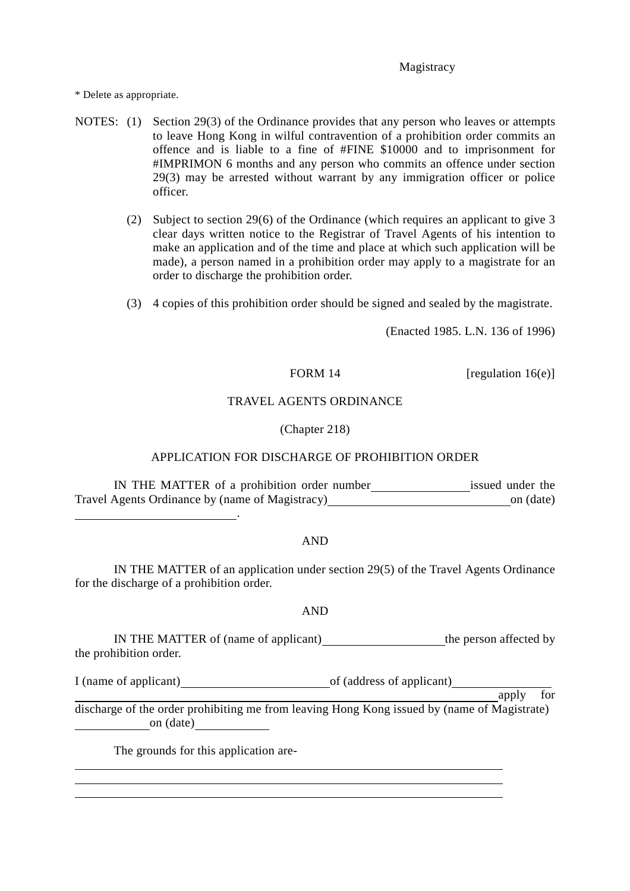Magistracy

* Delete as appropriate.

NOTES: (1) Section 29(3) of the Ordinance provides that any person who leaves or attempts to leave Hong Kong in wilful contravention of a prohibition order commits an offence and is liable to a fine of #FINE $10000 and to imprisonment for #IMPRIMON 6 months and any person who commits an offence under section 29(3) may be arrested without warrant by any immigration officer or police officer.

(2) Subject to section 29(6) of the Ordinance (which requires an applicant to give 3 clear days written notice to the Registrar of Travel Agents of his intention to make an application and of the time and place at which such application will be made), a person named in a prohibition order may apply to a magistrate for an order to discharge the prohibition order.

(3) 4 copies of this prohibition order should be signed and sealed by the magistrate.

(Enacted 1985. L.N. 136 of 1996)

FORM 14 [regulation 16(e)]

TRAVEL AGENTS ORDINANCE

(Chapter 218)

APPLICATION FOR DISCHARGE OF PROHIBITION ORDER

IN THE MATTER of a prohibition order number \_\_\_\_\_\_\_\_\_\_ issued under the Travel Agents Ordinance by (name of Magistracy) \_\_\_\_\_\_\_\_\_\_\_\_\_\_\_\_\_\_\_\_ on (date) \_\_\_\_\_\_\_\_\_\_\_\_\_\_\_\_\_\_.

AND

IN THE MATTER of an application under section 29(5) of the Travel Agents Ordinance for the discharge of a prohibition order.

AND

IN THE MATTER of (name of applicant) \_\_\_\_\_\_\_\_\_\_\_\_\_\_ the person affected by the prohibition order.

I (name of applicant) \_\_\_\_\_\_\_\_\_\_\_\_\_\_\_\_ of (address of applicant) \_\_\_\_\_\_\_\_\_\_\_\_\_\_\_\_\_\_\_\_\_\_\_\_\_\_\_\_\_\_\_\_\_\_\_\_\_\_\_\_\_\_\_\_\_\_\_\_ apply for discharge of the order prohibiting me from leaving Hong Kong issued by (name of Magistrate) \_\_\_\_\_\_\_\_ on (date) \_\_\_\_\_\_\_\_

The grounds for this application are-

\_\_\_\_\_\_\_\_\_\_\_\_\_\_\_\_\_\_\_\_\_\_\_\_\_\_\_\_\_\_\_\_\_\_\_\_\_\_\_\_\_\_\_\_\_\_\_\_\_\_\_\_

\_\_\_\_\_\_\_\_\_\_\_\_\_\_\_\_\_\_\_\_\_\_\_\_\_\_\_\_\_\_\_\_\_\_\_\_\_\_\_\_\_\_\_\_\_\_\_\_\_\_\_\_

\_\_\_\_\_\_\_\_\_\_\_\_\_\_\_\_\_\_\_\_\_\_\_\_\_\_\_\_\_\_\_\_\_\_\_\_\_\_\_\_\_\_\_\_\_\_\_\_\_\_\_\_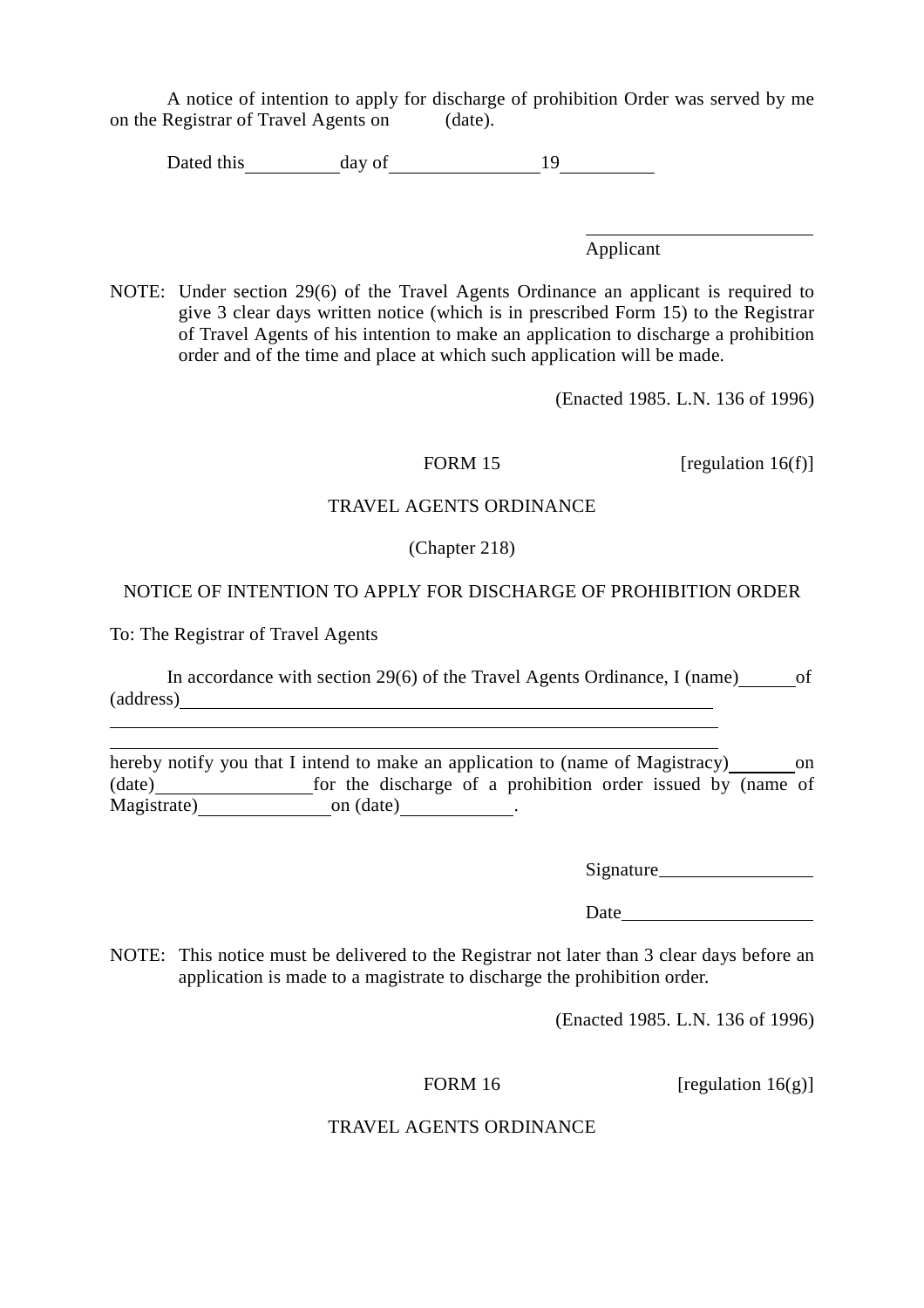A notice of intention to apply for discharge of prohibition Order was served by me on the Registrar of Travel Agents on (date).

Dated this\_\_\_\_\_\_\_\_\_\_day of\_\_\_\_\_\_\_\_\_\_\_\_\_\_\_\_19\_\_\_\_\_\_\_\_\_\_

\_\_\_\_\_\_\_\_\_\_\_\_\_\_\_\_\_\_\_\_\_\_\_\_
Applicant

NOTE: Under section 29(6) of the Travel Agents Ordinance an applicant is required to give 3 clear days written notice (which is in prescribed Form 15) to the Registrar of Travel Agents of his intention to make an application to discharge a prohibition order and of the time and place at which such application will be made.

(Enacted 1985. L.N. 136 of 1996)

FORM 15 [regulation 16(f)]

TRAVEL AGENTS ORDINANCE

(Chapter 218)

NOTICE OF INTENTION TO APPLY FOR DISCHARGE OF PROHIBITION ORDER

To: The Registrar of Travel Agents

In accordance with section 29(6) of the Travel Agents Ordinance, I (name)\_\_\_\_\_\_of (address)\_\_\_\_\_\_\_\_\_\_\_\_\_\_\_\_\_\_\_\_\_\_\_\_\_\_\_\_\_\_\_\_\_\_\_\_\_\_\_\_\_\_\_\_\_\_\_\_\_\_\_\_\_\_\_\_\_\_\_\_
\_\_\_\_\_\_\_\_\_\_\_\_\_\_\_\_\_\_\_\_\_\_\_\_\_\_\_\_\_\_\_\_\_\_\_\_\_\_\_\_\_\_\_\_\_\_\_\_\_\_\_\_\_\_\_\_\_\_\_\_\_\_\_\_\_\_\_\_\_\_
\_\_\_\_\_\_\_\_\_\_\_\_\_\_\_\_\_\_\_\_\_\_\_\_\_\_\_\_\_\_\_\_\_\_\_\_\_\_\_\_\_\_\_\_\_\_\_\_\_\_\_\_\_\_\_\_\_\_\_\_\_\_\_\_\_\_\_\_\_\_
hereby notify you that I intend to make an application to (name of Magistracy)\_\_\_\_\_\_\_on (date)\_\_\_\_\_\_\_\_\_\_\_\_\_\_\_\_for the discharge of a prohibition order issued by (name of Magistrate)\_\_\_\_\_\_\_\_\_\_\_\_\_\_\_on (date)\_\_\_\_\_\_\_\_\_\_\_\_\_.

Signature\_\_\_\_\_\_\_\_\_\_\_\_\_\_\_\_\_

Date\_\_\_\_\_\_\_\_\_\_\_\_\_\_\_\_\_\_\_\_

NOTE: This notice must be delivered to the Registrar not later than 3 clear days before an application is made to a magistrate to discharge the prohibition order.

(Enacted 1985. L.N. 136 of 1996)

FORM 16 [regulation 16(g)]

TRAVEL AGENTS ORDINANCE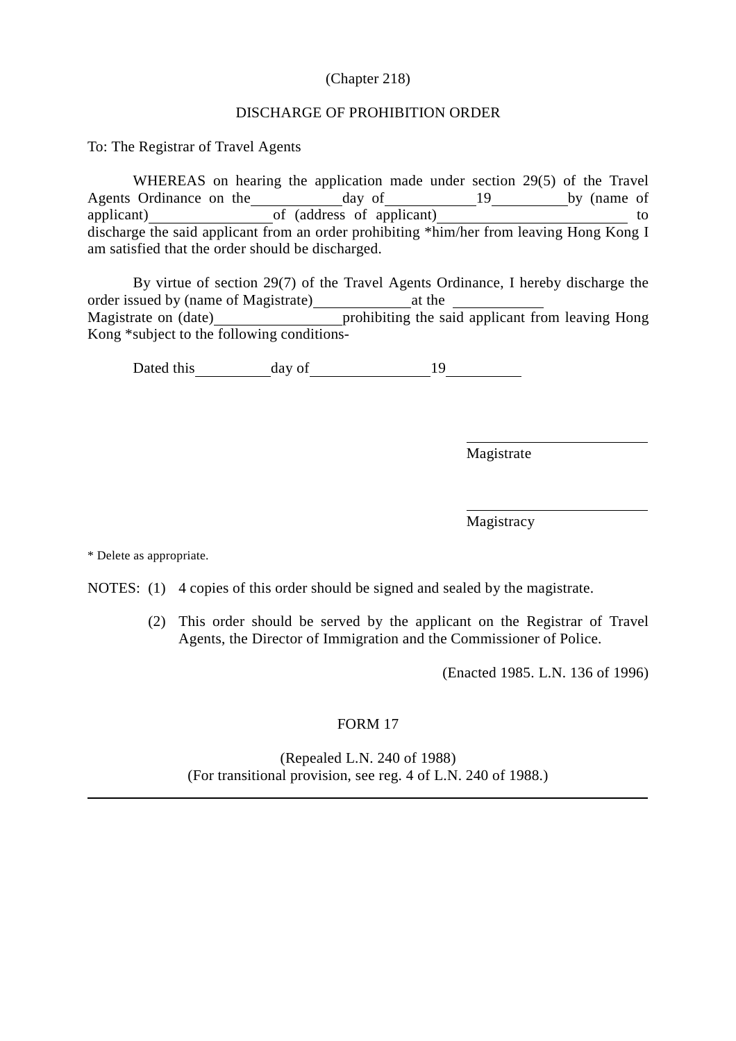(Chapter 218)

DISCHARGE OF PROHIBITION ORDER

To: The Registrar of Travel Agents

WHEREAS on hearing the application made under section 29(5) of the Travel Agents Ordinance on the \_\_\_\_\_\_\_\_\_\_ day of \_\_\_\_\_\_\_\_\_\_ 19 \_\_\_\_\_\_\_\_ by (name of applicant) \_\_\_\_\_\_\_\_\_\_\_\_ of (address of applicant) \_\_\_\_\_\_\_\_\_\_\_\_\_\_\_\_\_\_ to discharge the said applicant from an order prohibiting *him/her from leaving Hong Kong I am satisfied that the order should be discharged.

By virtue of section 29(7) of the Travel Agents Ordinance, I hereby discharge the order issued by (name of Magistrate) \_\_\_\_\_\_\_\_\_\_ at the \_\_\_\_\_\_\_\_\_\_ Magistrate on (date) \_\_\_\_\_\_\_\_\_\_\_\_ prohibiting the said applicant from leaving Hong Kong *subject to the following conditions-

Dated this \_\_\_\_\_\_\_\_ day of \_\_\_\_\_\_\_\_\_\_\_\_ 19 \_\_\_\_\_\_\_\_

\_\_\_\_\_\_\_\_\_\_\_\_\_\_\_\_\_\_\_\_
Magistrate

\_\_\_\_\_\_\_\_\_\_\_\_\_\_\_\_\_\_\_\_
Magistracy

* Delete as appropriate.

NOTES: (1) 4 copies of this order should be signed and sealed by the magistrate.

(2) This order should be served by the applicant on the Registrar of Travel Agents, the Director of Immigration and the Commissioner of Police.

(Enacted 1985. L.N. 136 of 1996)

FORM 17

(Repealed L.N. 240 of 1988)
(For transitional provision, see reg. 4 of L.N. 240 of 1988.)